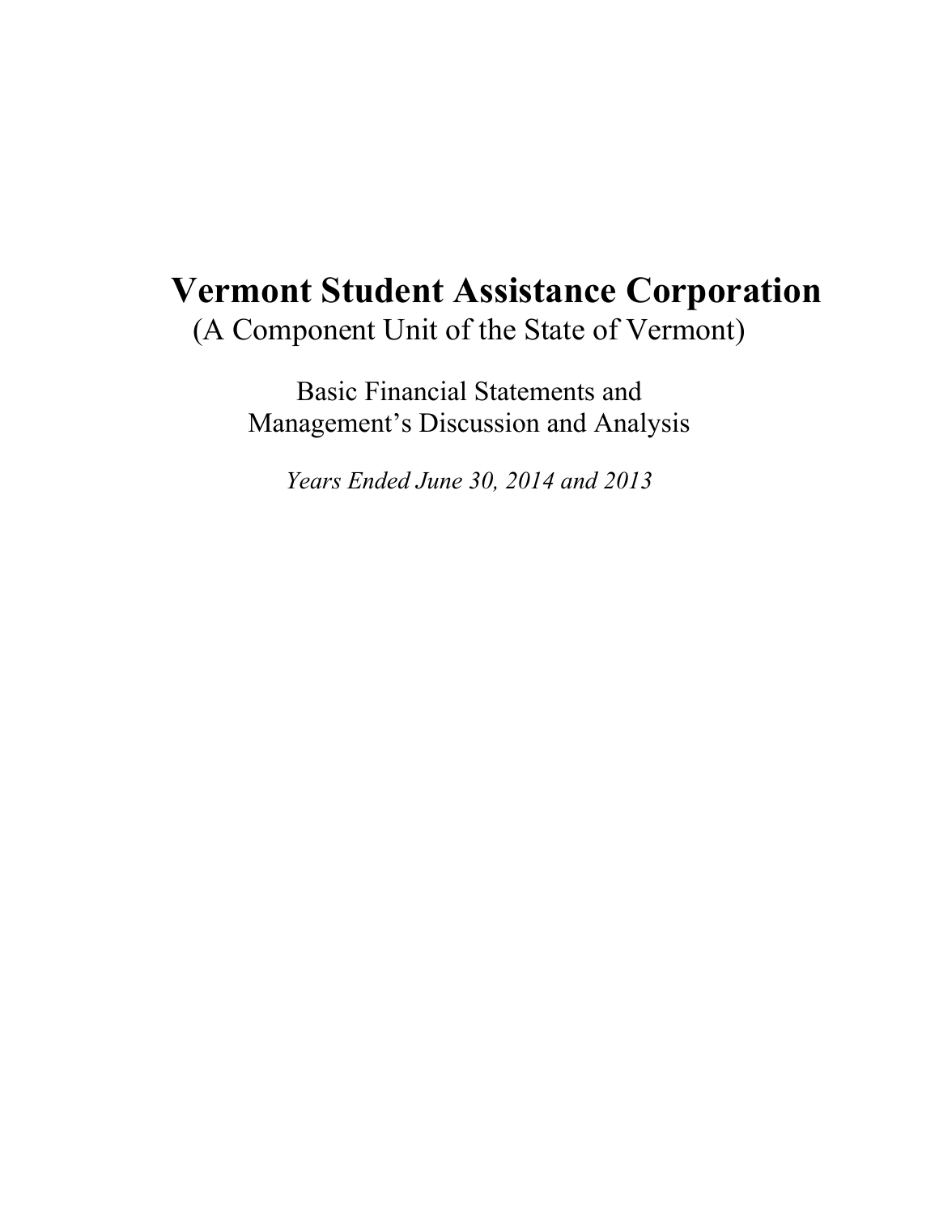# Vermont Student Assistance Corporation

(A Component Unit of the State of Vermont)

Basic Financial Statements and
Management's Discussion and Analysis

*Years Ended June 30, 2014 and 2013*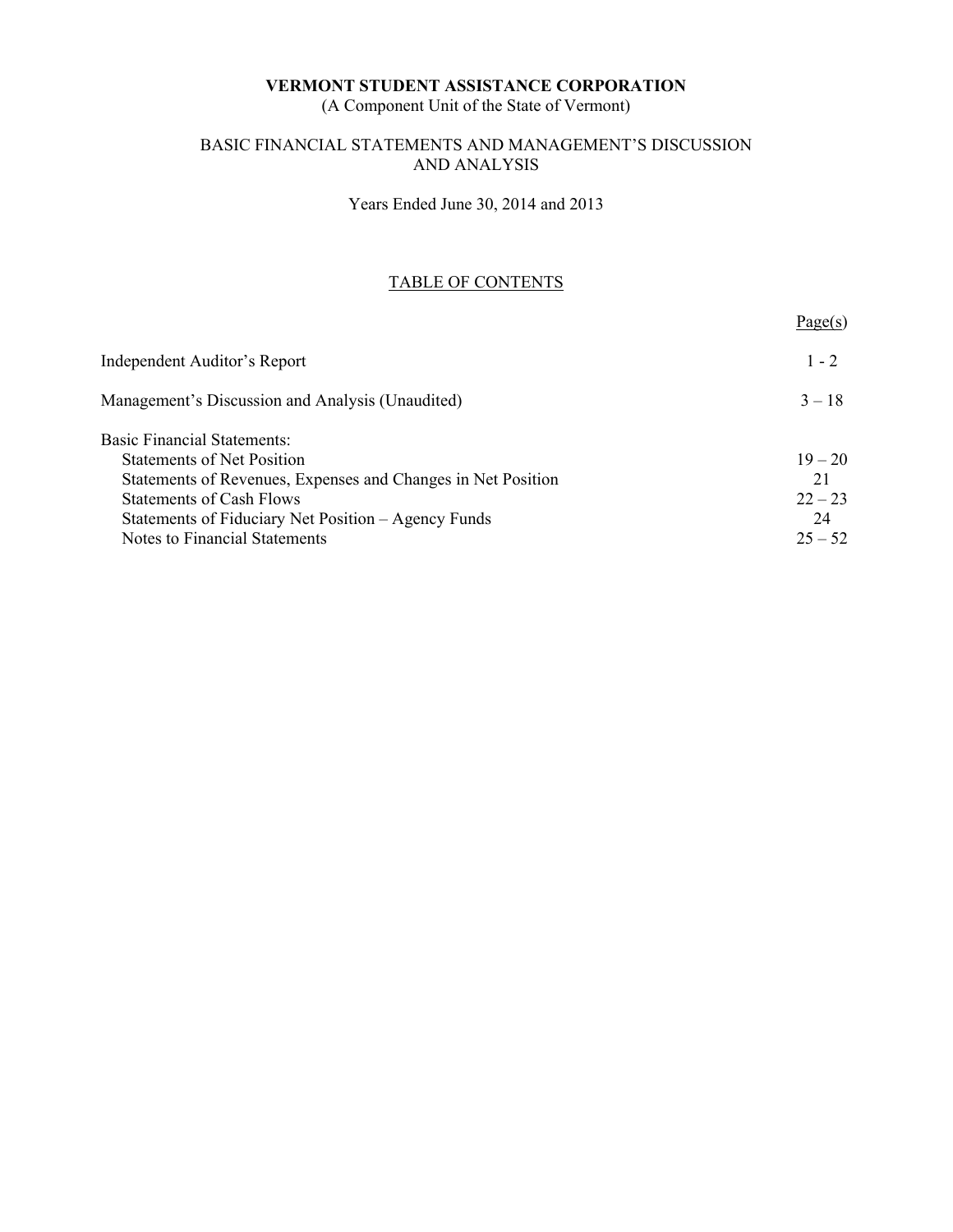**VERMONT STUDENT ASSISTANCE CORPORATION**
(A Component Unit of the State of Vermont)

BASIC FINANCIAL STATEMENTS AND MANAGEMENT'S DISCUSSION AND ANALYSIS

Years Ended June 30, 2014 and 2013

TABLE OF CONTENTS

| | Page(s) |
|---|---|
| Independent Auditor's Report | 1 - 2 |
| Management's Discussion and Analysis (Unaudited) | 3 – 18 |
| Basic Financial Statements: | |
| Statements of Net Position | 19 – 20 |
| Statements of Revenues, Expenses and Changes in Net Position | 21 |
| Statements of Cash Flows | 22 – 23 |
| Statements of Fiduciary Net Position – Agency Funds | 24 |
| Notes to Financial Statements | 25 – 52 |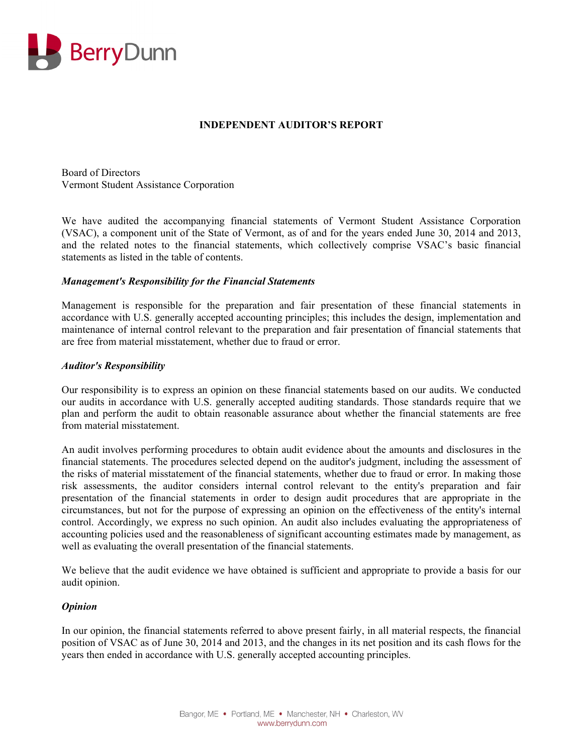# INDEPENDENT AUDITOR'S REPORT

Board of Directors
Vermont Student Assistance Corporation

We have audited the accompanying financial statements of Vermont Student Assistance Corporation (VSAC), a component unit of the State of Vermont, as of and for the years ended June 30, 2014 and 2013, and the related notes to the financial statements, which collectively comprise VSAC's basic financial statements as listed in the table of contents.

***Management's Responsibility for the Financial Statements***

Management is responsible for the preparation and fair presentation of these financial statements in accordance with U.S. generally accepted accounting principles; this includes the design, implementation and maintenance of internal control relevant to the preparation and fair presentation of financial statements that are free from material misstatement, whether due to fraud or error.

***Auditor's Responsibility***

Our responsibility is to express an opinion on these financial statements based on our audits. We conducted our audits in accordance with U.S. generally accepted auditing standards. Those standards require that we plan and perform the audit to obtain reasonable assurance about whether the financial statements are free from material misstatement.

An audit involves performing procedures to obtain audit evidence about the amounts and disclosures in the financial statements. The procedures selected depend on the auditor's judgment, including the assessment of the risks of material misstatement of the financial statements, whether due to fraud or error. In making those risk assessments, the auditor considers internal control relevant to the entity's preparation and fair presentation of the financial statements in order to design audit procedures that are appropriate in the circumstances, but not for the purpose of expressing an opinion on the effectiveness of the entity's internal control. Accordingly, we express no such opinion. An audit also includes evaluating the appropriateness of accounting policies used and the reasonableness of significant accounting estimates made by management, as well as evaluating the overall presentation of the financial statements.

We believe that the audit evidence we have obtained is sufficient and appropriate to provide a basis for our audit opinion.

***Opinion***

In our opinion, the financial statements referred to above present fairly, in all material respects, the financial position of VSAC as of June 30, 2014 and 2013, and the changes in its net position and its cash flows for the years then ended in accordance with U.S. generally accepted accounting principles.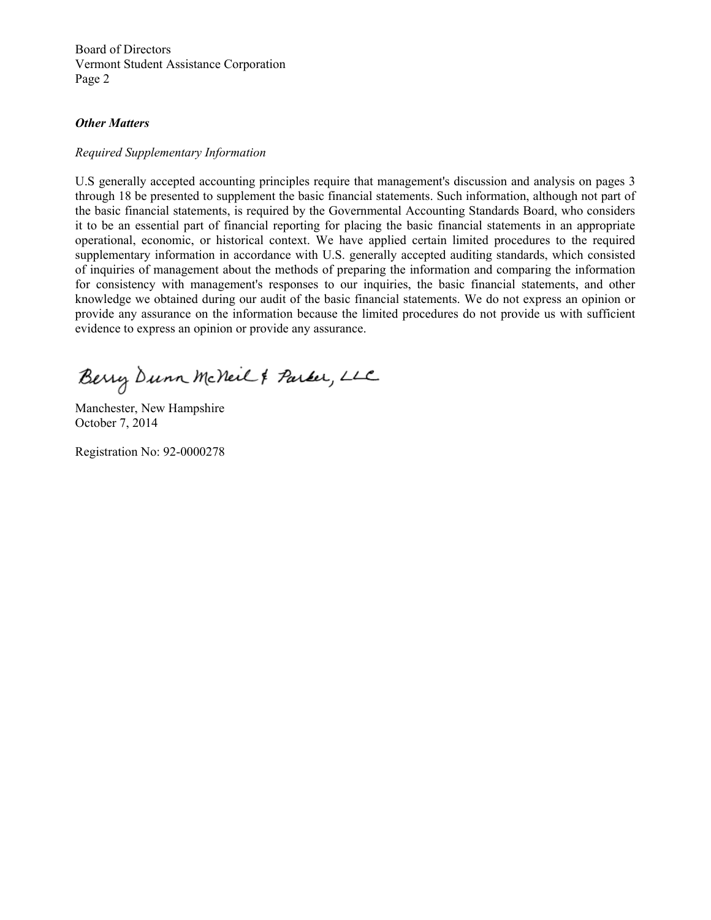Board of Directors
Vermont Student Assistance Corporation
Page 2

***Other Matters***

*Required Supplementary Information*

U.S generally accepted accounting principles require that management's discussion and analysis on pages 3 through 18 be presented to supplement the basic financial statements. Such information, although not part of the basic financial statements, is required by the Governmental Accounting Standards Board, who considers it to be an essential part of financial reporting for placing the basic financial statements in an appropriate operational, economic, or historical context. We have applied certain limited procedures to the required supplementary information in accordance with U.S. generally accepted auditing standards, which consisted of inquiries of management about the methods of preparing the information and comparing the information for consistency with management's responses to our inquiries, the basic financial statements, and other knowledge we obtained during our audit of the basic financial statements. We do not express an opinion or provide any assurance on the information because the limited procedures do not provide us with sufficient evidence to express an opinion or provide any assurance.

Berry Dunn McNeil & Parker, LLC

Manchester, New Hampshire
October 7, 2014

Registration No: 92-0000278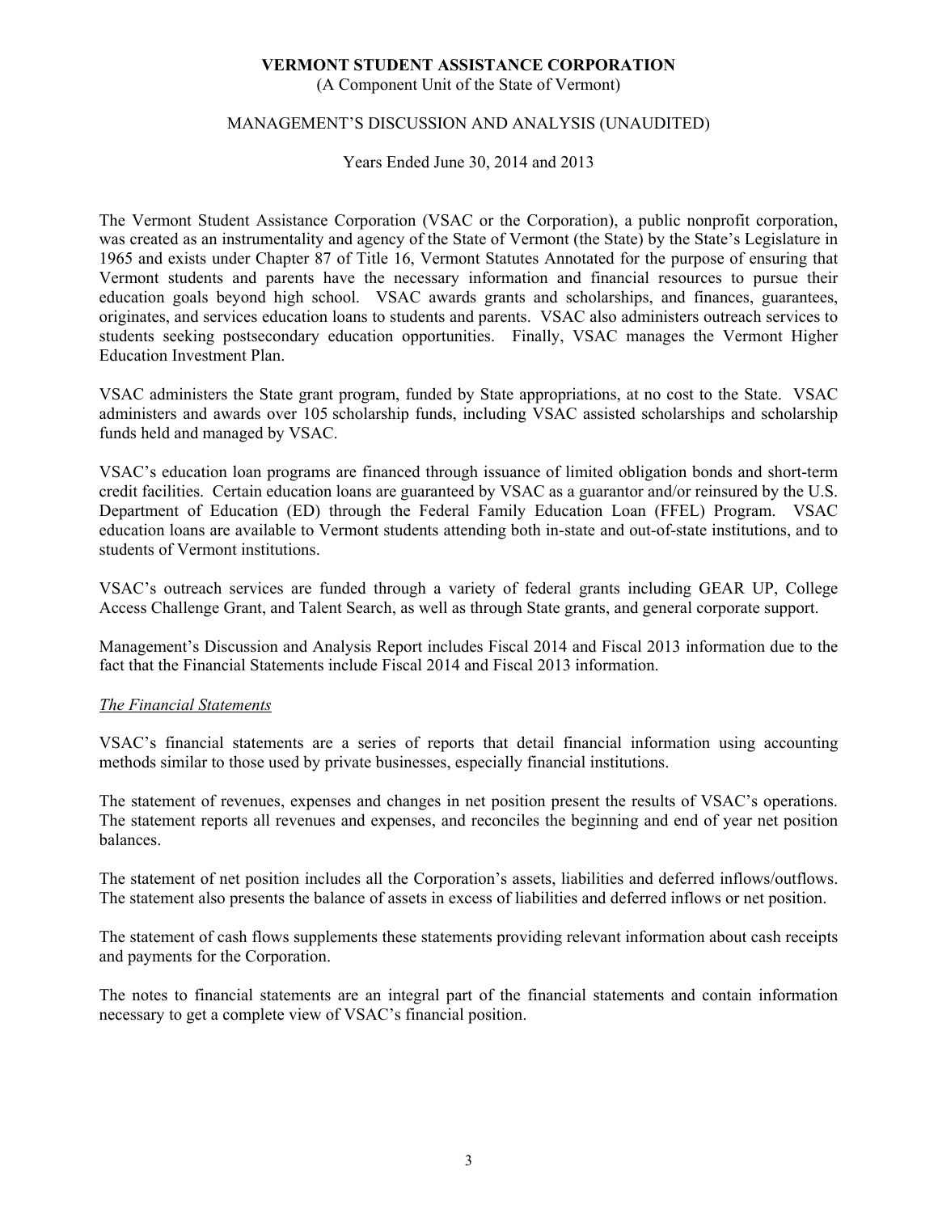# VERMONT STUDENT ASSISTANCE CORPORATION

(A Component Unit of the State of Vermont)

MANAGEMENT'S DISCUSSION AND ANALYSIS (UNAUDITED)

Years Ended June 30, 2014 and 2013

The Vermont Student Assistance Corporation (VSAC or the Corporation), a public nonprofit corporation, was created as an instrumentality and agency of the State of Vermont (the State) by the State's Legislature in 1965 and exists under Chapter 87 of Title 16, Vermont Statutes Annotated for the purpose of ensuring that Vermont students and parents have the necessary information and financial resources to pursue their education goals beyond high school. VSAC awards grants and scholarships, and finances, guarantees, originates, and services education loans to students and parents. VSAC also administers outreach services to students seeking postsecondary education opportunities. Finally, VSAC manages the Vermont Higher Education Investment Plan.

VSAC administers the State grant program, funded by State appropriations, at no cost to the State. VSAC administers and awards over 105 scholarship funds, including VSAC assisted scholarships and scholarship funds held and managed by VSAC.

VSAC's education loan programs are financed through issuance of limited obligation bonds and short-term credit facilities. Certain education loans are guaranteed by VSAC as a guarantor and/or reinsured by the U.S. Department of Education (ED) through the Federal Family Education Loan (FFEL) Program. VSAC education loans are available to Vermont students attending both in-state and out-of-state institutions, and to students of Vermont institutions.

VSAC's outreach services are funded through a variety of federal grants including GEAR UP, College Access Challenge Grant, and Talent Search, as well as through State grants, and general corporate support.

Management's Discussion and Analysis Report includes Fiscal 2014 and Fiscal 2013 information due to the fact that the Financial Statements include Fiscal 2014 and Fiscal 2013 information.

*The Financial Statements*

VSAC's financial statements are a series of reports that detail financial information using accounting methods similar to those used by private businesses, especially financial institutions.

The statement of revenues, expenses and changes in net position present the results of VSAC's operations. The statement reports all revenues and expenses, and reconciles the beginning and end of year net position balances.

The statement of net position includes all the Corporation's assets, liabilities and deferred inflows/outflows. The statement also presents the balance of assets in excess of liabilities and deferred inflows or net position.

The statement of cash flows supplements these statements providing relevant information about cash receipts and payments for the Corporation.

The notes to financial statements are an integral part of the financial statements and contain information necessary to get a complete view of VSAC's financial position.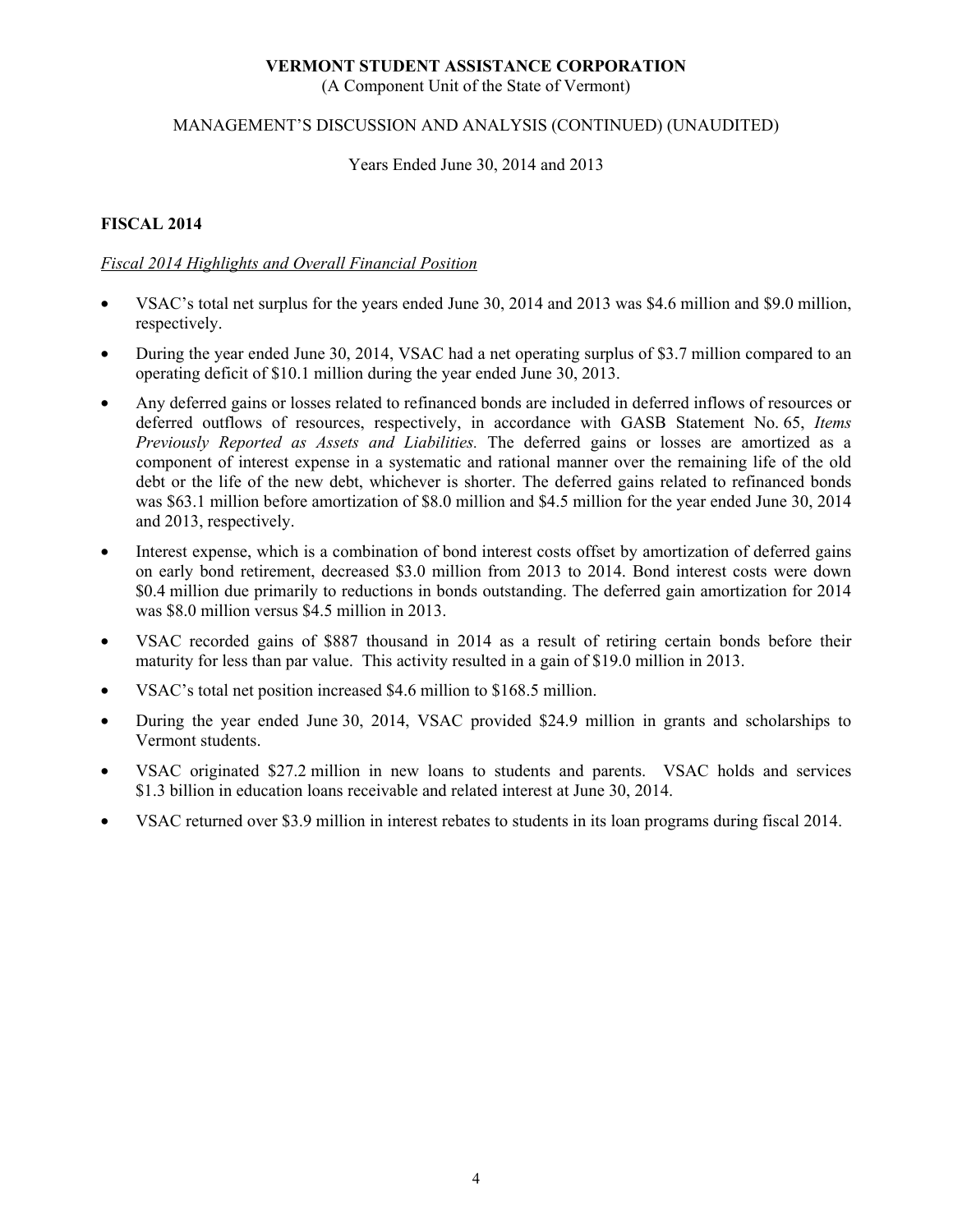**VERMONT STUDENT ASSISTANCE CORPORATION**
(A Component Unit of the State of Vermont)

MANAGEMENT'S DISCUSSION AND ANALYSIS (CONTINUED) (UNAUDITED)

Years Ended June 30, 2014 and 2013

## FISCAL 2014

*Fiscal 2014 Highlights and Overall Financial Position*

- VSAC's total net surplus for the years ended June 30, 2014 and 2013 was $4.6 million and $9.0 million, respectively.
- During the year ended June 30, 2014, VSAC had a net operating surplus of $3.7 million compared to an operating deficit of $10.1 million during the year ended June 30, 2013.
- Any deferred gains or losses related to refinanced bonds are included in deferred inflows of resources or deferred outflows of resources, respectively, in accordance with GASB Statement No. 65, *Items Previously Reported as Assets and Liabilities.* The deferred gains or losses are amortized as a component of interest expense in a systematic and rational manner over the remaining life of the old debt or the life of the new debt, whichever is shorter. The deferred gains related to refinanced bonds was $63.1 million before amortization of $8.0 million and $4.5 million for the year ended June 30, 2014 and 2013, respectively.
- Interest expense, which is a combination of bond interest costs offset by amortization of deferred gains on early bond retirement, decreased $3.0 million from 2013 to 2014. Bond interest costs were down $0.4 million due primarily to reductions in bonds outstanding. The deferred gain amortization for 2014 was $8.0 million versus $4.5 million in 2013.
- VSAC recorded gains of $887 thousand in 2014 as a result of retiring certain bonds before their maturity for less than par value. This activity resulted in a gain of $19.0 million in 2013.
- VSAC's total net position increased $4.6 million to $168.5 million.
- During the year ended June 30, 2014, VSAC provided $24.9 million in grants and scholarships to Vermont students.
- VSAC originated $27.2 million in new loans to students and parents. VSAC holds and services $1.3 billion in education loans receivable and related interest at June 30, 2014.
- VSAC returned over $3.9 million in interest rebates to students in its loan programs during fiscal 2014.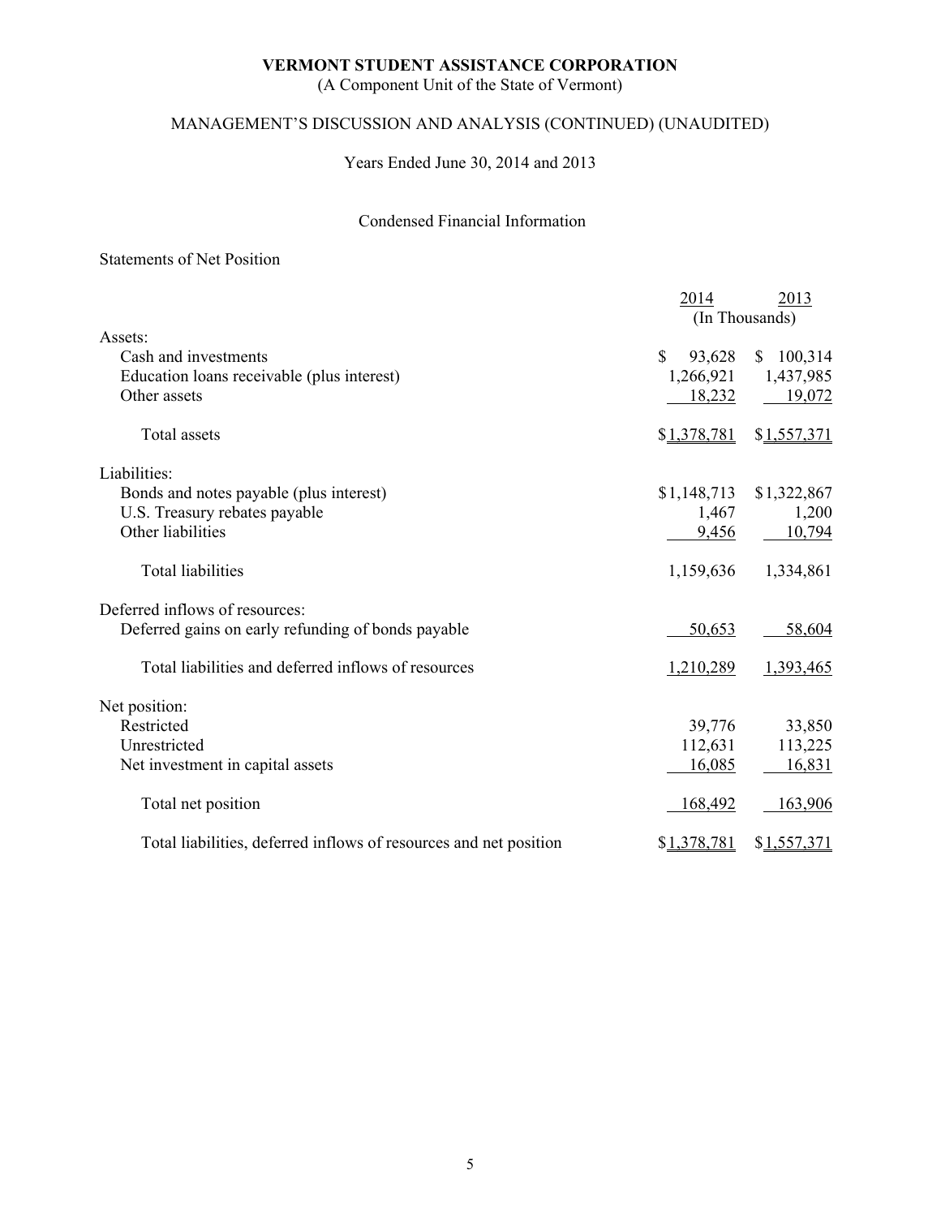# VERMONT STUDENT ASSISTANCE CORPORATION

(A Component Unit of the State of Vermont)

## MANAGEMENT'S DISCUSSION AND ANALYSIS (CONTINUED) (UNAUDITED)

Years Ended June 30, 2014 and 2013

### Condensed Financial Information

Statements of Net Position

| | 2014 | 2013 |
|---|---|---|
| | (In Thousands) | |
| Assets: | | |
| Cash and investments | $ 93,628 | $ 100,314 |
| Education loans receivable (plus interest) | 1,266,921 | 1,437,985 |
| Other assets | 18,232 | 19,072 |
| Total assets | $1,378,781 | $1,557,371 |
| Liabilities: | | |
| Bonds and notes payable (plus interest) | $1,148,713 | $1,322,867 |
| U.S. Treasury rebates payable | 1,467 | 1,200 |
| Other liabilities | 9,456 | 10,794 |
| Total liabilities | 1,159,636 | 1,334,861 |
| Deferred inflows of resources: | | |
| Deferred gains on early refunding of bonds payable | 50,653 | 58,604 |
| Total liabilities and deferred inflows of resources | 1,210,289 | 1,393,465 |
| Net position: | | |
| Restricted | 39,776 | 33,850 |
| Unrestricted | 112,631 | 113,225 |
| Net investment in capital assets | 16,085 | 16,831 |
| Total net position | 168,492 | 163,906 |
| Total liabilities, deferred inflows of resources and net position | $1,378,781 | $1,557,371 |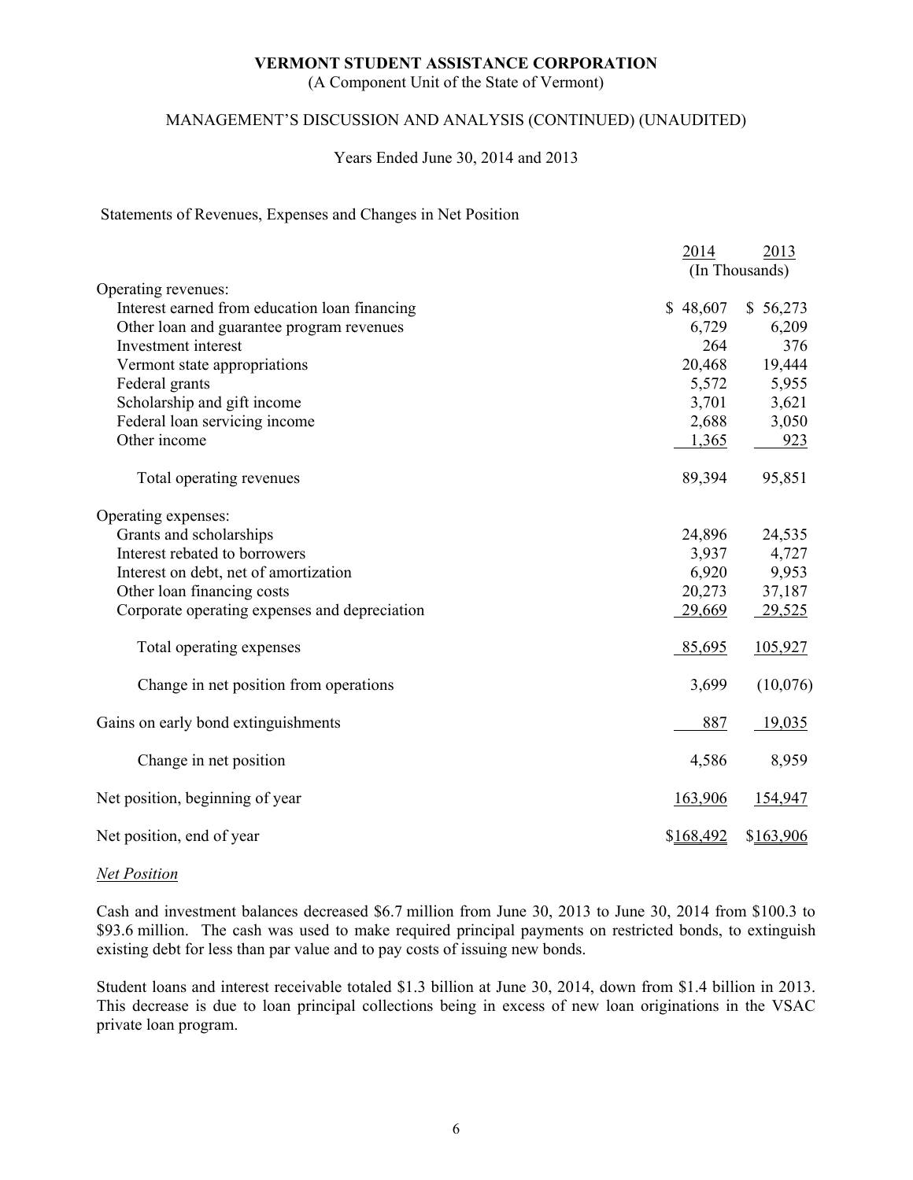**VERMONT STUDENT ASSISTANCE CORPORATION**
(A Component Unit of the State of Vermont)

MANAGEMENT'S DISCUSSION AND ANALYSIS (CONTINUED) (UNAUDITED)

Years Ended June 30, 2014 and 2013

Statements of Revenues, Expenses and Changes in Net Position

| | 2014 | 2013 |
|---|---|---|
| | (In Thousands) | |
| Operating revenues: | | |
| Interest earned from education loan financing | $ 48,607 | $ 56,273 |
| Other loan and guarantee program revenues | 6,729 | 6,209 |
| Investment interest | 264 | 376 |
| Vermont state appropriations | 20,468 | 19,444 |
| Federal grants | 5,572 | 5,955 |
| Scholarship and gift income | 3,701 | 3,621 |
| Federal loan servicing income | 2,688 | 3,050 |
| Other income | 1,365 | 923 |
| Total operating revenues | 89,394 | 95,851 |
| Operating expenses: | | |
| Grants and scholarships | 24,896 | 24,535 |
| Interest rebated to borrowers | 3,937 | 4,727 |
| Interest on debt, net of amortization | 6,920 | 9,953 |
| Other loan financing costs | 20,273 | 37,187 |
| Corporate operating expenses and depreciation | 29,669 | 29,525 |
| Total operating expenses | 85,695 | 105,927 |
| Change in net position from operations | 3,699 | (10,076) |
| Gains on early bond extinguishments | 887 | 19,035 |
| Change in net position | 4,586 | 8,959 |
| Net position, beginning of year | 163,906 | 154,947 |
| Net position, end of year | $168,492 | $163,906 |

*Net Position*

Cash and investment balances decreased $6.7 million from June 30, 2013 to June 30, 2014 from $100.3 to $93.6 million. The cash was used to make required principal payments on restricted bonds, to extinguish existing debt for less than par value and to pay costs of issuing new bonds.

Student loans and interest receivable totaled $1.3 billion at June 30, 2014, down from $1.4 billion in 2013. This decrease is due to loan principal collections being in excess of new loan originations in the VSAC private loan program.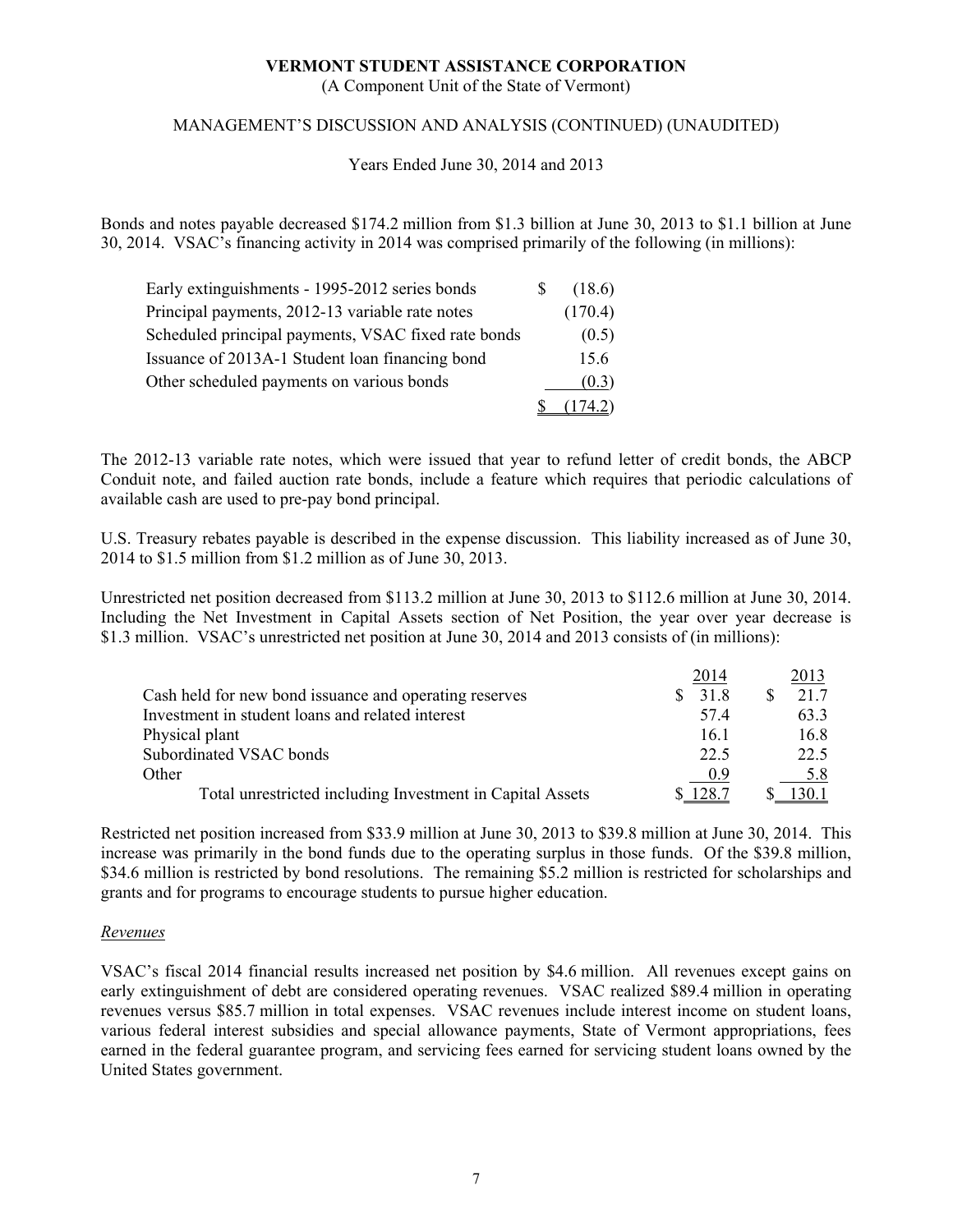Bonds and notes payable decreased $174.2 million from $1.3 billion at June 30, 2013 to $1.1 billion at June 30, 2014. VSAC's financing activity in 2014 was comprised primarily of the following (in millions):

| | |
|---|---|
| Early extinguishments - 1995-2012 series bonds | $ (18.6) |
| Principal payments, 2012-13 variable rate notes | (170.4) |
| Scheduled principal payments, VSAC fixed rate bonds | (0.5) |
| Issuance of 2013A-1 Student loan financing bond | 15.6 |
| Other scheduled payments on various bonds | (0.3) |
| | $ (174.2) |

The 2012-13 variable rate notes, which were issued that year to refund letter of credit bonds, the ABCP Conduit note, and failed auction rate bonds, include a feature which requires that periodic calculations of available cash are used to pre-pay bond principal.

U.S. Treasury rebates payable is described in the expense discussion. This liability increased as of June 30, 2014 to $1.5 million from $1.2 million as of June 30, 2013.

Unrestricted net position decreased from $113.2 million at June 30, 2013 to $112.6 million at June 30, 2014. Including the Net Investment in Capital Assets section of Net Position, the year over year decrease is $1.3 million. VSAC's unrestricted net position at June 30, 2014 and 2013 consists of (in millions):

| | 2014 | 2013 |
|---|---|---|
| Cash held for new bond issuance and operating reserves | $ 31.8 | $ 21.7 |
| Investment in student loans and related interest | 57.4 | 63.3 |
| Physical plant | 16.1 | 16.8 |
| Subordinated VSAC bonds | 22.5 | 22.5 |
| Other | 0.9 | 5.8 |
| Total unrestricted including Investment in Capital Assets | $ 128.7 | $ 130.1 |

Restricted net position increased from $33.9 million at June 30, 2013 to $39.8 million at June 30, 2014. This increase was primarily in the bond funds due to the operating surplus in those funds. Of the $39.8 million, $34.6 million is restricted by bond resolutions. The remaining $5.2 million is restricted for scholarships and grants and for programs to encourage students to pursue higher education.

*Revenues*

VSAC's fiscal 2014 financial results increased net position by $4.6 million. All revenues except gains on early extinguishment of debt are considered operating revenues. VSAC realized $89.4 million in operating revenues versus $85.7 million in total expenses. VSAC revenues include interest income on student loans, various federal interest subsidies and special allowance payments, State of Vermont appropriations, fees earned in the federal guarantee program, and servicing fees earned for servicing student loans owned by the United States government.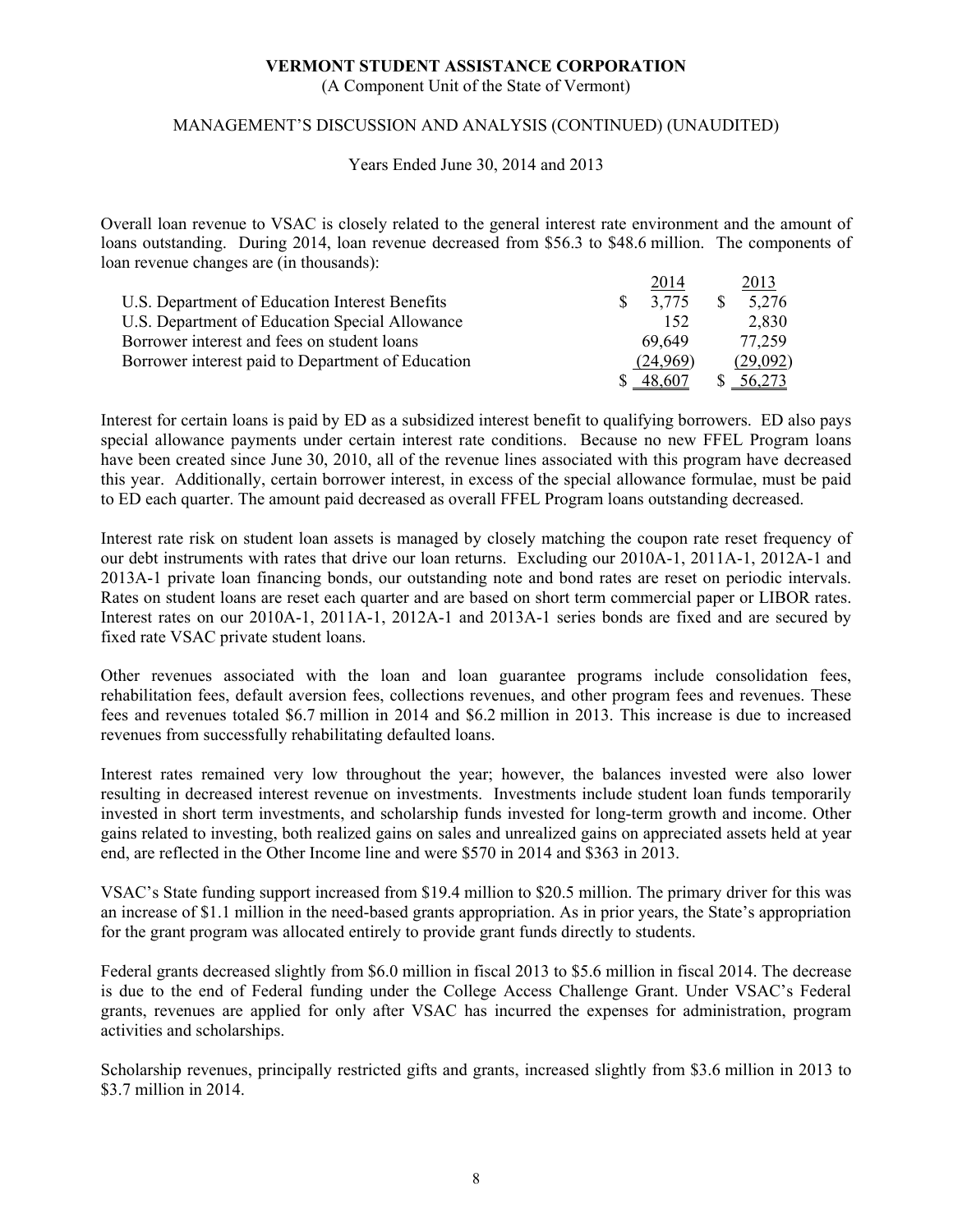**VERMONT STUDENT ASSISTANCE CORPORATION**
(A Component Unit of the State of Vermont)

MANAGEMENT'S DISCUSSION AND ANALYSIS (CONTINUED) (UNAUDITED)

Years Ended June 30, 2014 and 2013

Overall loan revenue to VSAC is closely related to the general interest rate environment and the amount of loans outstanding. During 2014, loan revenue decreased from \$56.3 to \$48.6 million. The components of loan revenue changes are (in thousands):

| | 2014 | 2013 |
|---|---|---|
| U.S. Department of Education Interest Benefits | \$ 3,775 | \$ 5,276 |
| U.S. Department of Education Special Allowance | 152 | 2,830 |
| Borrower interest and fees on student loans | 69,649 | 77,259 |
| Borrower interest paid to Department of Education | (24,969) | (29,092) |
| | \$ 48,607 | \$ 56,273 |

Interest for certain loans is paid by ED as a subsidized interest benefit to qualifying borrowers. ED also pays special allowance payments under certain interest rate conditions. Because no new FFEL Program loans have been created since June 30, 2010, all of the revenue lines associated with this program have decreased this year. Additionally, certain borrower interest, in excess of the special allowance formulae, must be paid to ED each quarter. The amount paid decreased as overall FFEL Program loans outstanding decreased.

Interest rate risk on student loan assets is managed by closely matching the coupon rate reset frequency of our debt instruments with rates that drive our loan returns. Excluding our 2010A-1, 2011A-1, 2012A-1 and 2013A-1 private loan financing bonds, our outstanding note and bond rates are reset on periodic intervals. Rates on student loans are reset each quarter and are based on short term commercial paper or LIBOR rates. Interest rates on our 2010A-1, 2011A-1, 2012A-1 and 2013A-1 series bonds are fixed and are secured by fixed rate VSAC private student loans.

Other revenues associated with the loan and loan guarantee programs include consolidation fees, rehabilitation fees, default aversion fees, collections revenues, and other program fees and revenues. These fees and revenues totaled \$6.7 million in 2014 and \$6.2 million in 2013. This increase is due to increased revenues from successfully rehabilitating defaulted loans.

Interest rates remained very low throughout the year; however, the balances invested were also lower resulting in decreased interest revenue on investments. Investments include student loan funds temporarily invested in short term investments, and scholarship funds invested for long-term growth and income. Other gains related to investing, both realized gains on sales and unrealized gains on appreciated assets held at year end, are reflected in the Other Income line and were \$570 in 2014 and \$363 in 2013.

VSAC's State funding support increased from \$19.4 million to \$20.5 million. The primary driver for this was an increase of \$1.1 million in the need-based grants appropriation. As in prior years, the State's appropriation for the grant program was allocated entirely to provide grant funds directly to students.

Federal grants decreased slightly from \$6.0 million in fiscal 2013 to \$5.6 million in fiscal 2014. The decrease is due to the end of Federal funding under the College Access Challenge Grant. Under VSAC's Federal grants, revenues are applied for only after VSAC has incurred the expenses for administration, program activities and scholarships.

Scholarship revenues, principally restricted gifts and grants, increased slightly from \$3.6 million in 2013 to \$3.7 million in 2014.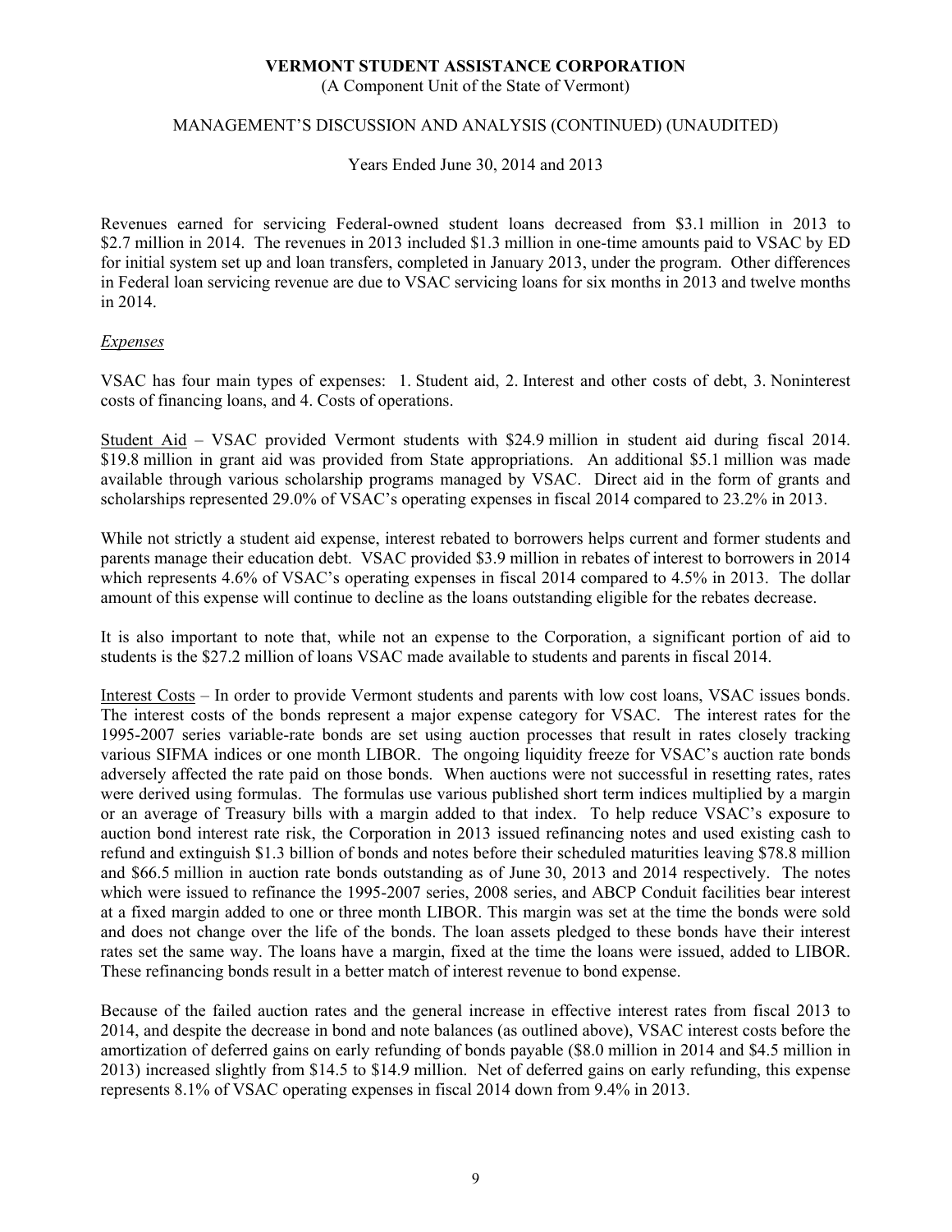Revenues earned for servicing Federal-owned student loans decreased from $3.1 million in 2013 to $2.7 million in 2014. The revenues in 2013 included $1.3 million in one-time amounts paid to VSAC by ED for initial system set up and loan transfers, completed in January 2013, under the program. Other differences in Federal loan servicing revenue are due to VSAC servicing loans for six months in 2013 and twelve months in 2014.

*Expenses*

VSAC has four main types of expenses: 1. Student aid, 2. Interest and other costs of debt, 3. Noninterest costs of financing loans, and 4. Costs of operations.

Student Aid – VSAC provided Vermont students with $24.9 million in student aid during fiscal 2014. $19.8 million in grant aid was provided from State appropriations. An additional $5.1 million was made available through various scholarship programs managed by VSAC. Direct aid in the form of grants and scholarships represented 29.0% of VSAC's operating expenses in fiscal 2014 compared to 23.2% in 2013.

While not strictly a student aid expense, interest rebated to borrowers helps current and former students and parents manage their education debt. VSAC provided $3.9 million in rebates of interest to borrowers in 2014 which represents 4.6% of VSAC's operating expenses in fiscal 2014 compared to 4.5% in 2013. The dollar amount of this expense will continue to decline as the loans outstanding eligible for the rebates decrease.

It is also important to note that, while not an expense to the Corporation, a significant portion of aid to students is the $27.2 million of loans VSAC made available to students and parents in fiscal 2014.

Interest Costs – In order to provide Vermont students and parents with low cost loans, VSAC issues bonds. The interest costs of the bonds represent a major expense category for VSAC. The interest rates for the 1995-2007 series variable-rate bonds are set using auction processes that result in rates closely tracking various SIFMA indices or one month LIBOR. The ongoing liquidity freeze for VSAC's auction rate bonds adversely affected the rate paid on those bonds. When auctions were not successful in resetting rates, rates were derived using formulas. The formulas use various published short term indices multiplied by a margin or an average of Treasury bills with a margin added to that index. To help reduce VSAC's exposure to auction bond interest rate risk, the Corporation in 2013 issued refinancing notes and used existing cash to refund and extinguish $1.3 billion of bonds and notes before their scheduled maturities leaving $78.8 million and $66.5 million in auction rate bonds outstanding as of June 30, 2013 and 2014 respectively. The notes which were issued to refinance the 1995-2007 series, 2008 series, and ABCP Conduit facilities bear interest at a fixed margin added to one or three month LIBOR. This margin was set at the time the bonds were sold and does not change over the life of the bonds. The loan assets pledged to these bonds have their interest rates set the same way. The loans have a margin, fixed at the time the loans were issued, added to LIBOR. These refinancing bonds result in a better match of interest revenue to bond expense.

Because of the failed auction rates and the general increase in effective interest rates from fiscal 2013 to 2014, and despite the decrease in bond and note balances (as outlined above), VSAC interest costs before the amortization of deferred gains on early refunding of bonds payable ($8.0 million in 2014 and $4.5 million in 2013) increased slightly from $14.5 to $14.9 million. Net of deferred gains on early refunding, this expense represents 8.1% of VSAC operating expenses in fiscal 2014 down from 9.4% in 2013.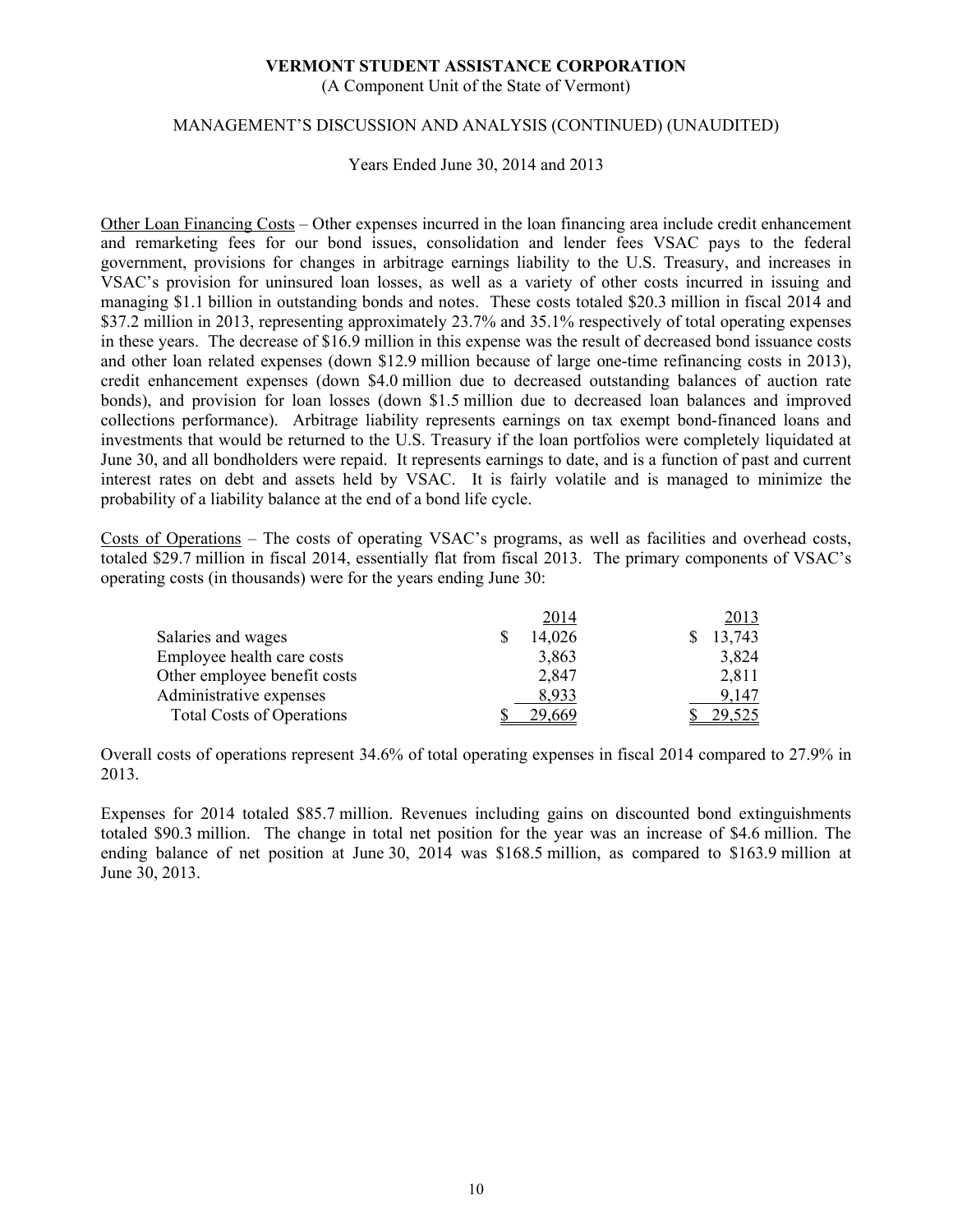Other Loan Financing Costs – Other expenses incurred in the loan financing area include credit enhancement and remarketing fees for our bond issues, consolidation and lender fees VSAC pays to the federal government, provisions for changes in arbitrage earnings liability to the U.S. Treasury, and increases in VSAC's provision for uninsured loan losses, as well as a variety of other costs incurred in issuing and managing $1.1 billion in outstanding bonds and notes. These costs totaled $20.3 million in fiscal 2014 and $37.2 million in 2013, representing approximately 23.7% and 35.1% respectively of total operating expenses in these years. The decrease of $16.9 million in this expense was the result of decreased bond issuance costs and other loan related expenses (down $12.9 million because of large one-time refinancing costs in 2013), credit enhancement expenses (down $4.0 million due to decreased outstanding balances of auction rate bonds), and provision for loan losses (down $1.5 million due to decreased loan balances and improved collections performance). Arbitrage liability represents earnings on tax exempt bond-financed loans and investments that would be returned to the U.S. Treasury if the loan portfolios were completely liquidated at June 30, and all bondholders were repaid. It represents earnings to date, and is a function of past and current interest rates on debt and assets held by VSAC. It is fairly volatile and is managed to minimize the probability of a liability balance at the end of a bond life cycle.

Costs of Operations – The costs of operating VSAC's programs, as well as facilities and overhead costs, totaled $29.7 million in fiscal 2014, essentially flat from fiscal 2013. The primary components of VSAC's operating costs (in thousands) were for the years ending June 30:

| | 2014 | 2013 |
|---|---|---|
| Salaries and wages | $ 14,026 | $ 13,743 |
| Employee health care costs | 3,863 | 3,824 |
| Other employee benefit costs | 2,847 | 2,811 |
| Administrative expenses | 8,933 | 9,147 |
| Total Costs of Operations | $ 29,669 | $ 29,525 |

Overall costs of operations represent 34.6% of total operating expenses in fiscal 2014 compared to 27.9% in 2013.

Expenses for 2014 totaled $85.7 million. Revenues including gains on discounted bond extinguishments totaled $90.3 million. The change in total net position for the year was an increase of $4.6 million. The ending balance of net position at June 30, 2014 was $168.5 million, as compared to $163.9 million at June 30, 2013.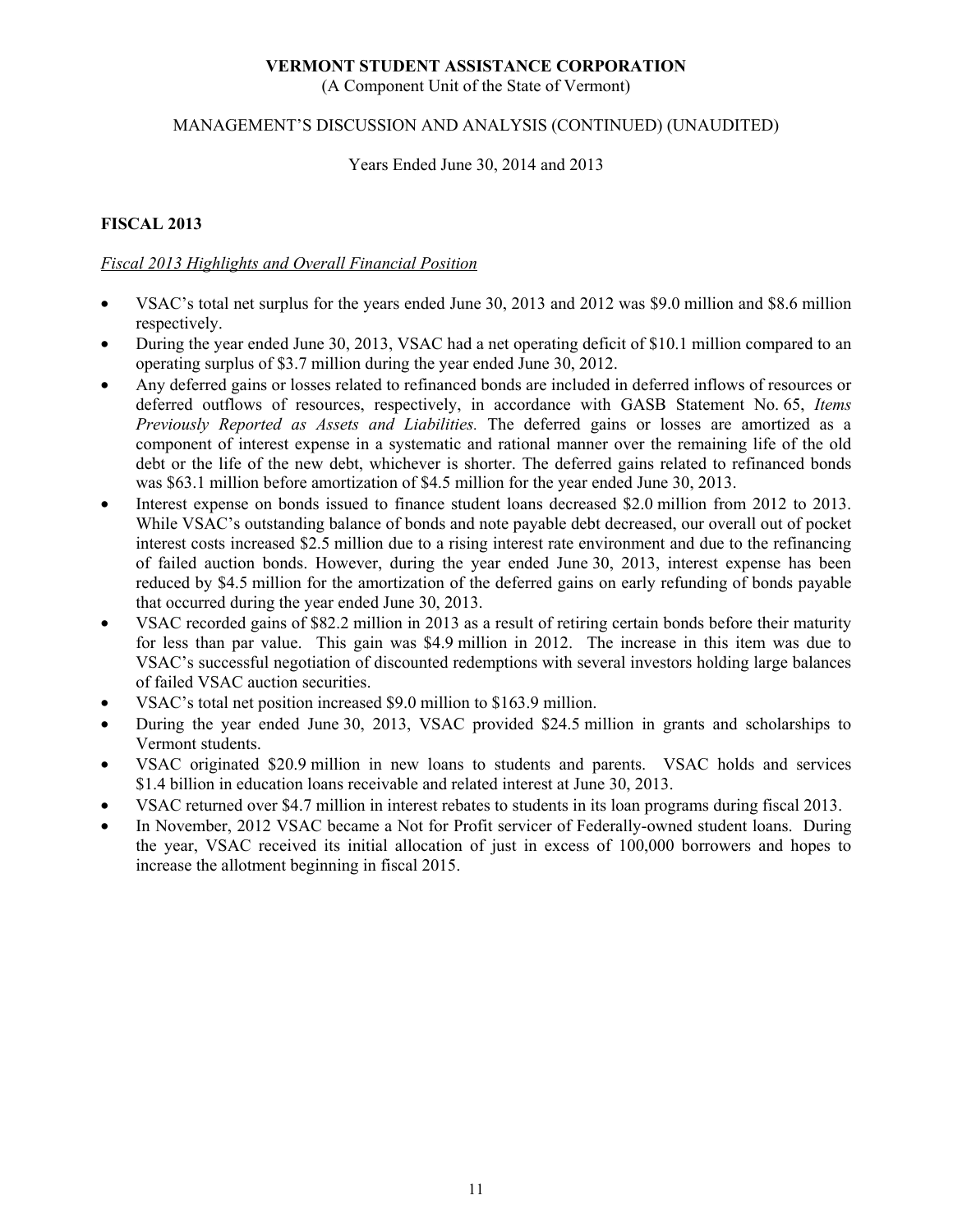## FISCAL 2013

*Fiscal 2013 Highlights and Overall Financial Position*

- VSAC's total net surplus for the years ended June 30, 2013 and 2012 was $9.0 million and $8.6 million respectively.
- During the year ended June 30, 2013, VSAC had a net operating deficit of $10.1 million compared to an operating surplus of $3.7 million during the year ended June 30, 2012.
- Any deferred gains or losses related to refinanced bonds are included in deferred inflows of resources or deferred outflows of resources, respectively, in accordance with GASB Statement No. 65, *Items Previously Reported as Assets and Liabilities.* The deferred gains or losses are amortized as a component of interest expense in a systematic and rational manner over the remaining life of the old debt or the life of the new debt, whichever is shorter. The deferred gains related to refinanced bonds was $63.1 million before amortization of $4.5 million for the year ended June 30, 2013.
- Interest expense on bonds issued to finance student loans decreased $2.0 million from 2012 to 2013. While VSAC's outstanding balance of bonds and note payable debt decreased, our overall out of pocket interest costs increased $2.5 million due to a rising interest rate environment and due to the refinancing of failed auction bonds. However, during the year ended June 30, 2013, interest expense has been reduced by $4.5 million for the amortization of the deferred gains on early refunding of bonds payable that occurred during the year ended June 30, 2013.
- VSAC recorded gains of $82.2 million in 2013 as a result of retiring certain bonds before their maturity for less than par value. This gain was $4.9 million in 2012. The increase in this item was due to VSAC's successful negotiation of discounted redemptions with several investors holding large balances of failed VSAC auction securities.
- VSAC's total net position increased $9.0 million to $163.9 million.
- During the year ended June 30, 2013, VSAC provided $24.5 million in grants and scholarships to Vermont students.
- VSAC originated $20.9 million in new loans to students and parents. VSAC holds and services $1.4 billion in education loans receivable and related interest at June 30, 2013.
- VSAC returned over $4.7 million in interest rebates to students in its loan programs during fiscal 2013.
- In November, 2012 VSAC became a Not for Profit servicer of Federally-owned student loans. During the year, VSAC received its initial allocation of just in excess of 100,000 borrowers and hopes to increase the allotment beginning in fiscal 2015.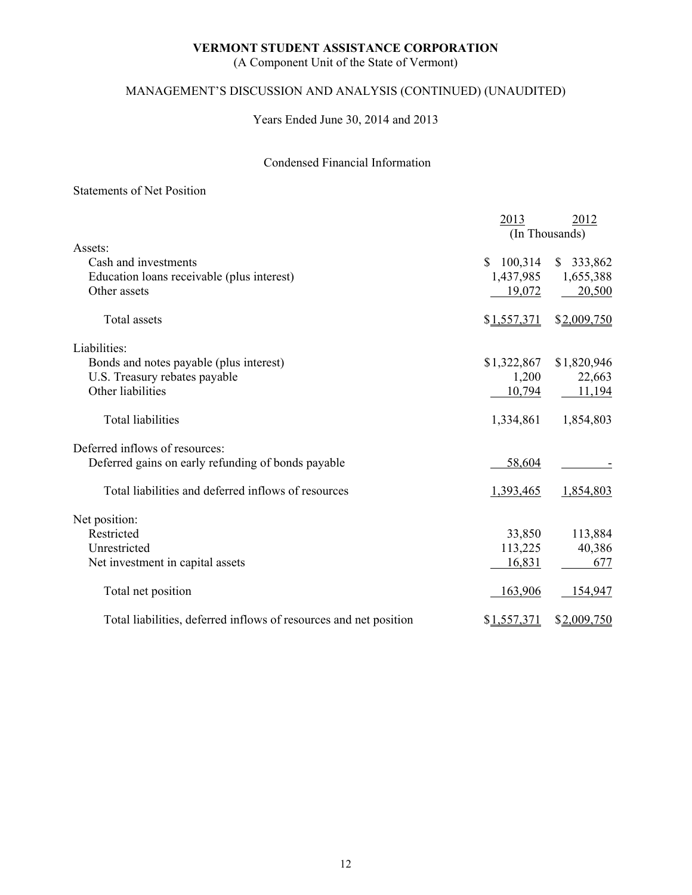**VERMONT STUDENT ASSISTANCE CORPORATION**
(A Component Unit of the State of Vermont)

MANAGEMENT'S DISCUSSION AND ANALYSIS (CONTINUED) (UNAUDITED)

Years Ended June 30, 2014 and 2013

Condensed Financial Information

Statements of Net Position

| | 2013 | 2012 |
|---|---|---|
| | (In Thousands) | |
| Assets: | | |
| Cash and investments | $ 100,314 | $ 333,862 |
| Education loans receivable (plus interest) | 1,437,985 | 1,655,388 |
| Other assets | 19,072 | 20,500 |
| Total assets | $1,557,371 | $2,009,750 |
| Liabilities: | | |
| Bonds and notes payable (plus interest) | $1,322,867 | $1,820,946 |
| U.S. Treasury rebates payable | 1,200 | 22,663 |
| Other liabilities | 10,794 | 11,194 |
| Total liabilities | 1,334,861 | 1,854,803 |
| Deferred inflows of resources: | | |
| Deferred gains on early refunding of bonds payable | 58,604 | - |
| Total liabilities and deferred inflows of resources | 1,393,465 | 1,854,803 |
| Net position: | | |
| Restricted | 33,850 | 113,884 |
| Unrestricted | 113,225 | 40,386 |
| Net investment in capital assets | 16,831 | 677 |
| Total net position | 163,906 | 154,947 |
| Total liabilities, deferred inflows of resources and net position | $1,557,371 | $2,009,750 |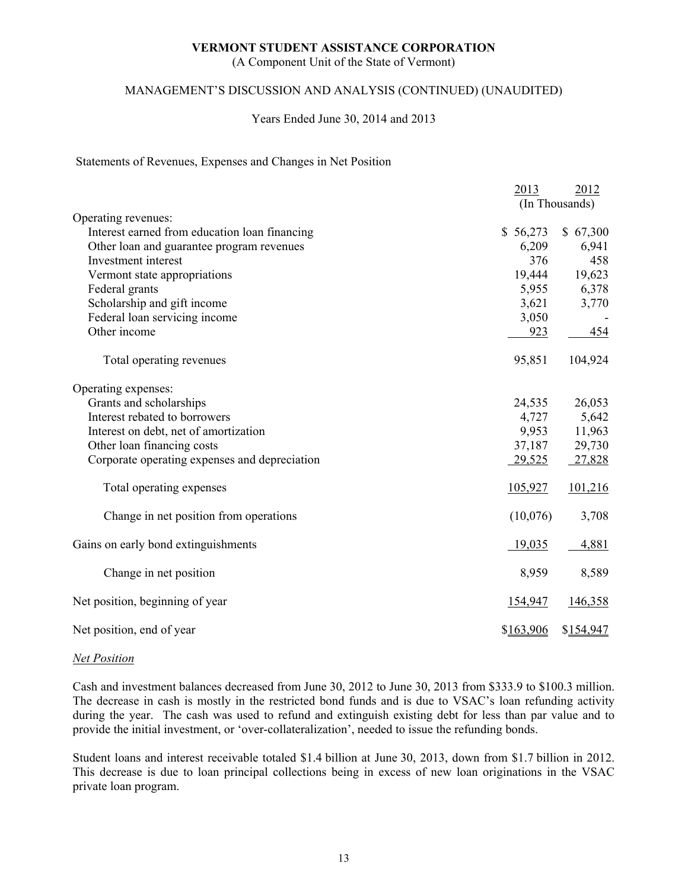**VERMONT STUDENT ASSISTANCE CORPORATION**
(A Component Unit of the State of Vermont)

MANAGEMENT'S DISCUSSION AND ANALYSIS (CONTINUED) (UNAUDITED)

Years Ended June 30, 2014 and 2013

Statements of Revenues, Expenses and Changes in Net Position

| | 2013 | 2012 |
|---|---|---|
| | (In Thousands) | |
| Operating revenues: | | |
| Interest earned from education loan financing | $ 56,273 | $ 67,300 |
| Other loan and guarantee program revenues | 6,209 | 6,941 |
| Investment interest | 376 | 458 |
| Vermont state appropriations | 19,444 | 19,623 |
| Federal grants | 5,955 | 6,378 |
| Scholarship and gift income | 3,621 | 3,770 |
| Federal loan servicing income | 3,050 | - |
| Other income | 923 | 454 |
| Total operating revenues | 95,851 | 104,924 |
| Operating expenses: | | |
| Grants and scholarships | 24,535 | 26,053 |
| Interest rebated to borrowers | 4,727 | 5,642 |
| Interest on debt, net of amortization | 9,953 | 11,963 |
| Other loan financing costs | 37,187 | 29,730 |
| Corporate operating expenses and depreciation | 29,525 | 27,828 |
| Total operating expenses | 105,927 | 101,216 |
| Change in net position from operations | (10,076) | 3,708 |
| Gains on early bond extinguishments | 19,035 | 4,881 |
| Change in net position | 8,959 | 8,589 |
| Net position, beginning of year | 154,947 | 146,358 |
| Net position, end of year | $163,906 | $154,947 |

*Net Position*

Cash and investment balances decreased from June 30, 2012 to June 30, 2013 from $333.9 to $100.3 million. The decrease in cash is mostly in the restricted bond funds and is due to VSAC's loan refunding activity during the year. The cash was used to refund and extinguish existing debt for less than par value and to provide the initial investment, or 'over-collateralization', needed to issue the refunding bonds.

Student loans and interest receivable totaled $1.4 billion at June 30, 2013, down from $1.7 billion in 2012. This decrease is due to loan principal collections being in excess of new loan originations in the VSAC private loan program.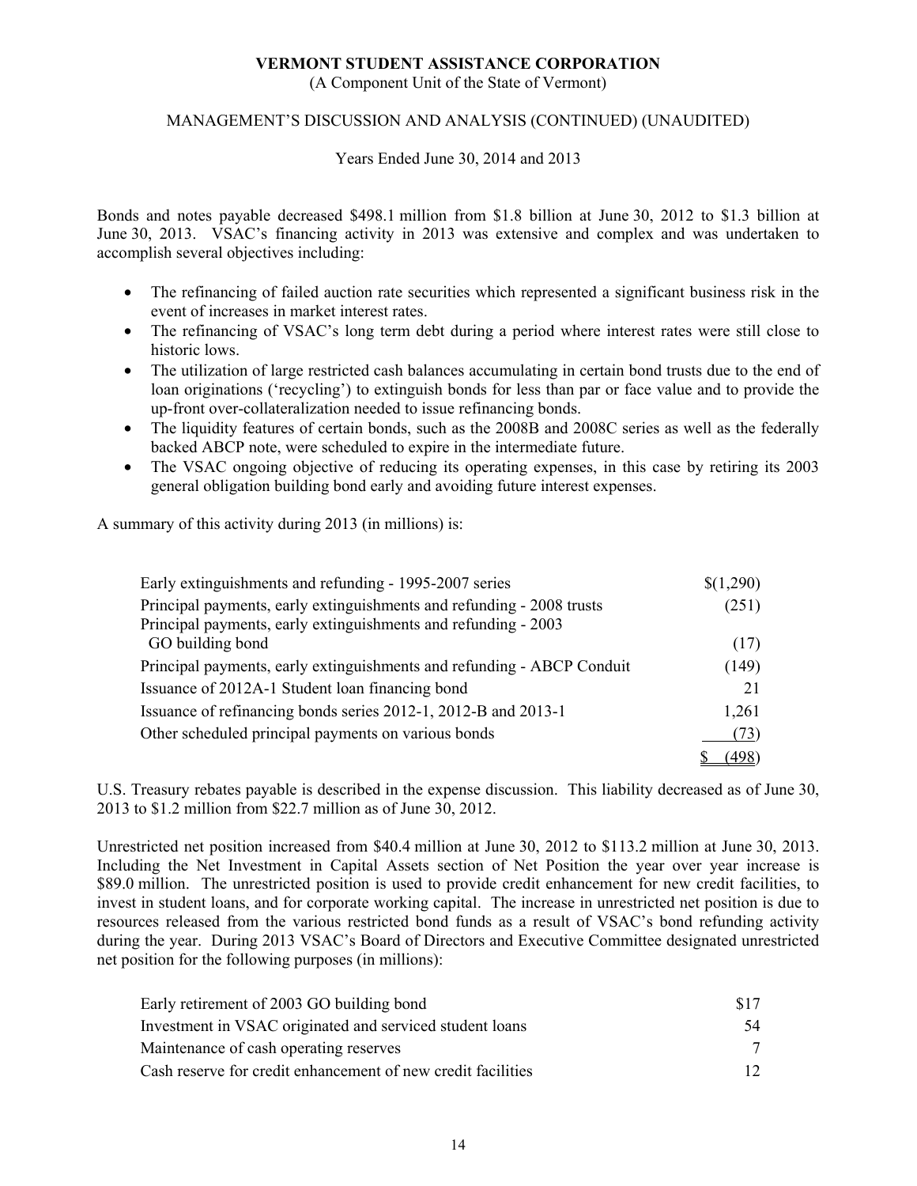**VERMONT STUDENT ASSISTANCE CORPORATION**
(A Component Unit of the State of Vermont)

MANAGEMENT'S DISCUSSION AND ANALYSIS (CONTINUED) (UNAUDITED)

Years Ended June 30, 2014 and 2013

Bonds and notes payable decreased \$498.1 million from \$1.8 billion at June 30, 2012 to \$1.3 billion at June 30, 2013. VSAC's financing activity in 2013 was extensive and complex and was undertaken to accomplish several objectives including:

- The refinancing of failed auction rate securities which represented a significant business risk in the event of increases in market interest rates.
- The refinancing of VSAC's long term debt during a period where interest rates were still close to historic lows.
- The utilization of large restricted cash balances accumulating in certain bond trusts due to the end of loan originations ('recycling') to extinguish bonds for less than par or face value and to provide the up-front over-collateralization needed to issue refinancing bonds.
- The liquidity features of certain bonds, such as the 2008B and 2008C series as well as the federally backed ABCP note, were scheduled to expire in the intermediate future.
- The VSAC ongoing objective of reducing its operating expenses, in this case by retiring its 2003 general obligation building bond early and avoiding future interest expenses.

A summary of this activity during 2013 (in millions) is:

| | |
|---|---|
| Early extinguishments and refunding - 1995-2007 series | $(1,290) |
| Principal payments, early extinguishments and refunding - 2008 trusts | (251) |
| Principal payments, early extinguishments and refunding - 2003 GO building bond | (17) |
| Principal payments, early extinguishments and refunding - ABCP Conduit | (149) |
| Issuance of 2012A-1 Student loan financing bond | 21 |
| Issuance of refinancing bonds series 2012-1, 2012-B and 2013-1 | 1,261 |
| Other scheduled principal payments on various bonds | (73) |
| | $ (498) |

U.S. Treasury rebates payable is described in the expense discussion. This liability decreased as of June 30, 2013 to \$1.2 million from \$22.7 million as of June 30, 2012.

Unrestricted net position increased from \$40.4 million at June 30, 2012 to \$113.2 million at June 30, 2013. Including the Net Investment in Capital Assets section of Net Position the year over year increase is \$89.0 million. The unrestricted position is used to provide credit enhancement for new credit facilities, to invest in student loans, and for corporate working capital. The increase in unrestricted net position is due to resources released from the various restricted bond funds as a result of VSAC's bond refunding activity during the year. During 2013 VSAC's Board of Directors and Executive Committee designated unrestricted net position for the following purposes (in millions):

| | |
|---|---|
| Early retirement of 2003 GO building bond | $17 |
| Investment in VSAC originated and serviced student loans | 54 |
| Maintenance of cash operating reserves | 7 |
| Cash reserve for credit enhancement of new credit facilities | 12 |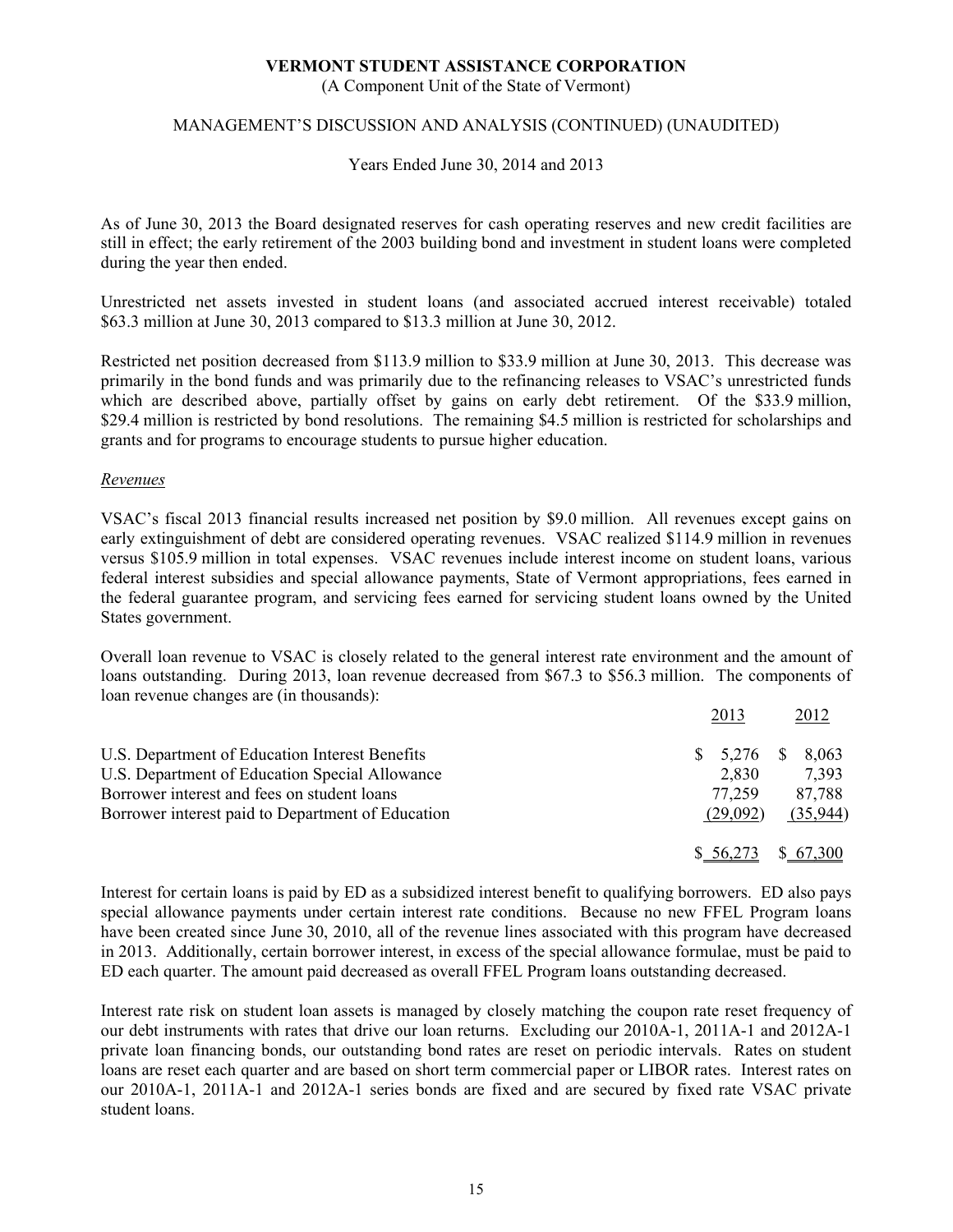As of June 30, 2013 the Board designated reserves for cash operating reserves and new credit facilities are still in effect; the early retirement of the 2003 building bond and investment in student loans were completed during the year then ended.

Unrestricted net assets invested in student loans (and associated accrued interest receivable) totaled $63.3 million at June 30, 2013 compared to $13.3 million at June 30, 2012.

Restricted net position decreased from $113.9 million to $33.9 million at June 30, 2013. This decrease was primarily in the bond funds and was primarily due to the refinancing releases to VSAC's unrestricted funds which are described above, partially offset by gains on early debt retirement. Of the $33.9 million, $29.4 million is restricted by bond resolutions. The remaining $4.5 million is restricted for scholarships and grants and for programs to encourage students to pursue higher education.

*Revenues*

VSAC's fiscal 2013 financial results increased net position by $9.0 million. All revenues except gains on early extinguishment of debt are considered operating revenues. VSAC realized $114.9 million in revenues versus $105.9 million in total expenses. VSAC revenues include interest income on student loans, various federal interest subsidies and special allowance payments, State of Vermont appropriations, fees earned in the federal guarantee program, and servicing fees earned for servicing student loans owned by the United States government.

Overall loan revenue to VSAC is closely related to the general interest rate environment and the amount of loans outstanding. During 2013, loan revenue decreased from $67.3 to $56.3 million. The components of loan revenue changes are (in thousands):

| | 2013 | 2012 |
|---|---|---|
| U.S. Department of Education Interest Benefits | $ 5,276 | $ 8,063 |
| U.S. Department of Education Special Allowance | 2,830 | 7,393 |
| Borrower interest and fees on student loans | 77,259 | 87,788 |
| Borrower interest paid to Department of Education | (29,092) | (35,944) |
| | $ 56,273 | $ 67,300 |

Interest for certain loans is paid by ED as a subsidized interest benefit to qualifying borrowers. ED also pays special allowance payments under certain interest rate conditions. Because no new FFEL Program loans have been created since June 30, 2010, all of the revenue lines associated with this program have decreased in 2013. Additionally, certain borrower interest, in excess of the special allowance formulae, must be paid to ED each quarter. The amount paid decreased as overall FFEL Program loans outstanding decreased.

Interest rate risk on student loan assets is managed by closely matching the coupon rate reset frequency of our debt instruments with rates that drive our loan returns. Excluding our 2010A-1, 2011A-1 and 2012A-1 private loan financing bonds, our outstanding bond rates are reset on periodic intervals. Rates on student loans are reset each quarter and are based on short term commercial paper or LIBOR rates. Interest rates on our 2010A-1, 2011A-1 and 2012A-1 series bonds are fixed and are secured by fixed rate VSAC private student loans.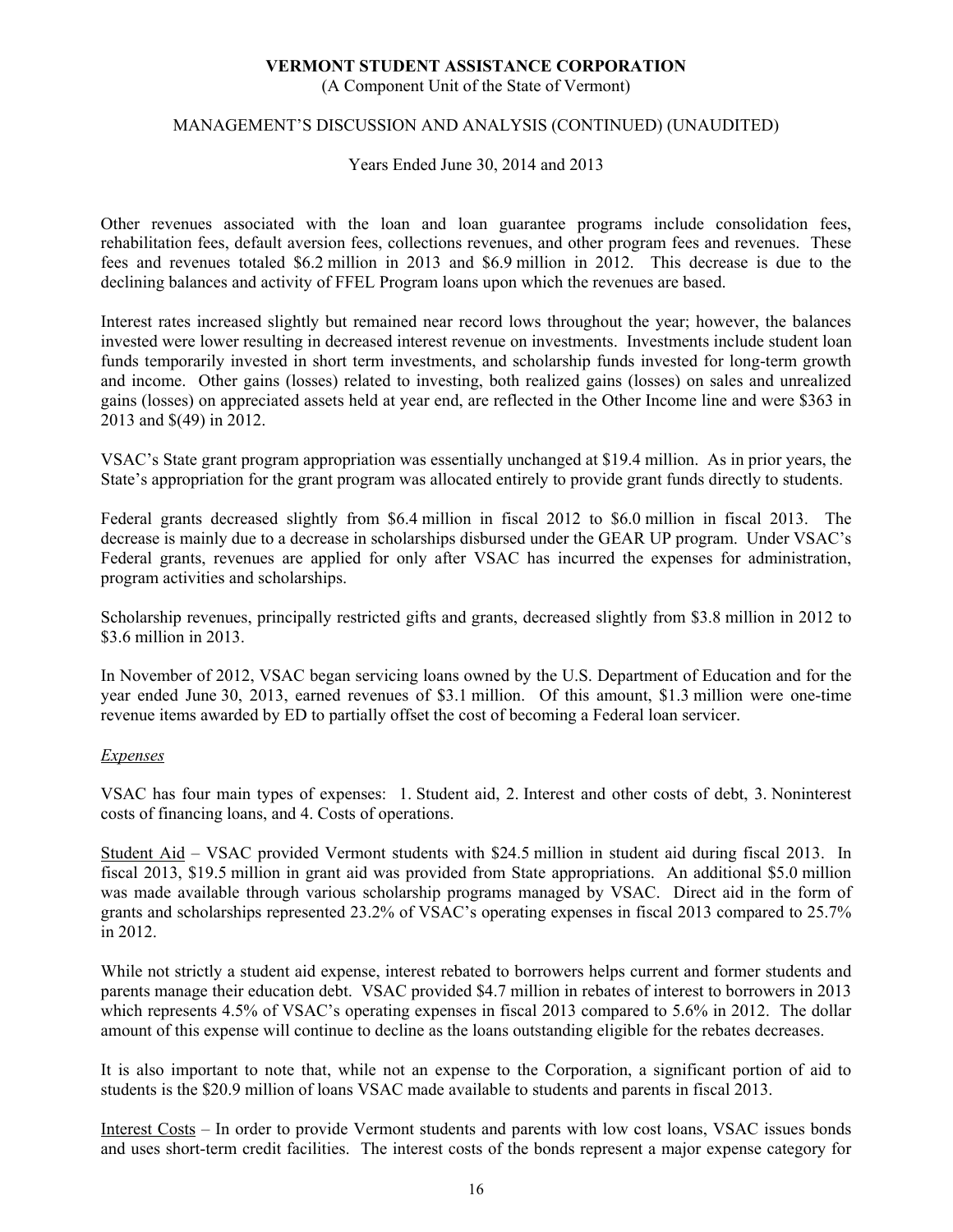Other revenues associated with the loan and loan guarantee programs include consolidation fees, rehabilitation fees, default aversion fees, collections revenues, and other program fees and revenues. These fees and revenues totaled \$6.2 million in 2013 and \$6.9 million in 2012. This decrease is due to the declining balances and activity of FFEL Program loans upon which the revenues are based.

Interest rates increased slightly but remained near record lows throughout the year; however, the balances invested were lower resulting in decreased interest revenue on investments. Investments include student loan funds temporarily invested in short term investments, and scholarship funds invested for long-term growth and income. Other gains (losses) related to investing, both realized gains (losses) on sales and unrealized gains (losses) on appreciated assets held at year end, are reflected in the Other Income line and were \$363 in 2013 and \$(49) in 2012.

VSAC's State grant program appropriation was essentially unchanged at \$19.4 million. As in prior years, the State's appropriation for the grant program was allocated entirely to provide grant funds directly to students.

Federal grants decreased slightly from \$6.4 million in fiscal 2012 to \$6.0 million in fiscal 2013. The decrease is mainly due to a decrease in scholarships disbursed under the GEAR UP program. Under VSAC's Federal grants, revenues are applied for only after VSAC has incurred the expenses for administration, program activities and scholarships.

Scholarship revenues, principally restricted gifts and grants, decreased slightly from \$3.8 million in 2012 to \$3.6 million in 2013.

In November of 2012, VSAC began servicing loans owned by the U.S. Department of Education and for the year ended June 30, 2013, earned revenues of \$3.1 million. Of this amount, \$1.3 million were one-time revenue items awarded by ED to partially offset the cost of becoming a Federal loan servicer.

*Expenses*

VSAC has four main types of expenses: 1. Student aid, 2. Interest and other costs of debt, 3. Noninterest costs of financing loans, and 4. Costs of operations.

Student Aid – VSAC provided Vermont students with \$24.5 million in student aid during fiscal 2013. In fiscal 2013, \$19.5 million in grant aid was provided from State appropriations. An additional \$5.0 million was made available through various scholarship programs managed by VSAC. Direct aid in the form of grants and scholarships represented 23.2% of VSAC's operating expenses in fiscal 2013 compared to 25.7% in 2012.

While not strictly a student aid expense, interest rebated to borrowers helps current and former students and parents manage their education debt. VSAC provided \$4.7 million in rebates of interest to borrowers in 2013 which represents 4.5% of VSAC's operating expenses in fiscal 2013 compared to 5.6% in 2012. The dollar amount of this expense will continue to decline as the loans outstanding eligible for the rebates decreases.

It is also important to note that, while not an expense to the Corporation, a significant portion of aid to students is the \$20.9 million of loans VSAC made available to students and parents in fiscal 2013.

Interest Costs – In order to provide Vermont students and parents with low cost loans, VSAC issues bonds and uses short-term credit facilities. The interest costs of the bonds represent a major expense category for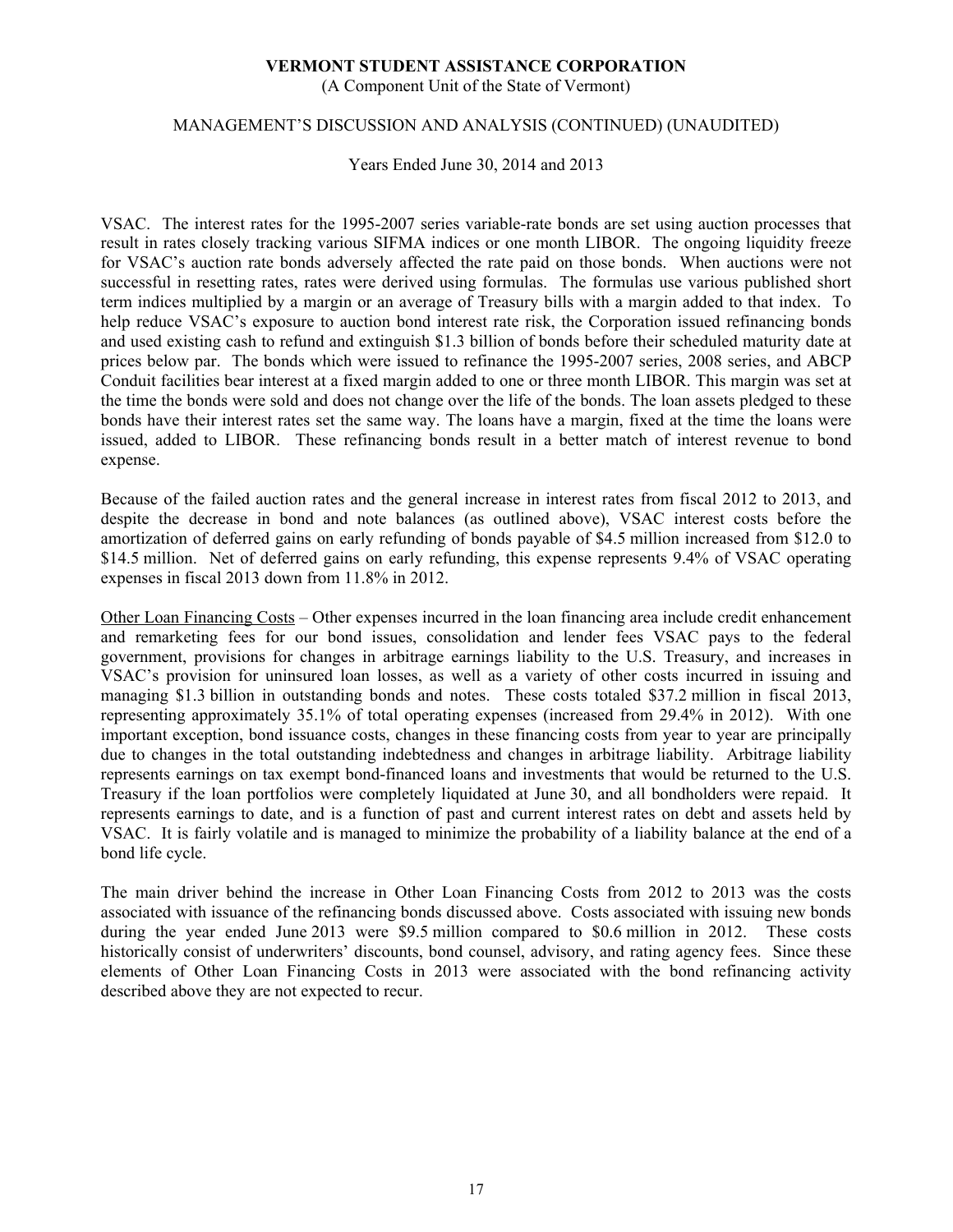VSAC. The interest rates for the 1995-2007 series variable-rate bonds are set using auction processes that result in rates closely tracking various SIFMA indices or one month LIBOR. The ongoing liquidity freeze for VSAC's auction rate bonds adversely affected the rate paid on those bonds. When auctions were not successful in resetting rates, rates were derived using formulas. The formulas use various published short term indices multiplied by a margin or an average of Treasury bills with a margin added to that index. To help reduce VSAC's exposure to auction bond interest rate risk, the Corporation issued refinancing bonds and used existing cash to refund and extinguish $1.3 billion of bonds before their scheduled maturity date at prices below par. The bonds which were issued to refinance the 1995-2007 series, 2008 series, and ABCP Conduit facilities bear interest at a fixed margin added to one or three month LIBOR. This margin was set at the time the bonds were sold and does not change over the life of the bonds. The loan assets pledged to these bonds have their interest rates set the same way. The loans have a margin, fixed at the time the loans were issued, added to LIBOR. These refinancing bonds result in a better match of interest revenue to bond expense.

Because of the failed auction rates and the general increase in interest rates from fiscal 2012 to 2013, and despite the decrease in bond and note balances (as outlined above), VSAC interest costs before the amortization of deferred gains on early refunding of bonds payable of $4.5 million increased from $12.0 to $14.5 million. Net of deferred gains on early refunding, this expense represents 9.4% of VSAC operating expenses in fiscal 2013 down from 11.8% in 2012.

Other Loan Financing Costs – Other expenses incurred in the loan financing area include credit enhancement and remarketing fees for our bond issues, consolidation and lender fees VSAC pays to the federal government, provisions for changes in arbitrage earnings liability to the U.S. Treasury, and increases in VSAC's provision for uninsured loan losses, as well as a variety of other costs incurred in issuing and managing $1.3 billion in outstanding bonds and notes. These costs totaled $37.2 million in fiscal 2013, representing approximately 35.1% of total operating expenses (increased from 29.4% in 2012). With one important exception, bond issuance costs, changes in these financing costs from year to year are principally due to changes in the total outstanding indebtedness and changes in arbitrage liability. Arbitrage liability represents earnings on tax exempt bond-financed loans and investments that would be returned to the U.S. Treasury if the loan portfolios were completely liquidated at June 30, and all bondholders were repaid. It represents earnings to date, and is a function of past and current interest rates on debt and assets held by VSAC. It is fairly volatile and is managed to minimize the probability of a liability balance at the end of a bond life cycle.

The main driver behind the increase in Other Loan Financing Costs from 2012 to 2013 was the costs associated with issuance of the refinancing bonds discussed above. Costs associated with issuing new bonds during the year ended June 2013 were $9.5 million compared to $0.6 million in 2012. These costs historically consist of underwriters' discounts, bond counsel, advisory, and rating agency fees. Since these elements of Other Loan Financing Costs in 2013 were associated with the bond refinancing activity described above they are not expected to recur.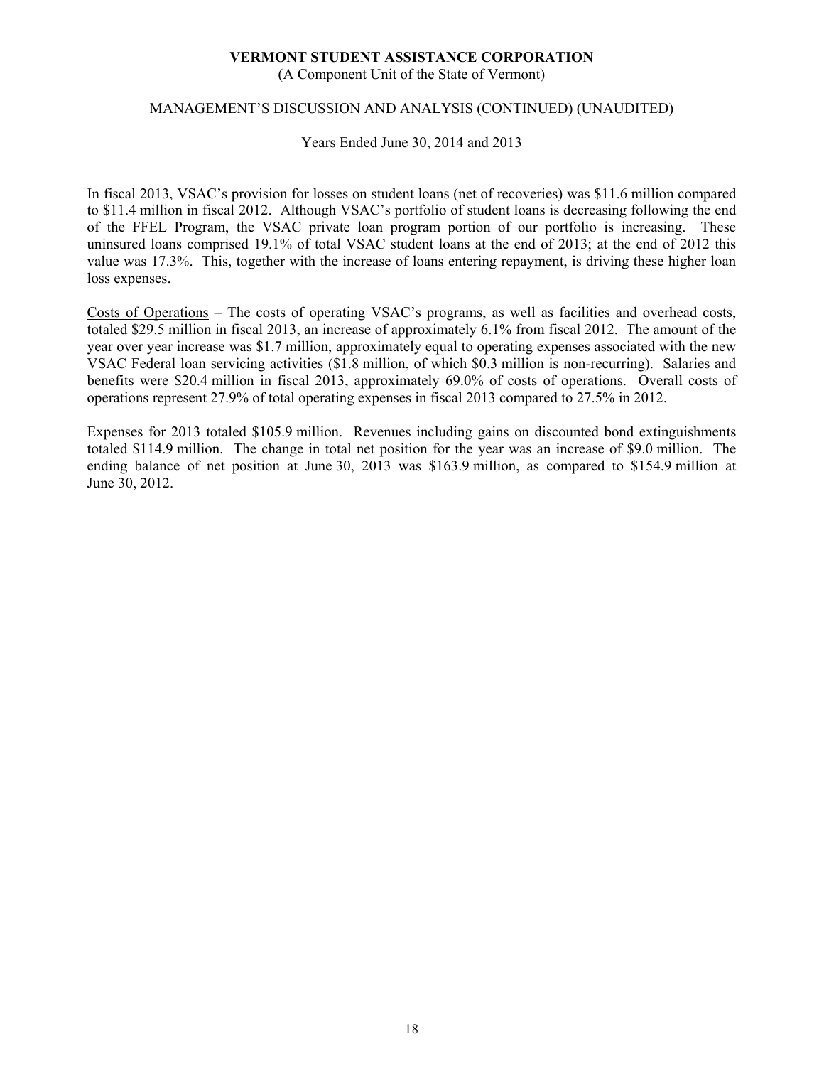In fiscal 2013, VSAC's provision for losses on student loans (net of recoveries) was \$11.6 million compared to \$11.4 million in fiscal 2012. Although VSAC's portfolio of student loans is decreasing following the end of the FFEL Program, the VSAC private loan program portion of our portfolio is increasing. These uninsured loans comprised 19.1% of total VSAC student loans at the end of 2013; at the end of 2012 this value was 17.3%. This, together with the increase of loans entering repayment, is driving these higher loan loss expenses.

<u>Costs of Operations</u> – The costs of operating VSAC's programs, as well as facilities and overhead costs, totaled \$29.5 million in fiscal 2013, an increase of approximately 6.1% from fiscal 2012. The amount of the year over year increase was \$1.7 million, approximately equal to operating expenses associated with the new VSAC Federal loan servicing activities (\$1.8 million, of which \$0.3 million is non-recurring). Salaries and benefits were \$20.4 million in fiscal 2013, approximately 69.0% of costs of operations. Overall costs of operations represent 27.9% of total operating expenses in fiscal 2013 compared to 27.5% in 2012.

Expenses for 2013 totaled \$105.9 million. Revenues including gains on discounted bond extinguishments totaled \$114.9 million. The change in total net position for the year was an increase of \$9.0 million. The ending balance of net position at June 30, 2013 was \$163.9 million, as compared to \$154.9 million at June 30, 2012.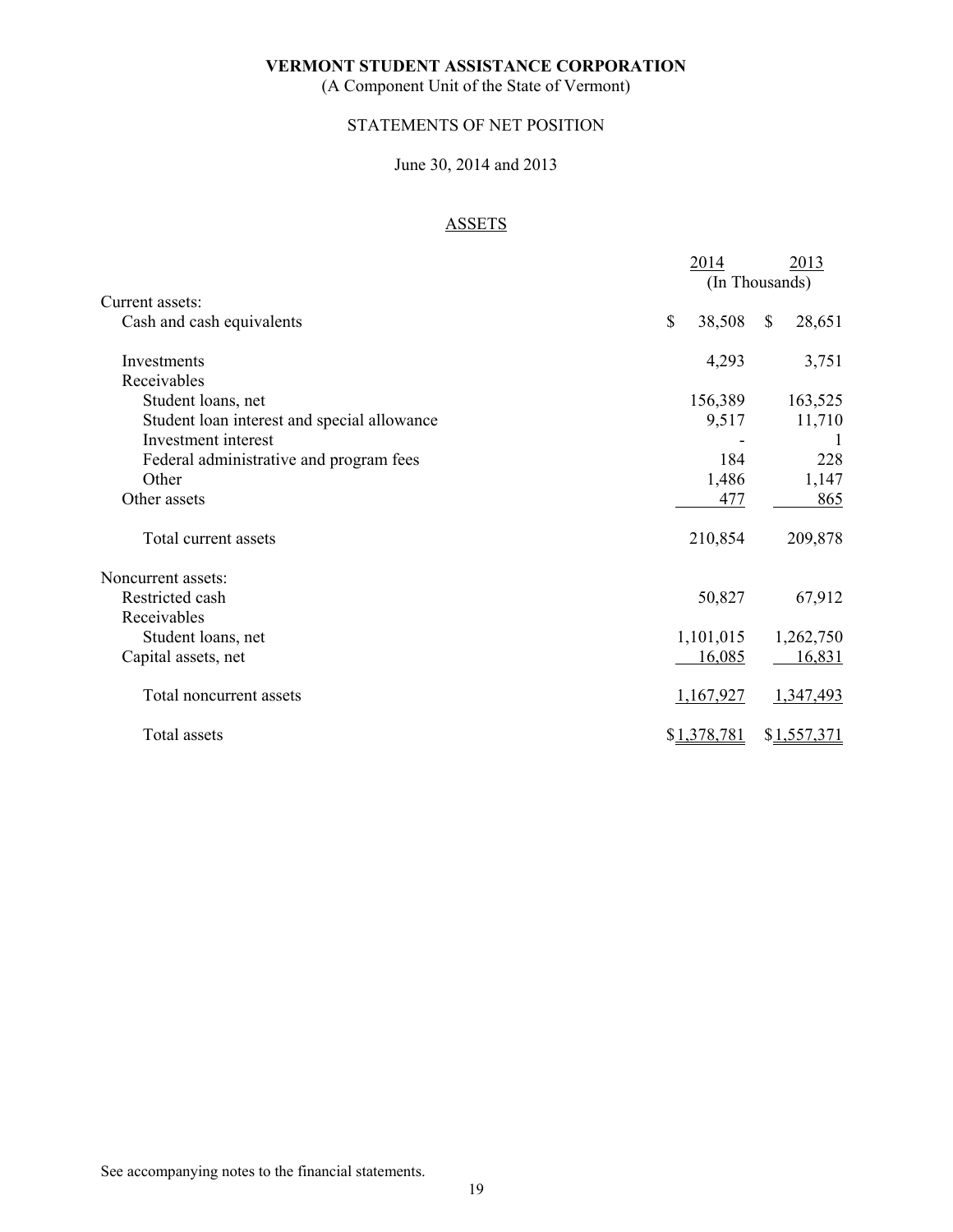**VERMONT STUDENT ASSISTANCE CORPORATION**

(A Component Unit of the State of Vermont)

STATEMENTS OF NET POSITION

June 30, 2014 and 2013

ASSETS

| | 2014 | 2013 |
|---|---|---|
| | (In Thousands) | |
| Current assets: | | |
| Cash and cash equivalents | $ 38,508 | $ 28,651 |
| Investments | 4,293 | 3,751 |
| Receivables | | |
| Student loans, net | 156,389 | 163,525 |
| Student loan interest and special allowance | 9,517 | 11,710 |
| Investment interest | - | 1 |
| Federal administrative and program fees | 184 | 228 |
| Other | 1,486 | 1,147 |
| Other assets | 477 | 865 |
| Total current assets | 210,854 | 209,878 |
| Noncurrent assets: | | |
| Restricted cash | 50,827 | 67,912 |
| Receivables | | |
| Student loans, net | 1,101,015 | 1,262,750 |
| Capital assets, net | 16,085 | 16,831 |
| Total noncurrent assets | 1,167,927 | 1,347,493 |
| Total assets | $1,378,781 | $1,557,371 |

See accompanying notes to the financial statements.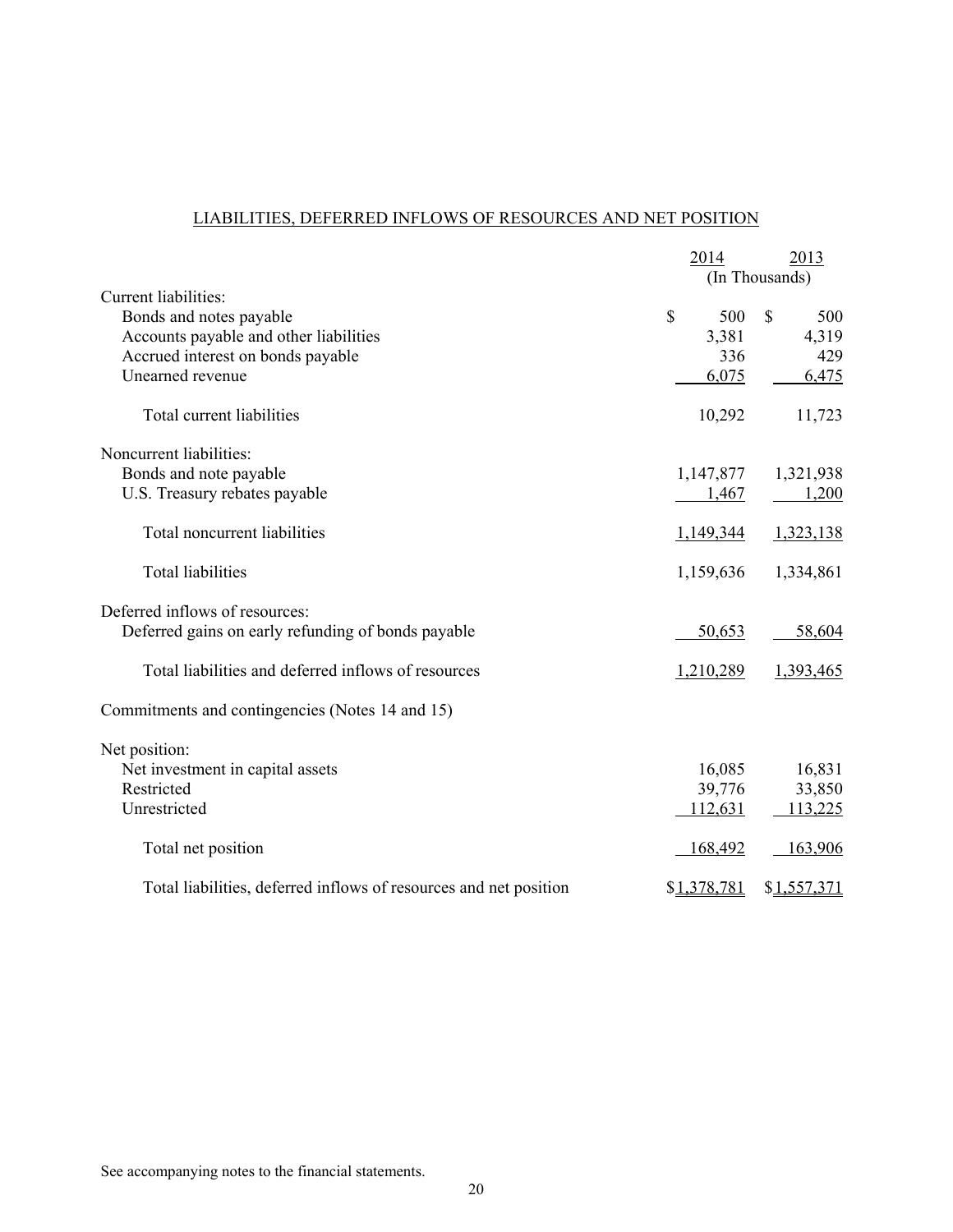## LIABILITIES, DEFERRED INFLOWS OF RESOURCES AND NET POSITION

| | 2014 | 2013 |
|---|---|---|
| | (In Thousands) | |
| Current liabilities: | | |
| Bonds and notes payable | $ 500 | $ 500 |
| Accounts payable and other liabilities | 3,381 | 4,319 |
| Accrued interest on bonds payable | 336 | 429 |
| Unearned revenue | 6,075 | 6,475 |
| Total current liabilities | 10,292 | 11,723 |
| Noncurrent liabilities: | | |
| Bonds and note payable | 1,147,877 | 1,321,938 |
| U.S. Treasury rebates payable | 1,467 | 1,200 |
| Total noncurrent liabilities | 1,149,344 | 1,323,138 |
| Total liabilities | 1,159,636 | 1,334,861 |
| Deferred inflows of resources: | | |
| Deferred gains on early refunding of bonds payable | 50,653 | 58,604 |
| Total liabilities and deferred inflows of resources | 1,210,289 | 1,393,465 |
| Commitments and contingencies (Notes 14 and 15) | | |
| Net position: | | |
| Net investment in capital assets | 16,085 | 16,831 |
| Restricted | 39,776 | 33,850 |
| Unrestricted | 112,631 | 113,225 |
| Total net position | 168,492 | 163,906 |
| Total liabilities, deferred inflows of resources and net position | $1,378,781 | $1,557,371 |

See accompanying notes to the financial statements.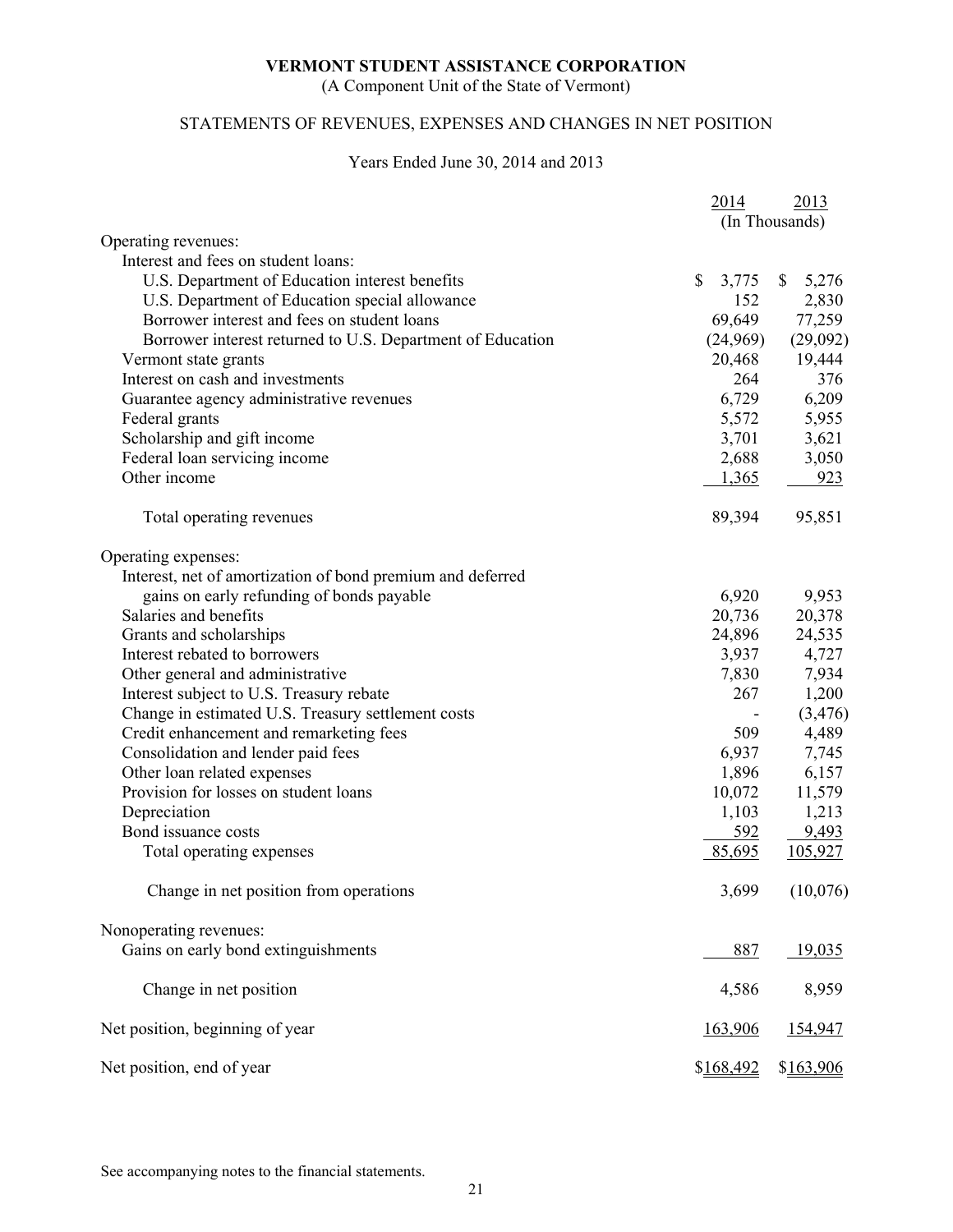# VERMONT STUDENT ASSISTANCE CORPORATION

(A Component Unit of the State of Vermont)

## STATEMENTS OF REVENUES, EXPENSES AND CHANGES IN NET POSITION

Years Ended June 30, 2014 and 2013

| | 2014 | 2013 |
|---|---|---|
| | (In Thousands) | |
| Operating revenues: | | |
| Interest and fees on student loans: | | |
| U.S. Department of Education interest benefits | $ 3,775 | $ 5,276 |
| U.S. Department of Education special allowance | 152 | 2,830 |
| Borrower interest and fees on student loans | 69,649 | 77,259 |
| Borrower interest returned to U.S. Department of Education | (24,969) | (29,092) |
| Vermont state grants | 20,468 | 19,444 |
| Interest on cash and investments | 264 | 376 |
| Guarantee agency administrative revenues | 6,729 | 6,209 |
| Federal grants | 5,572 | 5,955 |
| Scholarship and gift income | 3,701 | 3,621 |
| Federal loan servicing income | 2,688 | 3,050 |
| Other income | 1,365 | 923 |
| Total operating revenues | 89,394 | 95,851 |
| Operating expenses: | | |
| Interest, net of amortization of bond premium and deferred gains on early refunding of bonds payable | 6,920 | 9,953 |
| Salaries and benefits | 20,736 | 20,378 |
| Grants and scholarships | 24,896 | 24,535 |
| Interest rebated to borrowers | 3,937 | 4,727 |
| Other general and administrative | 7,830 | 7,934 |
| Interest subject to U.S. Treasury rebate | 267 | 1,200 |
| Change in estimated U.S. Treasury settlement costs | - | (3,476) |
| Credit enhancement and remarketing fees | 509 | 4,489 |
| Consolidation and lender paid fees | 6,937 | 7,745 |
| Other loan related expenses | 1,896 | 6,157 |
| Provision for losses on student loans | 10,072 | 11,579 |
| Depreciation | 1,103 | 1,213 |
| Bond issuance costs | 592 | 9,493 |
| Total operating expenses | 85,695 | 105,927 |
| Change in net position from operations | 3,699 | (10,076) |
| Nonoperating revenues: | | |
| Gains on early bond extinguishments | 887 | 19,035 |
| Change in net position | 4,586 | 8,959 |
| Net position, beginning of year | 163,906 | 154,947 |
| Net position, end of year | $168,492 | $163,906 |

See accompanying notes to the financial statements.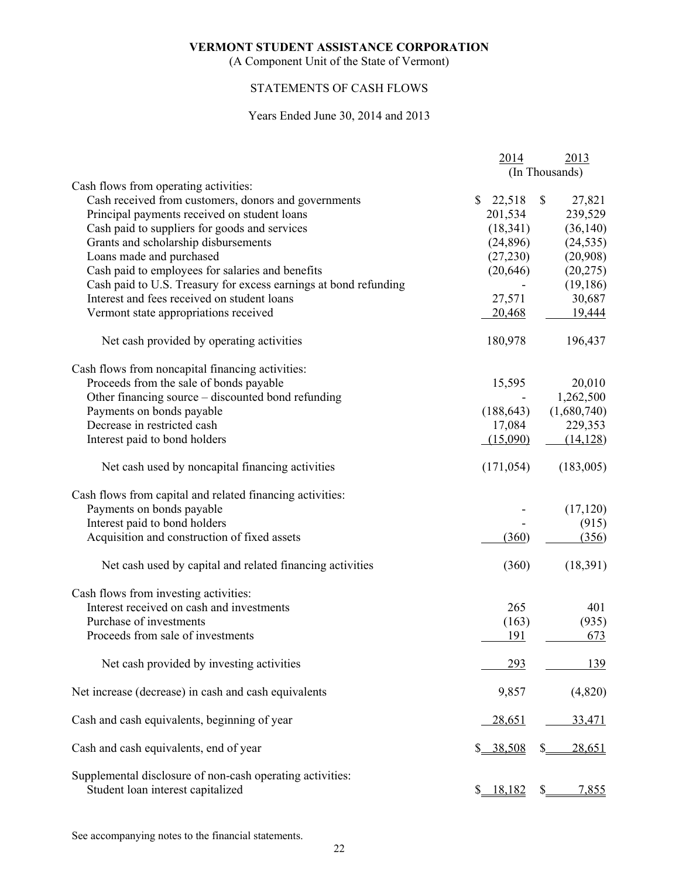# VERMONT STUDENT ASSISTANCE CORPORATION

(A Component Unit of the State of Vermont)

## STATEMENTS OF CASH FLOWS

Years Ended June 30, 2014 and 2013

| | 2014 | 2013 |
|---|---|---|
| | (In Thousands) | |
| **Cash flows from operating activities:** | | |
| Cash received from customers, donors and governments | $ 22,518 | $ 27,821 |
| Principal payments received on student loans | 201,534 | 239,529 |
| Cash paid to suppliers for goods and services | (18,341) | (36,140) |
| Grants and scholarship disbursements | (24,896) | (24,535) |
| Loans made and purchased | (27,230) | (20,908) |
| Cash paid to employees for salaries and benefits | (20,646) | (20,275) |
| Cash paid to U.S. Treasury for excess earnings at bond refunding | - | (19,186) |
| Interest and fees received on student loans | 27,571 | 30,687 |
| Vermont state appropriations received | 20,468 | 19,444 |
| Net cash provided by operating activities | 180,978 | 196,437 |
| **Cash flows from noncapital financing activities:** | | |
| Proceeds from the sale of bonds payable | 15,595 | 20,010 |
| Other financing source – discounted bond refunding | - | 1,262,500 |
| Payments on bonds payable | (188,643) | (1,680,740) |
| Decrease in restricted cash | 17,084 | 229,353 |
| Interest paid to bond holders | (15,090) | (14,128) |
| Net cash used by noncapital financing activities | (171,054) | (183,005) |
| **Cash flows from capital and related financing activities:** | | |
| Payments on bonds payable | - | (17,120) |
| Interest paid to bond holders | - | (915) |
| Acquisition and construction of fixed assets | (360) | (356) |
| Net cash used by capital and related financing activities | (360) | (18,391) |
| **Cash flows from investing activities:** | | |
| Interest received on cash and investments | 265 | 401 |
| Purchase of investments | (163) | (935) |
| Proceeds from sale of investments | 191 | 673 |
| Net cash provided by investing activities | 293 | 139 |
| Net increase (decrease) in cash and cash equivalents | 9,857 | (4,820) |
| Cash and cash equivalents, beginning of year | 28,651 | 33,471 |
| Cash and cash equivalents, end of year | $ 38,508 | $ 28,651 |
| Supplemental disclosure of non-cash operating activities: | | |
| Student loan interest capitalized | $ 18,182 | $ 7,855 |

See accompanying notes to the financial statements.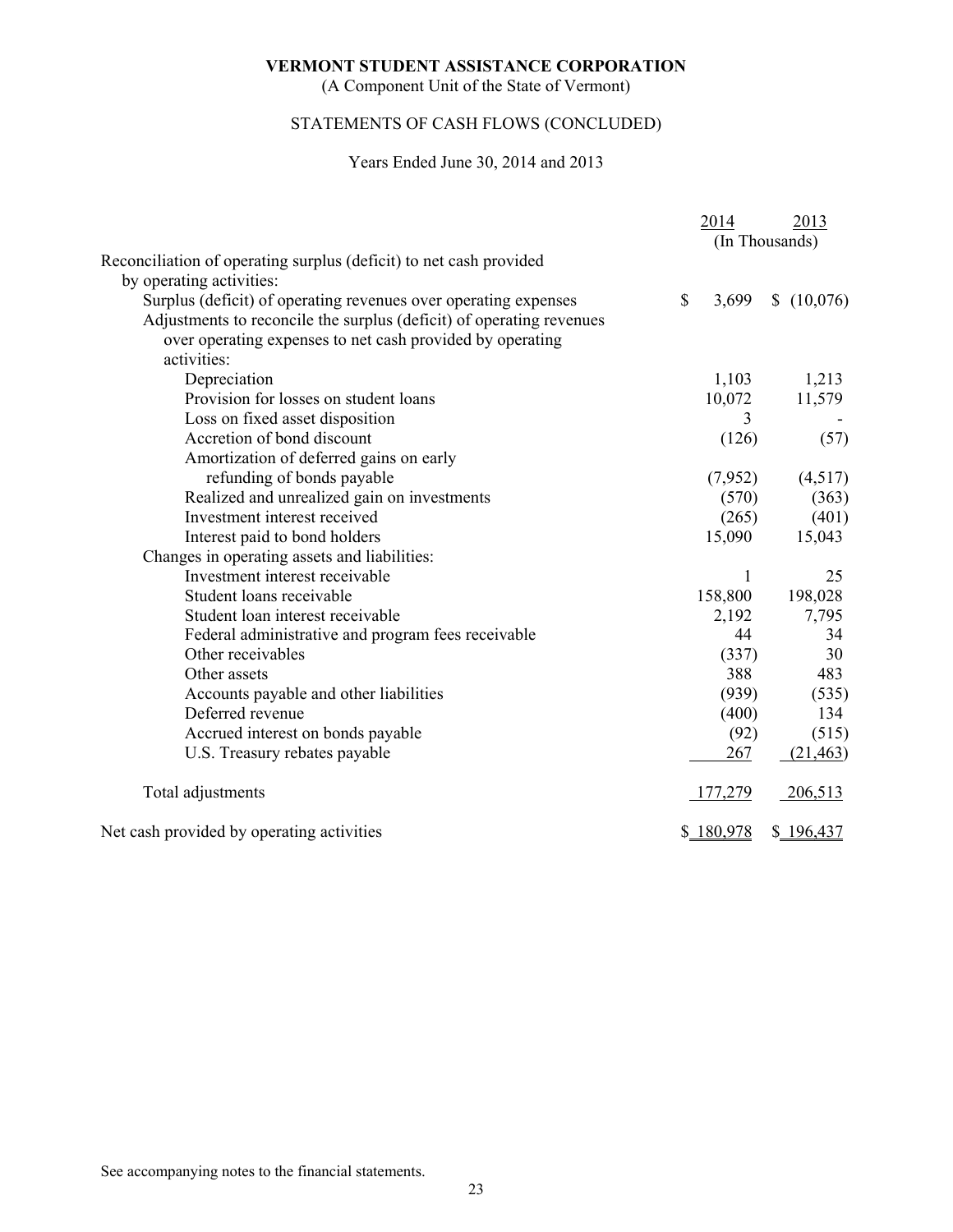**VERMONT STUDENT ASSISTANCE CORPORATION**

(A Component Unit of the State of Vermont)

STATEMENTS OF CASH FLOWS (CONCLUDED)

Years Ended June 30, 2014 and 2013

| | 2014 | 2013 |
|---|---|---|
| | (In Thousands) | |
| Reconciliation of operating surplus (deficit) to net cash provided by operating activities: | | |
| Surplus (deficit) of operating revenues over operating expenses | $ 3,699 | $ (10,076) |
| Adjustments to reconcile the surplus (deficit) of operating revenues over operating expenses to net cash provided by operating activities: | | |
| Depreciation | 1,103 | 1,213 |
| Provision for losses on student loans | 10,072 | 11,579 |
| Loss on fixed asset disposition | 3 | - |
| Accretion of bond discount | (126) | (57) |
| Amortization of deferred gains on early refunding of bonds payable | (7,952) | (4,517) |
| Realized and unrealized gain on investments | (570) | (363) |
| Investment interest received | (265) | (401) |
| Interest paid to bond holders | 15,090 | 15,043 |
| Changes in operating assets and liabilities: | | |
| Investment interest receivable | 1 | 25 |
| Student loans receivable | 158,800 | 198,028 |
| Student loan interest receivable | 2,192 | 7,795 |
| Federal administrative and program fees receivable | 44 | 34 |
| Other receivables | (337) | 30 |
| Other assets | 388 | 483 |
| Accounts payable and other liabilities | (939) | (535) |
| Deferred revenue | (400) | 134 |
| Accrued interest on bonds payable | (92) | (515) |
| U.S. Treasury rebates payable | 267 | (21,463) |
| Total adjustments | 177,279 | 206,513 |
| Net cash provided by operating activities | $ 180,978 | $ 196,437 |

See accompanying notes to the financial statements.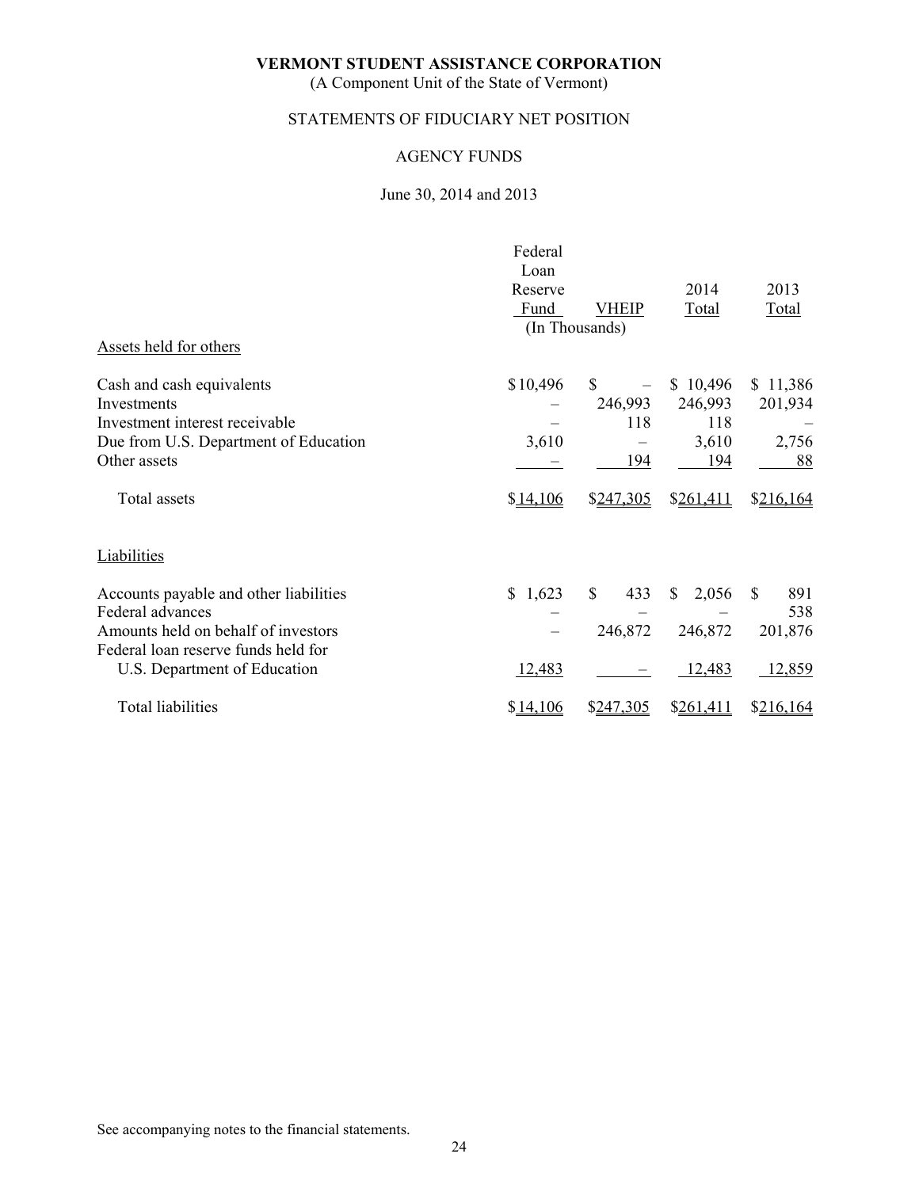**VERMONT STUDENT ASSISTANCE CORPORATION**

(A Component Unit of the State of Vermont)

STATEMENTS OF FIDUCIARY NET POSITION

AGENCY FUNDS

June 30, 2014 and 2013

| | Federal Loan Reserve Fund | VHEIP | 2014 Total | 2013 Total |
|---|---|---|---|---|
| | (In Thousands) | | | |
| Assets held for others | | | | |
| Cash and cash equivalents | $10,496 | $ – | $ 10,496 | $ 11,386 |
| Investments | – | 246,993 | 246,993 | 201,934 |
| Investment interest receivable | – | 118 | 118 | – |
| Due from U.S. Department of Education | 3,610 | – | 3,610 | 2,756 |
| Other assets | – | 194 | 194 | 88 |
| Total assets | $14,106 | $247,305 | $261,411 | $216,164 |
| Liabilities | | | | |
| Accounts payable and other liabilities | $ 1,623 | $ 433 | $ 2,056 | $ 891 |
| Federal advances | – | – | – | 538 |
| Amounts held on behalf of investors | – | 246,872 | 246,872 | 201,876 |
| Federal loan reserve funds held for U.S. Department of Education | 12,483 | – | 12,483 | 12,859 |
| Total liabilities | $14,106 | $247,305 | $261,411 | $216,164 |

See accompanying notes to the financial statements.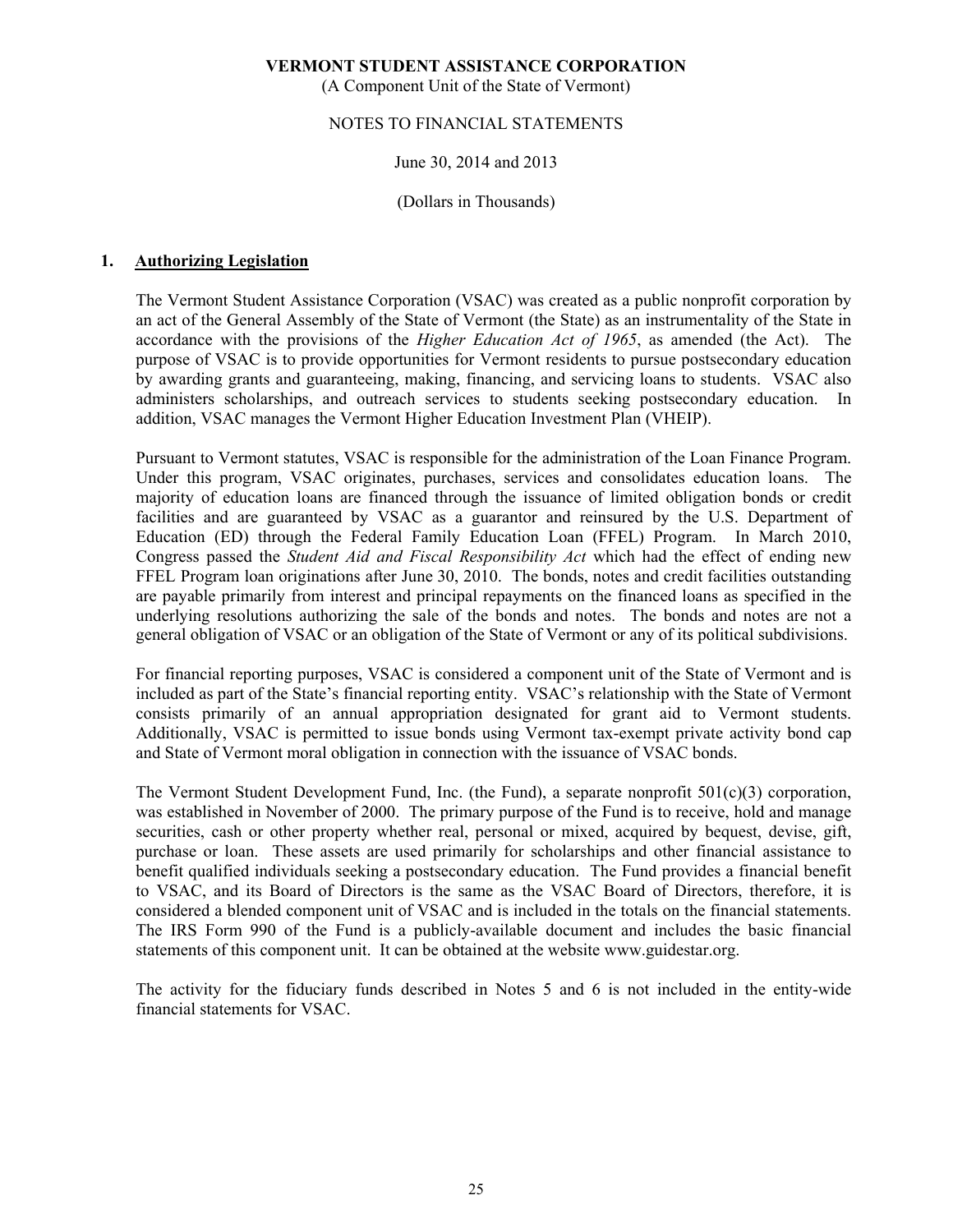**VERMONT STUDENT ASSISTANCE CORPORATION**
(A Component Unit of the State of Vermont)

NOTES TO FINANCIAL STATEMENTS

June 30, 2014 and 2013

(Dollars in Thousands)

## 1. Authorizing Legislation

The Vermont Student Assistance Corporation (VSAC) was created as a public nonprofit corporation by an act of the General Assembly of the State of Vermont (the State) as an instrumentality of the State in accordance with the provisions of the *Higher Education Act of 1965*, as amended (the Act). The purpose of VSAC is to provide opportunities for Vermont residents to pursue postsecondary education by awarding grants and guaranteeing, making, financing, and servicing loans to students. VSAC also administers scholarships, and outreach services to students seeking postsecondary education. In addition, VSAC manages the Vermont Higher Education Investment Plan (VHEIP).

Pursuant to Vermont statutes, VSAC is responsible for the administration of the Loan Finance Program. Under this program, VSAC originates, purchases, services and consolidates education loans. The majority of education loans are financed through the issuance of limited obligation bonds or credit facilities and are guaranteed by VSAC as a guarantor and reinsured by the U.S. Department of Education (ED) through the Federal Family Education Loan (FFEL) Program. In March 2010, Congress passed the *Student Aid and Fiscal Responsibility Act* which had the effect of ending new FFEL Program loan originations after June 30, 2010. The bonds, notes and credit facilities outstanding are payable primarily from interest and principal repayments on the financed loans as specified in the underlying resolutions authorizing the sale of the bonds and notes. The bonds and notes are not a general obligation of VSAC or an obligation of the State of Vermont or any of its political subdivisions.

For financial reporting purposes, VSAC is considered a component unit of the State of Vermont and is included as part of the State's financial reporting entity. VSAC's relationship with the State of Vermont consists primarily of an annual appropriation designated for grant aid to Vermont students. Additionally, VSAC is permitted to issue bonds using Vermont tax-exempt private activity bond cap and State of Vermont moral obligation in connection with the issuance of VSAC bonds.

The Vermont Student Development Fund, Inc. (the Fund), a separate nonprofit 501(c)(3) corporation, was established in November of 2000. The primary purpose of the Fund is to receive, hold and manage securities, cash or other property whether real, personal or mixed, acquired by bequest, devise, gift, purchase or loan. These assets are used primarily for scholarships and other financial assistance to benefit qualified individuals seeking a postsecondary education. The Fund provides a financial benefit to VSAC, and its Board of Directors is the same as the VSAC Board of Directors, therefore, it is considered a blended component unit of VSAC and is included in the totals on the financial statements. The IRS Form 990 of the Fund is a publicly-available document and includes the basic financial statements of this component unit. It can be obtained at the website www.guidestar.org.

The activity for the fiduciary funds described in Notes 5 and 6 is not included in the entity-wide financial statements for VSAC.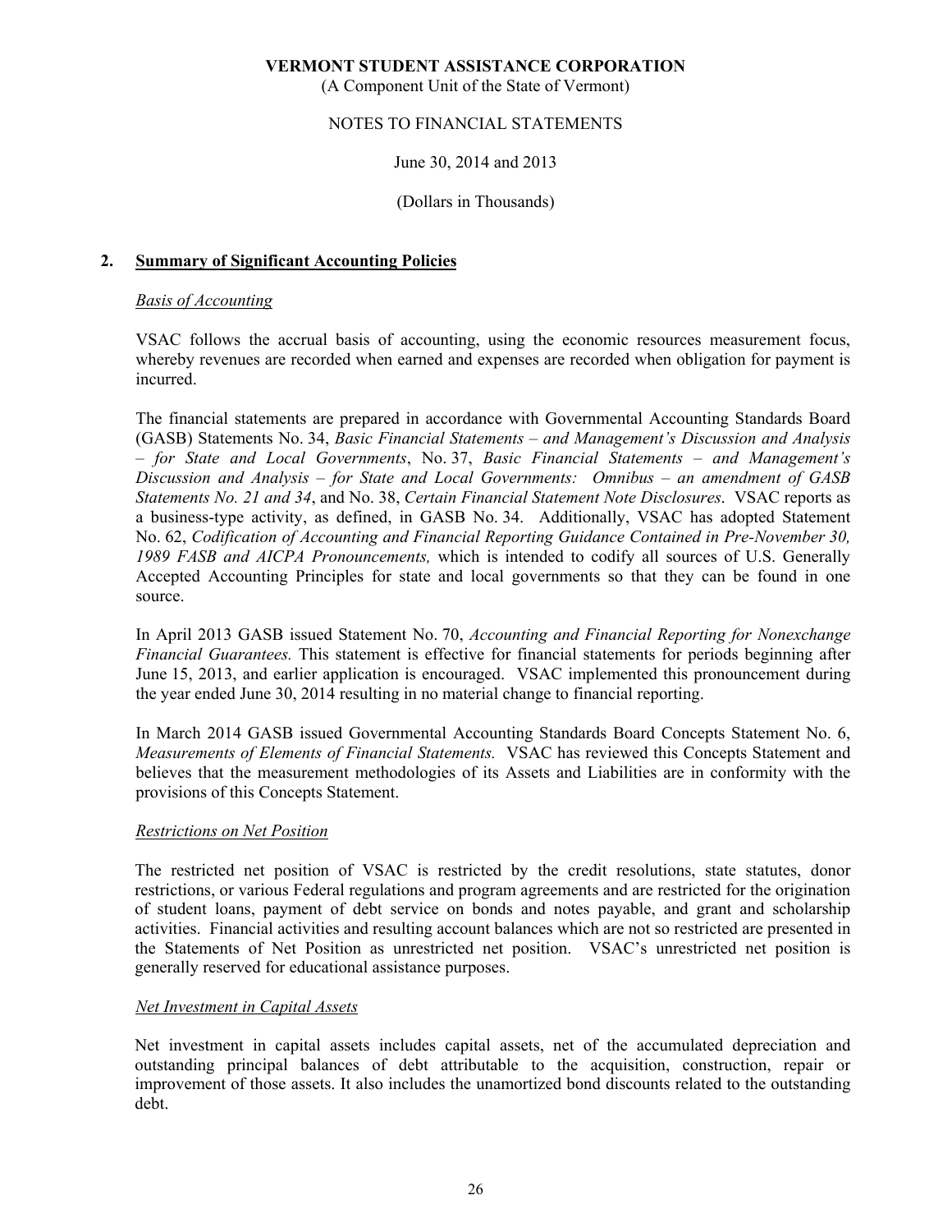## 2. **Summary of Significant Accounting Policies**

*Basis of Accounting*

VSAC follows the accrual basis of accounting, using the economic resources measurement focus, whereby revenues are recorded when earned and expenses are recorded when obligation for payment is incurred.

The financial statements are prepared in accordance with Governmental Accounting Standards Board (GASB) Statements No. 34, *Basic Financial Statements – and Management's Discussion and Analysis – for State and Local Governments*, No. 37, *Basic Financial Statements – and Management's Discussion and Analysis – for State and Local Governments: Omnibus – an amendment of GASB Statements No. 21 and 34*, and No. 38, *Certain Financial Statement Note Disclosures*. VSAC reports as a business-type activity, as defined, in GASB No. 34. Additionally, VSAC has adopted Statement No. 62, *Codification of Accounting and Financial Reporting Guidance Contained in Pre-November 30, 1989 FASB and AICPA Pronouncements,* which is intended to codify all sources of U.S. Generally Accepted Accounting Principles for state and local governments so that they can be found in one source.

In April 2013 GASB issued Statement No. 70, *Accounting and Financial Reporting for Nonexchange Financial Guarantees.* This statement is effective for financial statements for periods beginning after June 15, 2013, and earlier application is encouraged. VSAC implemented this pronouncement during the year ended June 30, 2014 resulting in no material change to financial reporting.

In March 2014 GASB issued Governmental Accounting Standards Board Concepts Statement No. 6, *Measurements of Elements of Financial Statements.* VSAC has reviewed this Concepts Statement and believes that the measurement methodologies of its Assets and Liabilities are in conformity with the provisions of this Concepts Statement.

*Restrictions on Net Position*

The restricted net position of VSAC is restricted by the credit resolutions, state statutes, donor restrictions, or various Federal regulations and program agreements and are restricted for the origination of student loans, payment of debt service on bonds and notes payable, and grant and scholarship activities. Financial activities and resulting account balances which are not so restricted are presented in the Statements of Net Position as unrestricted net position. VSAC's unrestricted net position is generally reserved for educational assistance purposes.

*Net Investment in Capital Assets*

Net investment in capital assets includes capital assets, net of the accumulated depreciation and outstanding principal balances of debt attributable to the acquisition, construction, repair or improvement of those assets. It also includes the unamortized bond discounts related to the outstanding debt.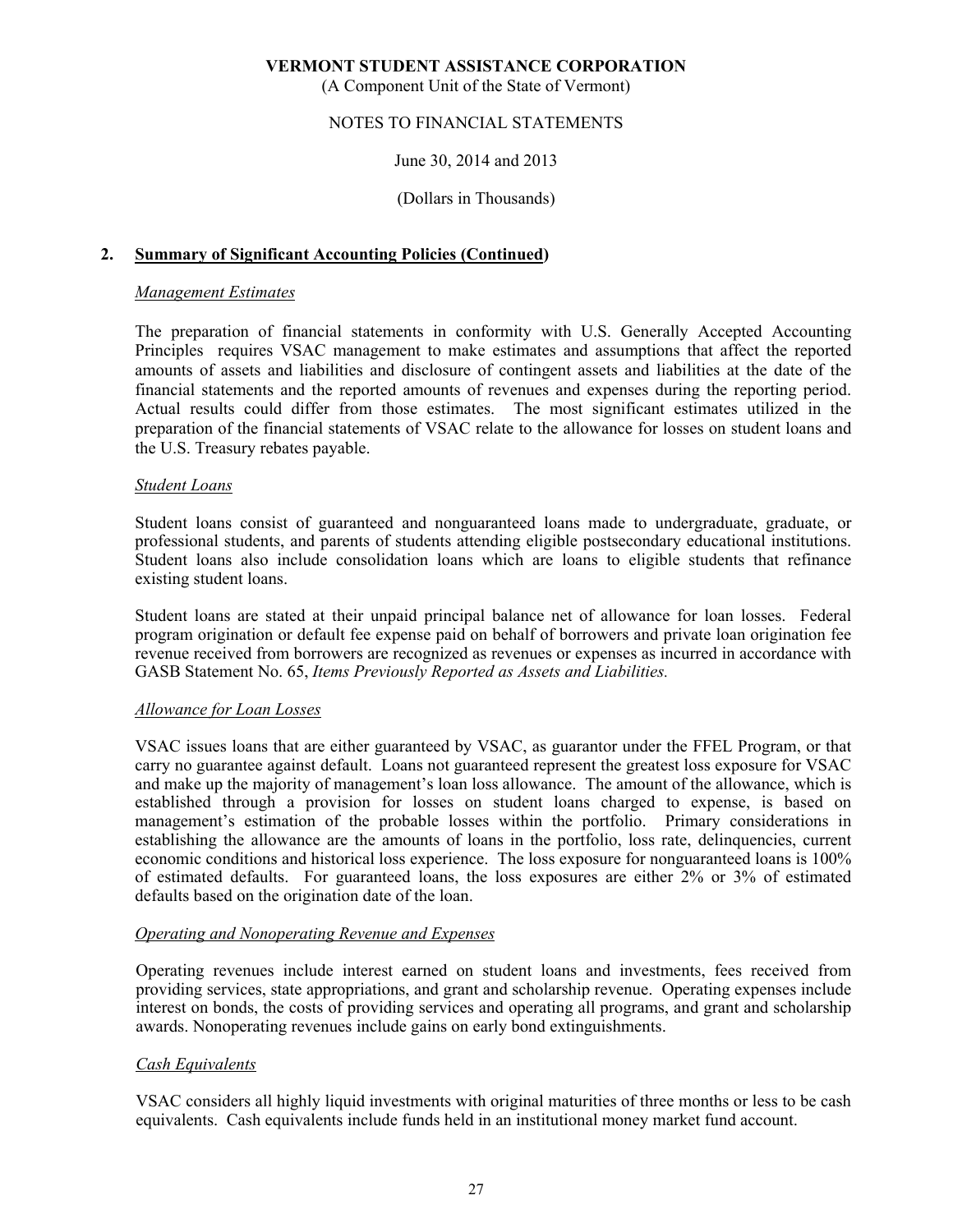## 2. Summary of Significant Accounting Policies (Continued)

### *Management Estimates*

The preparation of financial statements in conformity with U.S. Generally Accepted Accounting Principles requires VSAC management to make estimates and assumptions that affect the reported amounts of assets and liabilities and disclosure of contingent assets and liabilities at the date of the financial statements and the reported amounts of revenues and expenses during the reporting period. Actual results could differ from those estimates. The most significant estimates utilized in the preparation of the financial statements of VSAC relate to the allowance for losses on student loans and the U.S. Treasury rebates payable.

### *Student Loans*

Student loans consist of guaranteed and nonguaranteed loans made to undergraduate, graduate, or professional students, and parents of students attending eligible postsecondary educational institutions. Student loans also include consolidation loans which are loans to eligible students that refinance existing student loans.

Student loans are stated at their unpaid principal balance net of allowance for loan losses. Federal program origination or default fee expense paid on behalf of borrowers and private loan origination fee revenue received from borrowers are recognized as revenues or expenses as incurred in accordance with GASB Statement No. 65, *Items Previously Reported as Assets and Liabilities.*

### *Allowance for Loan Losses*

VSAC issues loans that are either guaranteed by VSAC, as guarantor under the FFEL Program, or that carry no guarantee against default. Loans not guaranteed represent the greatest loss exposure for VSAC and make up the majority of management's loan loss allowance. The amount of the allowance, which is established through a provision for losses on student loans charged to expense, is based on management's estimation of the probable losses within the portfolio. Primary considerations in establishing the allowance are the amounts of loans in the portfolio, loss rate, delinquencies, current economic conditions and historical loss experience. The loss exposure for nonguaranteed loans is 100% of estimated defaults. For guaranteed loans, the loss exposures are either 2% or 3% of estimated defaults based on the origination date of the loan.

### *Operating and Nonoperating Revenue and Expenses*

Operating revenues include interest earned on student loans and investments, fees received from providing services, state appropriations, and grant and scholarship revenue. Operating expenses include interest on bonds, the costs of providing services and operating all programs, and grant and scholarship awards. Nonoperating revenues include gains on early bond extinguishments.

### *Cash Equivalents*

VSAC considers all highly liquid investments with original maturities of three months or less to be cash equivalents. Cash equivalents include funds held in an institutional money market fund account.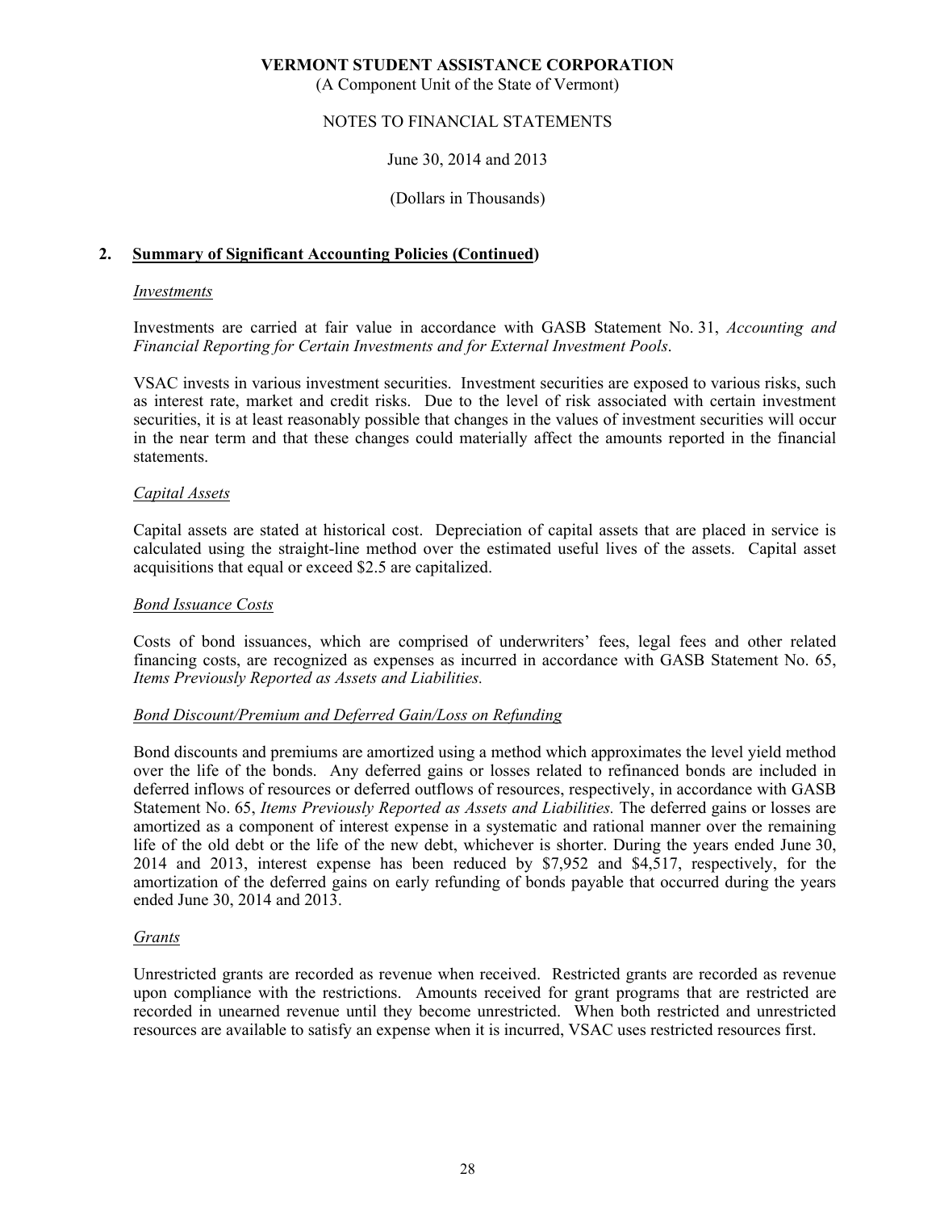## 2. Summary of Significant Accounting Policies (Continued)

### *Investments*

Investments are carried at fair value in accordance with GASB Statement No. 31, *Accounting and Financial Reporting for Certain Investments and for External Investment Pools*.

VSAC invests in various investment securities. Investment securities are exposed to various risks, such as interest rate, market and credit risks. Due to the level of risk associated with certain investment securities, it is at least reasonably possible that changes in the values of investment securities will occur in the near term and that these changes could materially affect the amounts reported in the financial statements.

### *Capital Assets*

Capital assets are stated at historical cost. Depreciation of capital assets that are placed in service is calculated using the straight-line method over the estimated useful lives of the assets. Capital asset acquisitions that equal or exceed $2.5 are capitalized.

### *Bond Issuance Costs*

Costs of bond issuances, which are comprised of underwriters' fees, legal fees and other related financing costs, are recognized as expenses as incurred in accordance with GASB Statement No. 65, *Items Previously Reported as Assets and Liabilities.*

### *Bond Discount/Premium and Deferred Gain/Loss on Refunding*

Bond discounts and premiums are amortized using a method which approximates the level yield method over the life of the bonds. Any deferred gains or losses related to refinanced bonds are included in deferred inflows of resources or deferred outflows of resources, respectively, in accordance with GASB Statement No. 65, *Items Previously Reported as Assets and Liabilities.* The deferred gains or losses are amortized as a component of interest expense in a systematic and rational manner over the remaining life of the old debt or the life of the new debt, whichever is shorter. During the years ended June 30, 2014 and 2013, interest expense has been reduced by $7,952 and $4,517, respectively, for the amortization of the deferred gains on early refunding of bonds payable that occurred during the years ended June 30, 2014 and 2013.

### *Grants*

Unrestricted grants are recorded as revenue when received. Restricted grants are recorded as revenue upon compliance with the restrictions. Amounts received for grant programs that are restricted are recorded in unearned revenue until they become unrestricted. When both restricted and unrestricted resources are available to satisfy an expense when it is incurred, VSAC uses restricted resources first.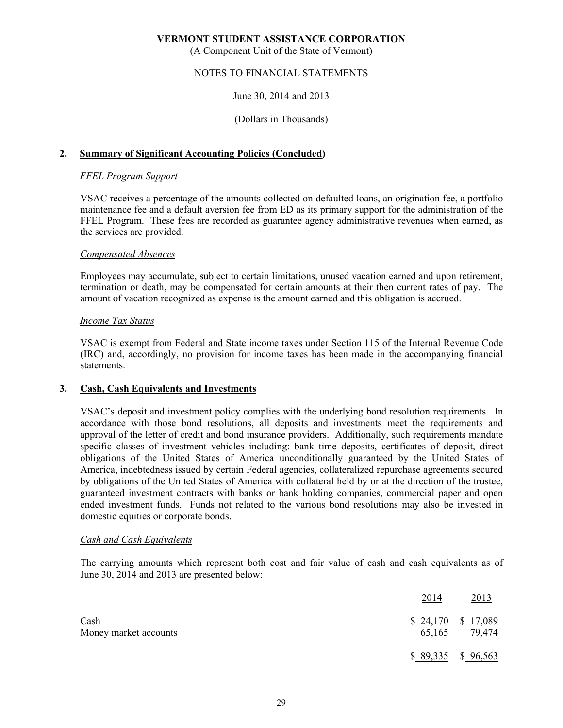## 2. Summary of Significant Accounting Policies (Concluded)

*FFEL Program Support*

VSAC receives a percentage of the amounts collected on defaulted loans, an origination fee, a portfolio maintenance fee and a default aversion fee from ED as its primary support for the administration of the FFEL Program. These fees are recorded as guarantee agency administrative revenues when earned, as the services are provided.

*Compensated Absences*

Employees may accumulate, subject to certain limitations, unused vacation earned and upon retirement, termination or death, may be compensated for certain amounts at their then current rates of pay. The amount of vacation recognized as expense is the amount earned and this obligation is accrued.

*Income Tax Status*

VSAC is exempt from Federal and State income taxes under Section 115 of the Internal Revenue Code (IRC) and, accordingly, no provision for income taxes has been made in the accompanying financial statements.

## 3. Cash, Cash Equivalents and Investments

VSAC's deposit and investment policy complies with the underlying bond resolution requirements. In accordance with those bond resolutions, all deposits and investments meet the requirements and approval of the letter of credit and bond insurance providers. Additionally, such requirements mandate specific classes of investment vehicles including: bank time deposits, certificates of deposit, direct obligations of the United States of America unconditionally guaranteed by the United States of America, indebtedness issued by certain Federal agencies, collateralized repurchase agreements secured by obligations of the United States of America with collateral held by or at the direction of the trustee, guaranteed investment contracts with banks or bank holding companies, commercial paper and open ended investment funds. Funds not related to the various bond resolutions may also be invested in domestic equities or corporate bonds.

*Cash and Cash Equivalents*

The carrying amounts which represent both cost and fair value of cash and cash equivalents as of June 30, 2014 and 2013 are presented below:

| | 2014 | 2013 |
|---|---|---|
| Cash | $ 24,170 | $ 17,089 |
| Money market accounts | 65,165 | 79,474 |
| | $ 89,335 | $ 96,563 |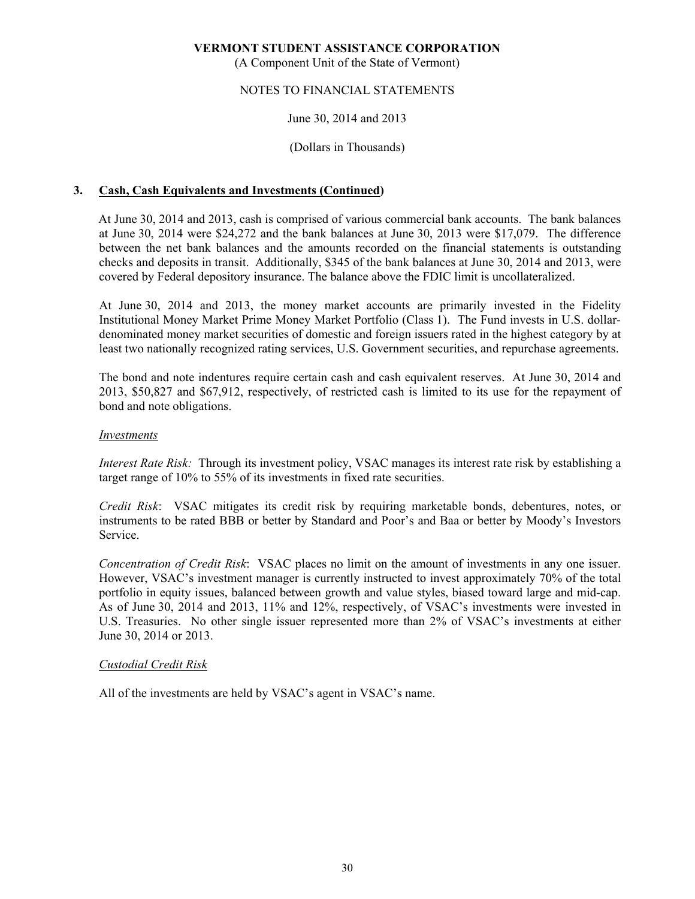**VERMONT STUDENT ASSISTANCE CORPORATION**
(A Component Unit of the State of Vermont)

NOTES TO FINANCIAL STATEMENTS

June 30, 2014 and 2013

(Dollars in Thousands)

## 3. Cash, Cash Equivalents and Investments (Continued)

At June 30, 2014 and 2013, cash is comprised of various commercial bank accounts. The bank balances at June 30, 2014 were $24,272 and the bank balances at June 30, 2013 were $17,079. The difference between the net bank balances and the amounts recorded on the financial statements is outstanding checks and deposits in transit. Additionally, $345 of the bank balances at June 30, 2014 and 2013, were covered by Federal depository insurance. The balance above the FDIC limit is uncollateralized.

At June 30, 2014 and 2013, the money market accounts are primarily invested in the Fidelity Institutional Money Market Prime Money Market Portfolio (Class 1). The Fund invests in U.S. dollar-denominated money market securities of domestic and foreign issuers rated in the highest category by at least two nationally recognized rating services, U.S. Government securities, and repurchase agreements.

The bond and note indentures require certain cash and cash equivalent reserves. At June 30, 2014 and 2013, $50,827 and $67,912, respectively, of restricted cash is limited to its use for the repayment of bond and note obligations.

*Investments*

*Interest Rate Risk:* Through its investment policy, VSAC manages its interest rate risk by establishing a target range of 10% to 55% of its investments in fixed rate securities.

*Credit Risk*: VSAC mitigates its credit risk by requiring marketable bonds, debentures, notes, or instruments to be rated BBB or better by Standard and Poor's and Baa or better by Moody's Investors Service.

*Concentration of Credit Risk*: VSAC places no limit on the amount of investments in any one issuer. However, VSAC's investment manager is currently instructed to invest approximately 70% of the total portfolio in equity issues, balanced between growth and value styles, biased toward large and mid-cap. As of June 30, 2014 and 2013, 11% and 12%, respectively, of VSAC's investments were invested in U.S. Treasuries. No other single issuer represented more than 2% of VSAC's investments at either June 30, 2014 or 2013.

*Custodial Credit Risk*

All of the investments are held by VSAC's agent in VSAC's name.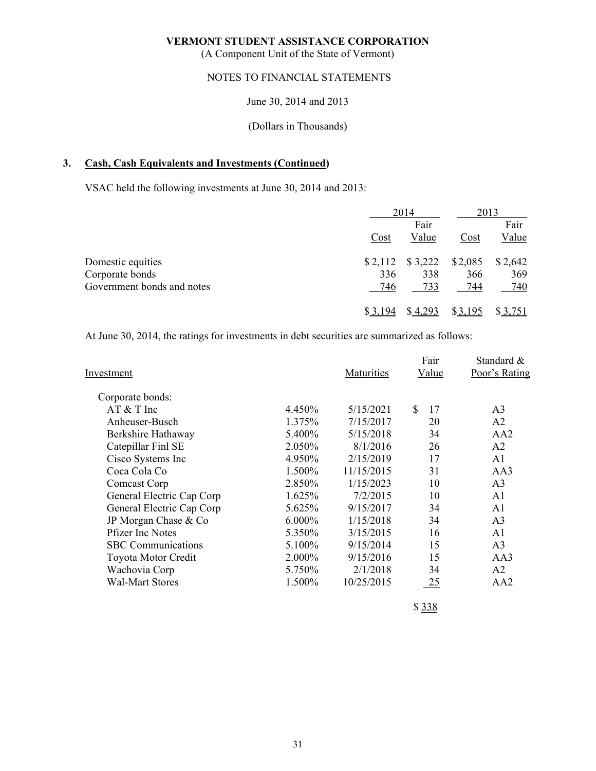**VERMONT STUDENT ASSISTANCE CORPORATION**
(A Component Unit of the State of Vermont)

NOTES TO FINANCIAL STATEMENTS

June 30, 2014 and 2013

(Dollars in Thousands)

## 3. Cash, Cash Equivalents and Investments (Continued)

VSAC held the following investments at June 30, 2014 and 2013:

| | 2014 | | 2013 | |
|---|---|---|---|---|
| | Cost | Fair Value | Cost | Fair Value |
| Domestic equities | $ 2,112 | $ 3,222 | $ 2,085 | $ 2,642 |
| Corporate bonds | 336 | 338 | 366 | 369 |
| Government bonds and notes | 746 | 733 | 744 | 740 |
| | $ 3,194 | $ 4,293 | $ 3,195 | $ 3,751 |

At June 30, 2014, the ratings for investments in debt securities are summarized as follows:

| Investment | | Maturities | Fair Value | Standard & Poor's Rating |
|---|---|---|---|---|
| Corporate bonds: | | | | |
| AT & T Inc | 4.450% | 5/15/2021 | $ 17 | A3 |
| Anheuser-Busch | 1.375% | 7/15/2017 | 20 | A2 |
| Berkshire Hathaway | 5.400% | 5/15/2018 | 34 | AA2 |
| Catepillar Finl SE | 2.050% | 8/1/2016 | 26 | A2 |
| Cisco Systems Inc | 4.950% | 2/15/2019 | 17 | A1 |
| Coca Cola Co | 1.500% | 11/15/2015 | 31 | AA3 |
| Comcast Corp | 2.850% | 1/15/2023 | 10 | A3 |
| General Electric Cap Corp | 1.625% | 7/2/2015 | 10 | A1 |
| General Electric Cap Corp | 5.625% | 9/15/2017 | 34 | A1 |
| JP Morgan Chase & Co | 6.000% | 1/15/2018 | 34 | A3 |
| Pfizer Inc Notes | 5.350% | 3/15/2015 | 16 | A1 |
| SBC Communications | 5.100% | 9/15/2014 | 15 | A3 |
| Toyota Motor Credit | 2.000% | 9/15/2016 | 15 | AA3 |
| Wachovia Corp | 5.750% | 2/1/2018 | 34 | A2 |
| Wal-Mart Stores | 1.500% | 10/25/2015 | 25 | AA2 |
| | | | $ 338 | |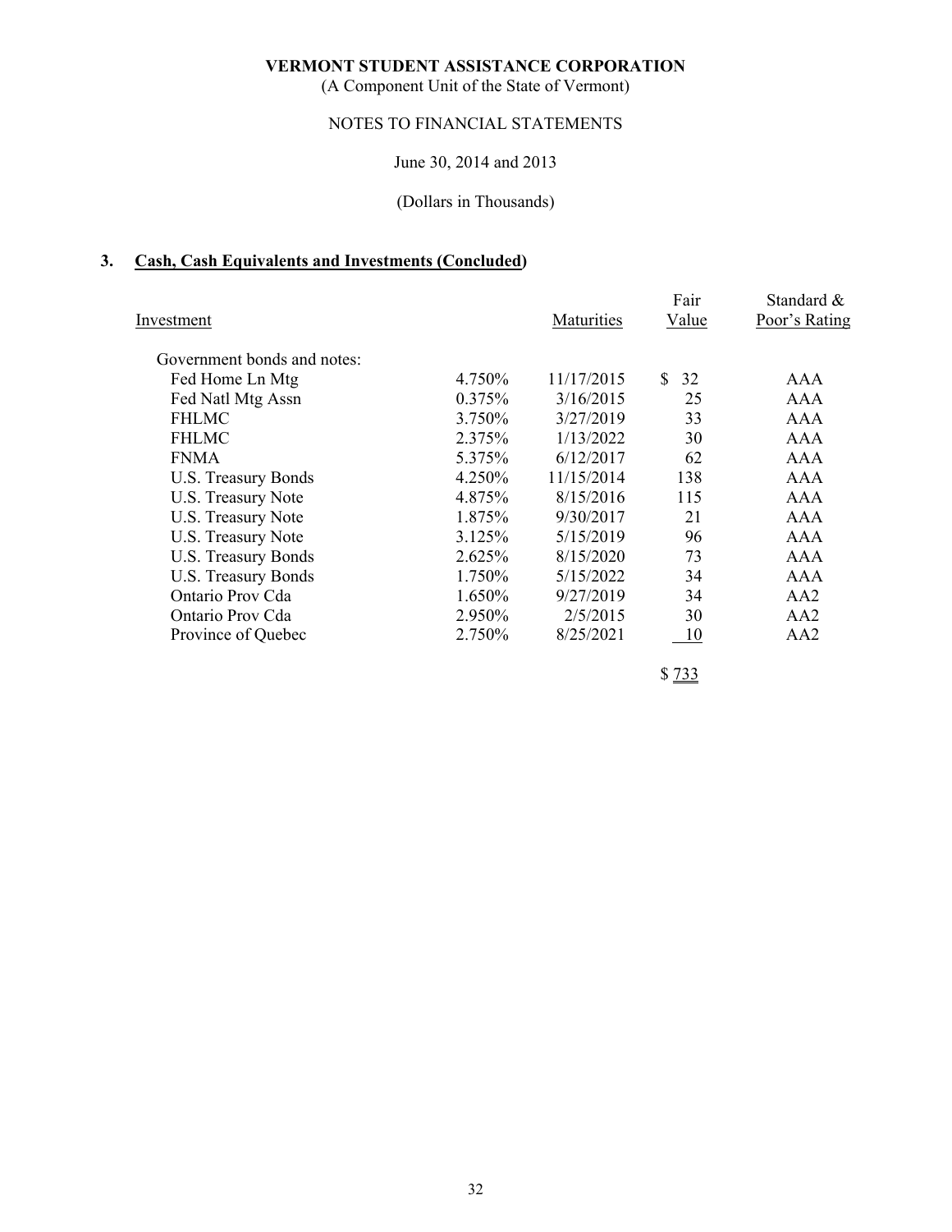**VERMONT STUDENT ASSISTANCE CORPORATION**
(A Component Unit of the State of Vermont)

NOTES TO FINANCIAL STATEMENTS

June 30, 2014 and 2013

(Dollars in Thousands)

## 3. Cash, Cash Equivalents and Investments (Concluded)

| Investment | | Maturities | Fair Value | Standard & Poor's Rating |
|---|---|---|---|---|
| Government bonds and notes: | | | | |
| Fed Home Ln Mtg | 4.750% | 11/17/2015 | $ 32 | AAA |
| Fed Natl Mtg Assn | 0.375% | 3/16/2015 | 25 | AAA |
| FHLMC | 3.750% | 3/27/2019 | 33 | AAA |
| FHLMC | 2.375% | 1/13/2022 | 30 | AAA |
| FNMA | 5.375% | 6/12/2017 | 62 | AAA |
| U.S. Treasury Bonds | 4.250% | 11/15/2014 | 138 | AAA |
| U.S. Treasury Note | 4.875% | 8/15/2016 | 115 | AAA |
| U.S. Treasury Note | 1.875% | 9/30/2017 | 21 | AAA |
| U.S. Treasury Note | 3.125% | 5/15/2019 | 96 | AAA |
| U.S. Treasury Bonds | 2.625% | 8/15/2020 | 73 | AAA |
| U.S. Treasury Bonds | 1.750% | 5/15/2022 | 34 | AAA |
| Ontario Prov Cda | 1.650% | 9/27/2019 | 34 | AA2 |
| Ontario Prov Cda | 2.950% | 2/5/2015 | 30 | AA2 |
| Province of Quebec | 2.750% | 8/25/2021 | 10 | AA2 |
| | | | $ 733 | |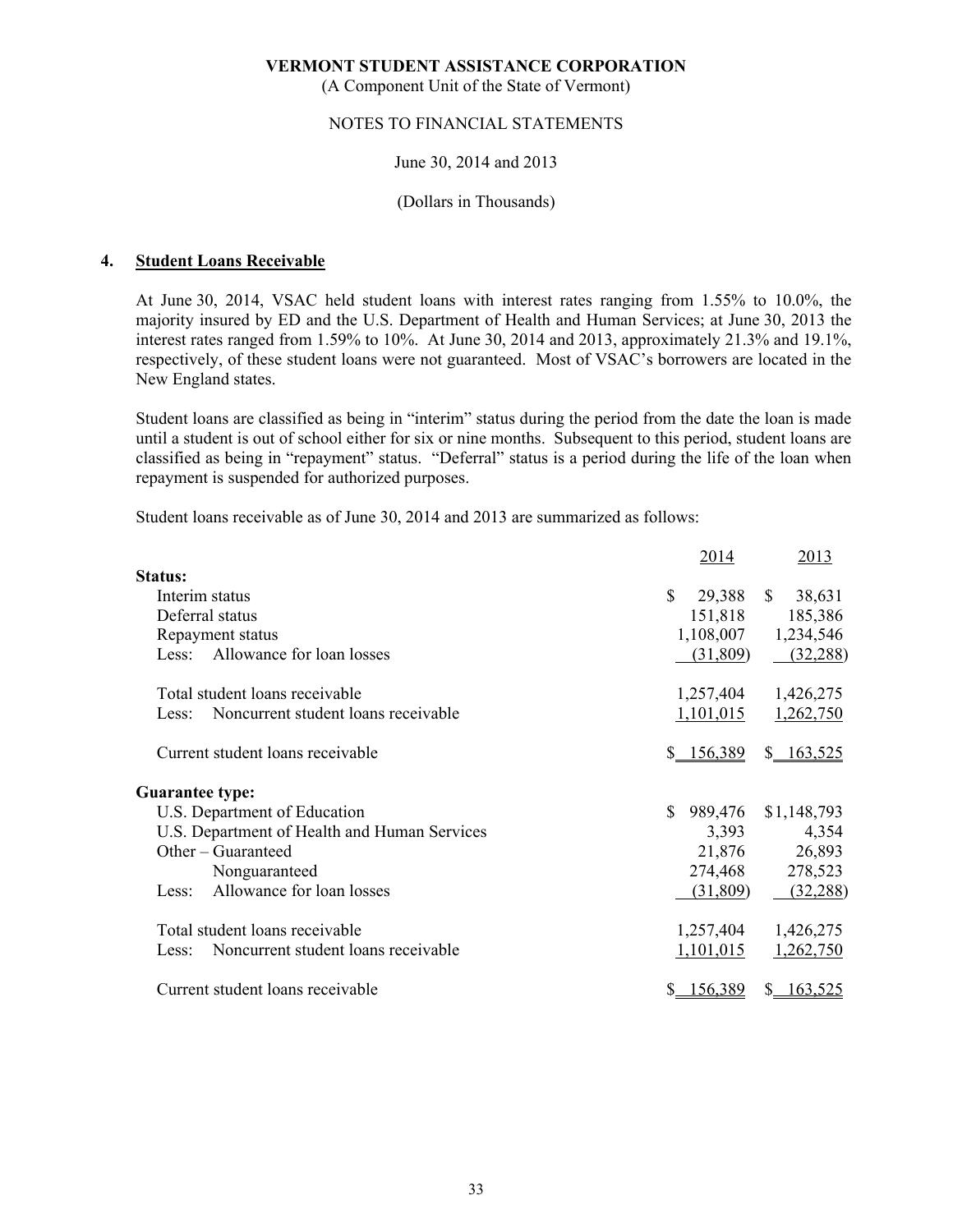VERMONT STUDENT ASSISTANCE CORPORATION
(A Component Unit of the State of Vermont)

NOTES TO FINANCIAL STATEMENTS

June 30, 2014 and 2013

(Dollars in Thousands)

## 4. Student Loans Receivable

At June 30, 2014, VSAC held student loans with interest rates ranging from 1.55% to 10.0%, the majority insured by ED and the U.S. Department of Health and Human Services; at June 30, 2013 the interest rates ranged from 1.59% to 10%. At June 30, 2014 and 2013, approximately 21.3% and 19.1%, respectively, of these student loans were not guaranteed. Most of VSAC's borrowers are located in the New England states.

Student loans are classified as being in "interim" status during the period from the date the loan is made until a student is out of school either for six or nine months. Subsequent to this period, student loans are classified as being in "repayment" status. "Deferral" status is a period during the life of the loan when repayment is suspended for authorized purposes.

Student loans receivable as of June 30, 2014 and 2013 are summarized as follows:

| | 2014 | 2013 |
|---|---|---|
| **Status:** | | |
| Interim status | $ 29,388 | $ 38,631 |
| Deferral status | 151,818 | 185,386 |
| Repayment status | 1,108,007 | 1,234,546 |
| Less: Allowance for loan losses | (31,809) | (32,288) |
| Total student loans receivable | 1,257,404 | 1,426,275 |
| Less: Noncurrent student loans receivable | 1,101,015 | 1,262,750 |
| Current student loans receivable | $ 156,389 | $ 163,525 |
| **Guarantee type:** | | |
| U.S. Department of Education | $ 989,476 | $1,148,793 |
| U.S. Department of Health and Human Services | 3,393 | 4,354 |
| Other – Guaranteed | 21,876 | 26,893 |
| Nonguaranteed | 274,468 | 278,523 |
| Less: Allowance for loan losses | (31,809) | (32,288) |
| Total student loans receivable | 1,257,404 | 1,426,275 |
| Less: Noncurrent student loans receivable | 1,101,015 | 1,262,750 |
| Current student loans receivable | $ 156,389 | $ 163,525 |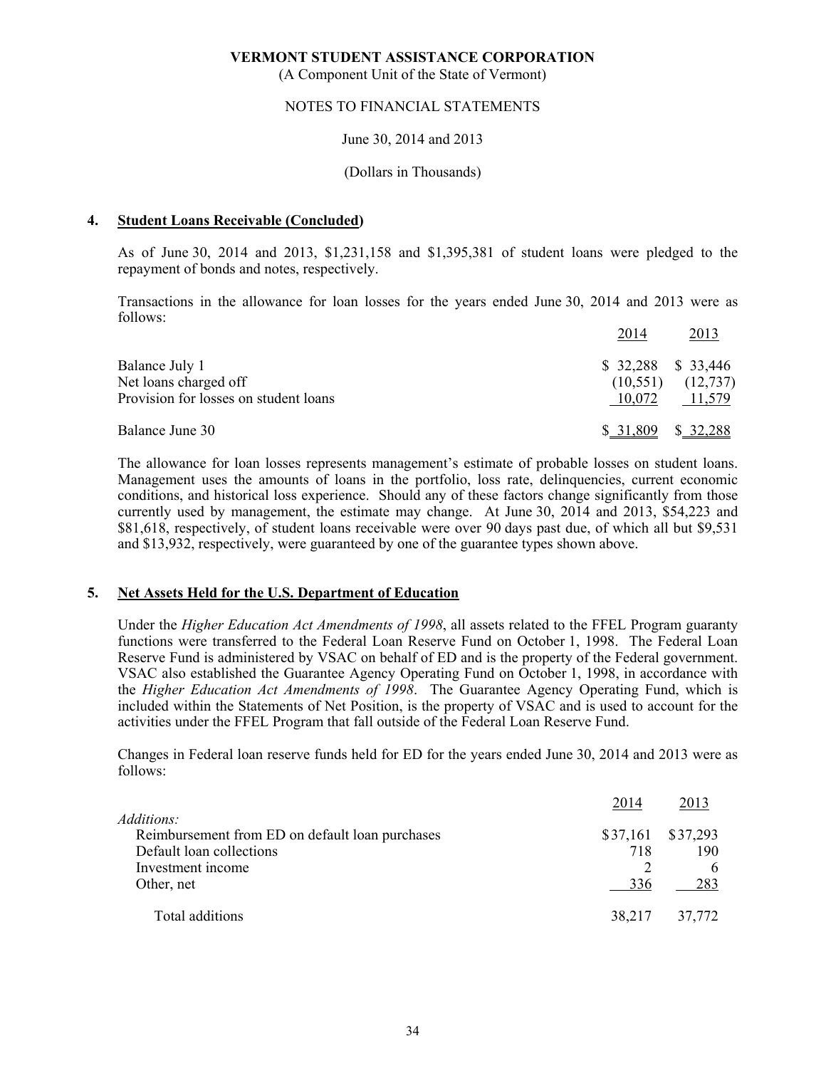# VERMONT STUDENT ASSISTANCE CORPORATION

(A Component Unit of the State of Vermont)

NOTES TO FINANCIAL STATEMENTS

June 30, 2014 and 2013

(Dollars in Thousands)

## 4. Student Loans Receivable (Concluded)

As of June 30, 2014 and 2013, $1,231,158 and $1,395,381 of student loans were pledged to the repayment of bonds and notes, respectively.

Transactions in the allowance for loan losses for the years ended June 30, 2014 and 2013 were as follows:

| | 2014 | 2013 |
|---|---|---|
| Balance July 1 | $ 32,288 | $ 33,446 |
| Net loans charged off | (10,551) | (12,737) |
| Provision for losses on student loans | 10,072 | 11,579 |
| Balance June 30 | $ 31,809 | $ 32,288 |

The allowance for loan losses represents management's estimate of probable losses on student loans. Management uses the amounts of loans in the portfolio, loss rate, delinquencies, current economic conditions, and historical loss experience. Should any of these factors change significantly from those currently used by management, the estimate may change. At June 30, 2014 and 2013, $54,223 and $81,618, respectively, of student loans receivable were over 90 days past due, of which all but $9,531 and $13,932, respectively, were guaranteed by one of the guarantee types shown above.

## 5. Net Assets Held for the U.S. Department of Education

Under the *Higher Education Act Amendments of 1998*, all assets related to the FFEL Program guaranty functions were transferred to the Federal Loan Reserve Fund on October 1, 1998. The Federal Loan Reserve Fund is administered by VSAC on behalf of ED and is the property of the Federal government. VSAC also established the Guarantee Agency Operating Fund on October 1, 1998, in accordance with the *Higher Education Act Amendments of 1998*. The Guarantee Agency Operating Fund, which is included within the Statements of Net Position, is the property of VSAC and is used to account for the activities under the FFEL Program that fall outside of the Federal Loan Reserve Fund.

Changes in Federal loan reserve funds held for ED for the years ended June 30, 2014 and 2013 were as follows:

| | 2014 | 2013 |
|---|---|---|
| *Additions:* | | |
| Reimbursement from ED on default loan purchases | $37,161 | $37,293 |
| Default loan collections | 718 | 190 |
| Investment income | 2 | 6 |
| Other, net | 336 | 283 |
| Total additions | 38,217 | 37,772 |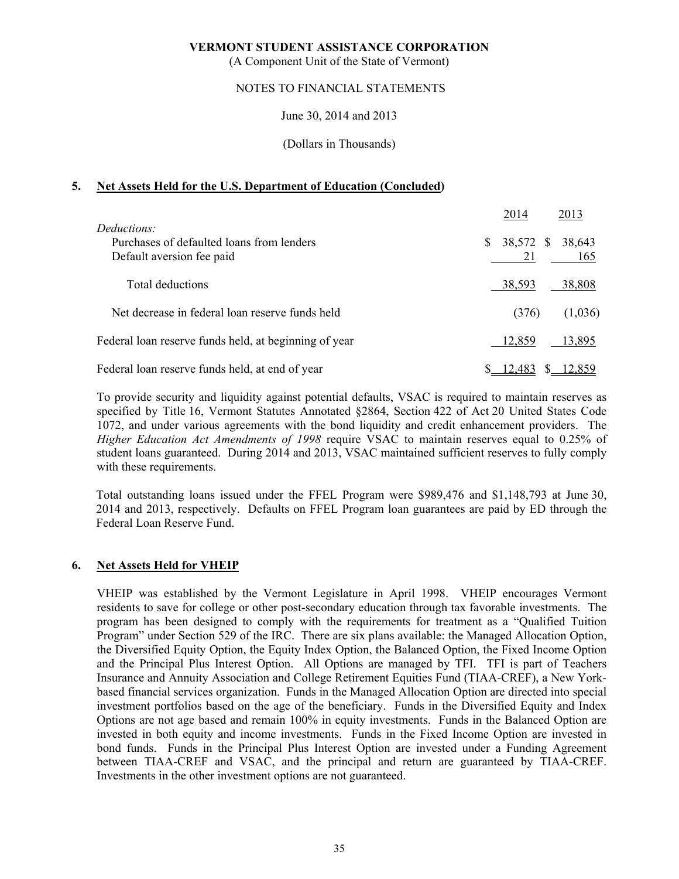## 5. Net Assets Held for the U.S. Department of Education (Concluded)

| | 2014 | 2013 |
|---|---|---|
| *Deductions:* | | |
| Purchases of defaulted loans from lenders | $ 38,572 | $ 38,643 |
| Default aversion fee paid | 21 | 165 |
| Total deductions | 38,593 | 38,808 |
| Net decrease in federal loan reserve funds held | (376) | (1,036) |
| Federal loan reserve funds held, at beginning of year | 12,859 | 13,895 |
| Federal loan reserve funds held, at end of year | $ 12,483 | $ 12,859 |

To provide security and liquidity against potential defaults, VSAC is required to maintain reserves as specified by Title 16, Vermont Statutes Annotated §2864, Section 422 of Act 20 United States Code 1072, and under various agreements with the bond liquidity and credit enhancement providers. The *Higher Education Act Amendments of 1998* require VSAC to maintain reserves equal to 0.25% of student loans guaranteed. During 2014 and 2013, VSAC maintained sufficient reserves to fully comply with these requirements.

Total outstanding loans issued under the FFEL Program were $989,476 and $1,148,793 at June 30, 2014 and 2013, respectively. Defaults on FFEL Program loan guarantees are paid by ED through the Federal Loan Reserve Fund.

## 6. Net Assets Held for VHEIP

VHEIP was established by the Vermont Legislature in April 1998. VHEIP encourages Vermont residents to save for college or other post-secondary education through tax favorable investments. The program has been designed to comply with the requirements for treatment as a "Qualified Tuition Program" under Section 529 of the IRC. There are six plans available: the Managed Allocation Option, the Diversified Equity Option, the Equity Index Option, the Balanced Option, the Fixed Income Option and the Principal Plus Interest Option. All Options are managed by TFI. TFI is part of Teachers Insurance and Annuity Association and College Retirement Equities Fund (TIAA-CREF), a New York-based financial services organization. Funds in the Managed Allocation Option are directed into special investment portfolios based on the age of the beneficiary. Funds in the Diversified Equity and Index Options are not age based and remain 100% in equity investments. Funds in the Balanced Option are invested in both equity and income investments. Funds in the Fixed Income Option are invested in bond funds. Funds in the Principal Plus Interest Option are invested under a Funding Agreement between TIAA-CREF and VSAC, and the principal and return are guaranteed by TIAA-CREF. Investments in the other investment options are not guaranteed.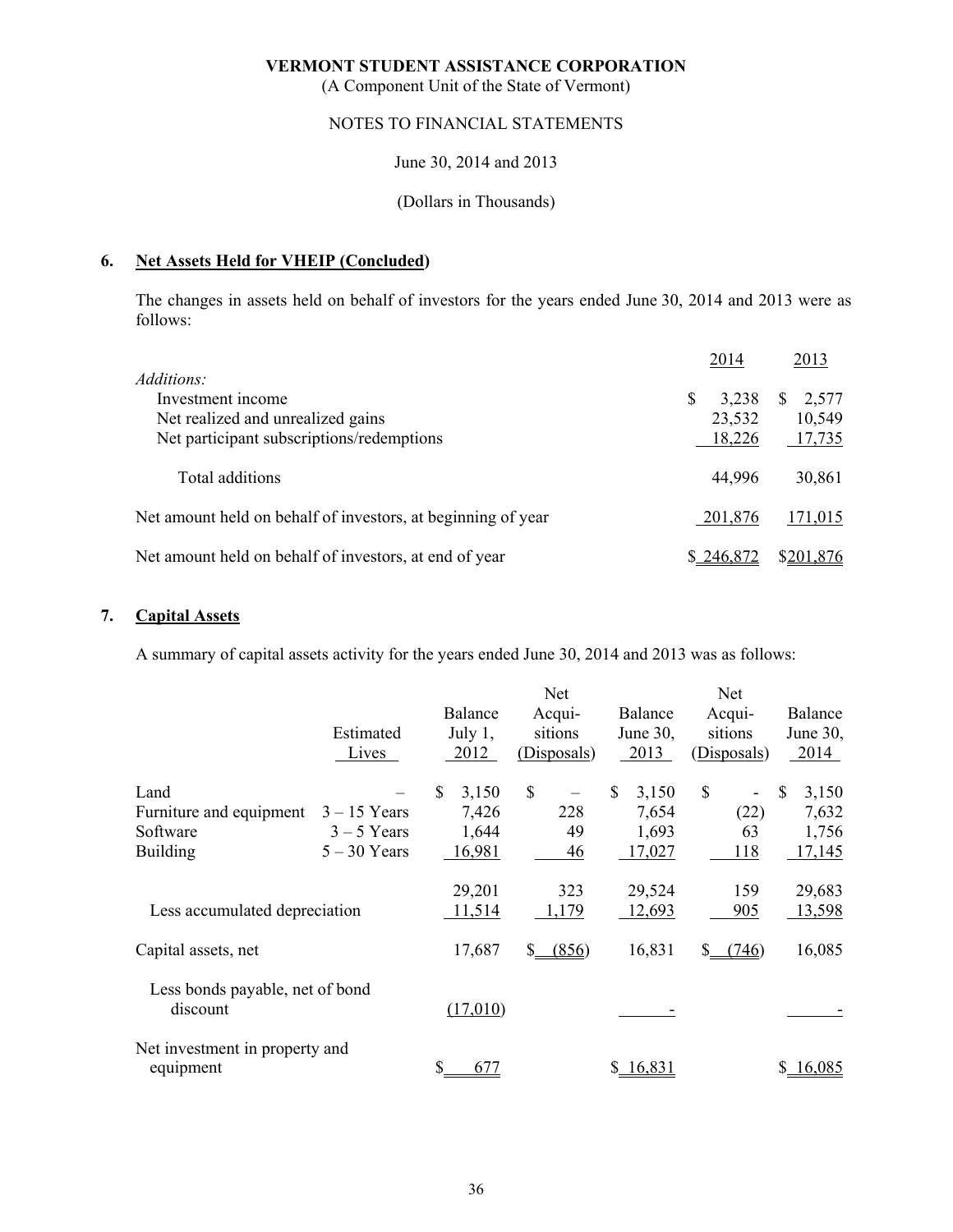VERMONT STUDENT ASSISTANCE CORPORATION
(A Component Unit of the State of Vermont)

NOTES TO FINANCIAL STATEMENTS

June 30, 2014 and 2013

(Dollars in Thousands)

## 6. Net Assets Held for VHEIP (Concluded)

The changes in assets held on behalf of investors for the years ended June 30, 2014 and 2013 were as follows:

| | 2014 | 2013 |
|---|---|---|
| *Additions:* | | |
| Investment income | $ 3,238 | $ 2,577 |
| Net realized and unrealized gains | 23,532 | 10,549 |
| Net participant subscriptions/redemptions | 18,226 | 17,735 |
| Total additions | 44,996 | 30,861 |
| Net amount held on behalf of investors, at beginning of year | 201,876 | 171,015 |
| Net amount held on behalf of investors, at end of year | $ 246,872 | $201,876 |

## 7. Capital Assets

A summary of capital assets activity for the years ended June 30, 2014 and 2013 was as follows:

| | Estimated Lives | Balance July 1, 2012 | Net Acqui-sitions (Disposals) | Balance June 30, 2013 | Net Acqui-sitions (Disposals) | Balance June 30, 2014 |
|---|---|---|---|---|---|---|
| Land | – | $ 3,150 | $ – | $ 3,150 | $ - | $ 3,150 |
| Furniture and equipment | 3 – 15 Years | 7,426 | 228 | 7,654 | (22) | 7,632 |
| Software | 3 – 5 Years | 1,644 | 49 | 1,693 | 63 | 1,756 |
| Building | 5 – 30 Years | 16,981 | 46 | 17,027 | 118 | 17,145 |
| | | 29,201 | 323 | 29,524 | 159 | 29,683 |
| Less accumulated depreciation | | 11,514 | 1,179 | 12,693 | 905 | 13,598 |
| Capital assets, net | | 17,687 | $ (856) | 16,831 | $ (746) | 16,085 |
| Less bonds payable, net of bond discount | | (17,010) | | - | | - |
| Net investment in property and equipment | | $ 677 | | $ 16,831 | | $ 16,085 |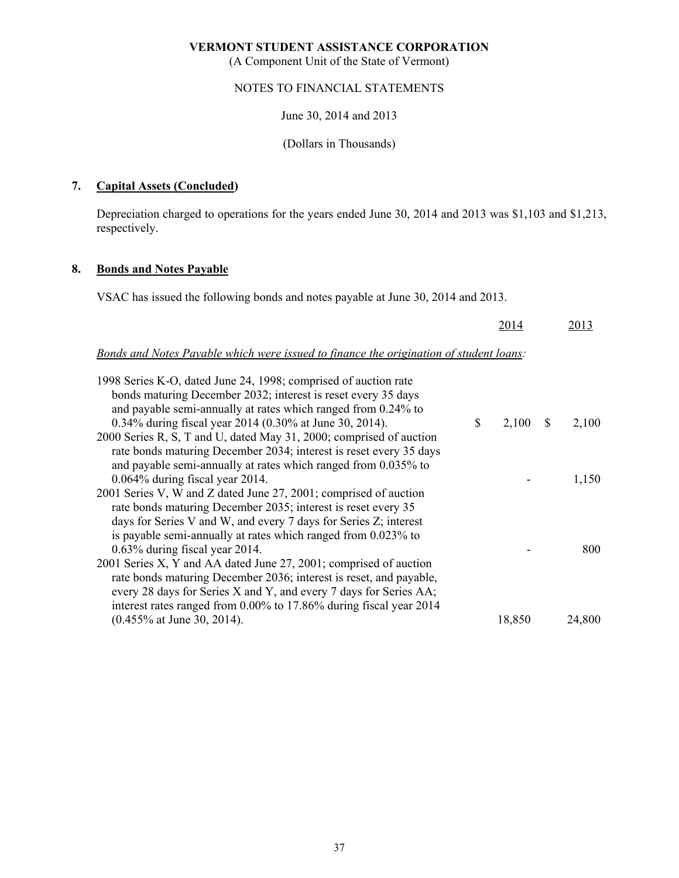**VERMONT STUDENT ASSISTANCE CORPORATION**
(A Component Unit of the State of Vermont)

NOTES TO FINANCIAL STATEMENTS

June 30, 2014 and 2013

(Dollars in Thousands)

## 7. Capital Assets (Concluded)

Depreciation charged to operations for the years ended June 30, 2014 and 2013 was $1,103 and $1,213, respectively.

## 8. Bonds and Notes Payable

VSAC has issued the following bonds and notes payable at June 30, 2014 and 2013.

| | 2014 | 2013 |
|---|---|---|
| *Bonds and Notes Payable which were issued to finance the origination of student loans:* | | |
| 1998 Series K-O, dated June 24, 1998; comprised of auction rate bonds maturing December 2032; interest is reset every 35 days and payable semi-annually at rates which ranged from 0.24% to 0.34% during fiscal year 2014 (0.30% at June 30, 2014). | $ 2,100 | $ 2,100 |
| 2000 Series R, S, T and U, dated May 31, 2000; comprised of auction rate bonds maturing December 2034; interest is reset every 35 days and payable semi-annually at rates which ranged from 0.035% to 0.064% during fiscal year 2014. | - | 1,150 |
| 2001 Series V, W and Z dated June 27, 2001; comprised of auction rate bonds maturing December 2035; interest is reset every 35 days for Series V and W, and every 7 days for Series Z; interest is payable semi-annually at rates which ranged from 0.023% to 0.63% during fiscal year 2014. | - | 800 |
| 2001 Series X, Y and AA dated June 27, 2001; comprised of auction rate bonds maturing December 2036; interest is reset, and payable, every 28 days for Series X and Y, and every 7 days for Series AA; interest rates ranged from 0.00% to 17.86% during fiscal year 2014 (0.455% at June 30, 2014). | 18,850 | 24,800 |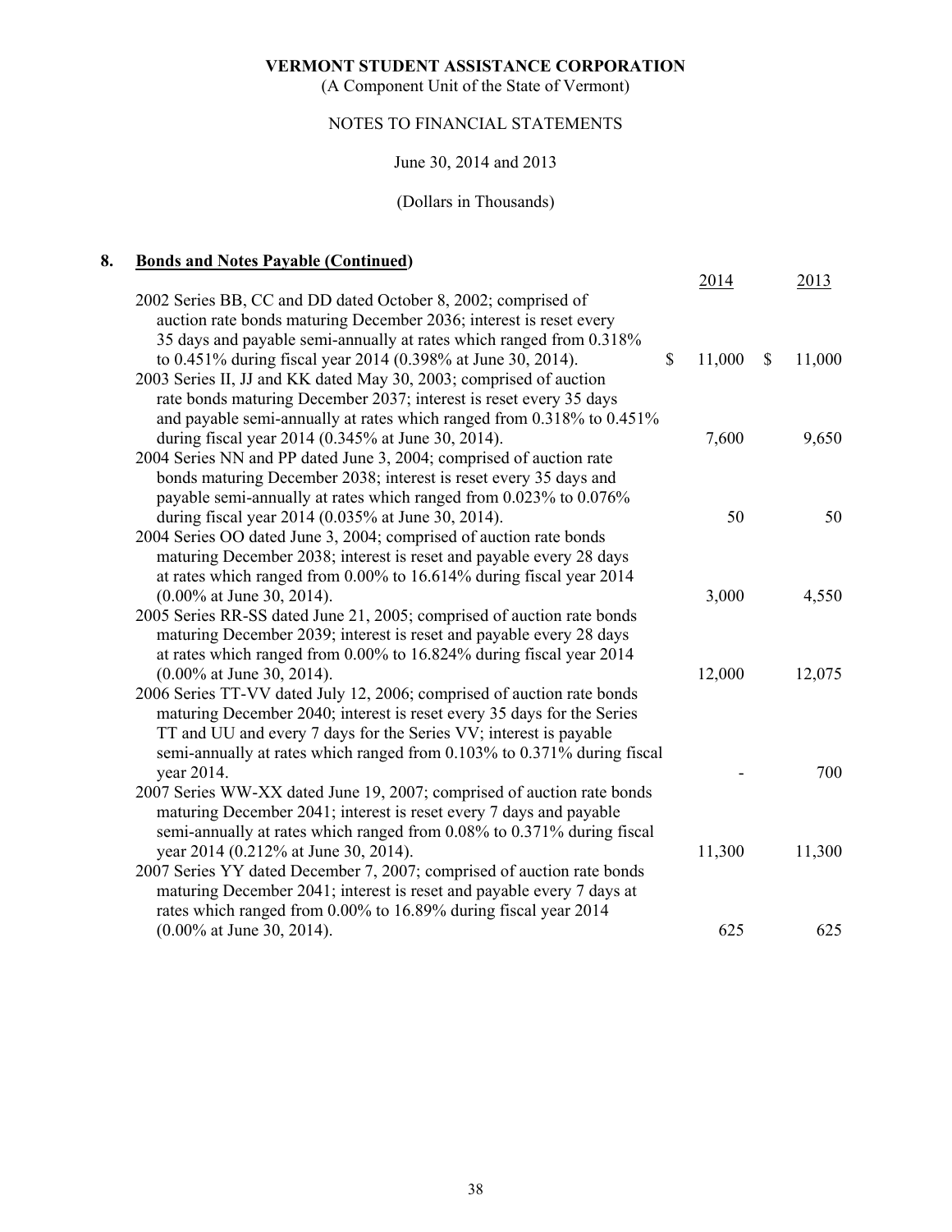VERMONT STUDENT ASSISTANCE CORPORATION

(A Component Unit of the State of Vermont)

NOTES TO FINANCIAL STATEMENTS

June 30, 2014 and 2013

(Dollars in Thousands)

## 8. Bonds and Notes Payable (Continued)

| | 2014 | 2013 |
|---|---|---|
| 2002 Series BB, CC and DD dated October 8, 2002; comprised of auction rate bonds maturing December 2036; interest is reset every 35 days and payable semi-annually at rates which ranged from 0.318% to 0.451% during fiscal year 2014 (0.398% at June 30, 2014). | $ 11,000 | $ 11,000 |
| 2003 Series II, JJ and KK dated May 30, 2003; comprised of auction rate bonds maturing December 2037; interest is reset every 35 days and payable semi-annually at rates which ranged from 0.318% to 0.451% during fiscal year 2014 (0.345% at June 30, 2014). | 7,600 | 9,650 |
| 2004 Series NN and PP dated June 3, 2004; comprised of auction rate bonds maturing December 2038; interest is reset every 35 days and payable semi-annually at rates which ranged from 0.023% to 0.076% during fiscal year 2014 (0.035% at June 30, 2014). | 50 | 50 |
| 2004 Series OO dated June 3, 2004; comprised of auction rate bonds maturing December 2038; interest is reset and payable every 28 days at rates which ranged from 0.00% to 16.614% during fiscal year 2014 (0.00% at June 30, 2014). | 3,000 | 4,550 |
| 2005 Series RR-SS dated June 21, 2005; comprised of auction rate bonds maturing December 2039; interest is reset and payable every 28 days at rates which ranged from 0.00% to 16.824% during fiscal year 2014 (0.00% at June 30, 2014). | 12,000 | 12,075 |
| 2006 Series TT-VV dated July 12, 2006; comprised of auction rate bonds maturing December 2040; interest is reset every 35 days for the Series TT and UU and every 7 days for the Series VV; interest is payable semi-annually at rates which ranged from 0.103% to 0.371% during fiscal year 2014. | - | 700 |
| 2007 Series WW-XX dated June 19, 2007; comprised of auction rate bonds maturing December 2041; interest is reset every 7 days and payable semi-annually at rates which ranged from 0.08% to 0.371% during fiscal year 2014 (0.212% at June 30, 2014). | 11,300 | 11,300 |
| 2007 Series YY dated December 7, 2007; comprised of auction rate bonds maturing December 2041; interest is reset and payable every 7 days at rates which ranged from 0.00% to 16.89% during fiscal year 2014 (0.00% at June 30, 2014). | 625 | 625 |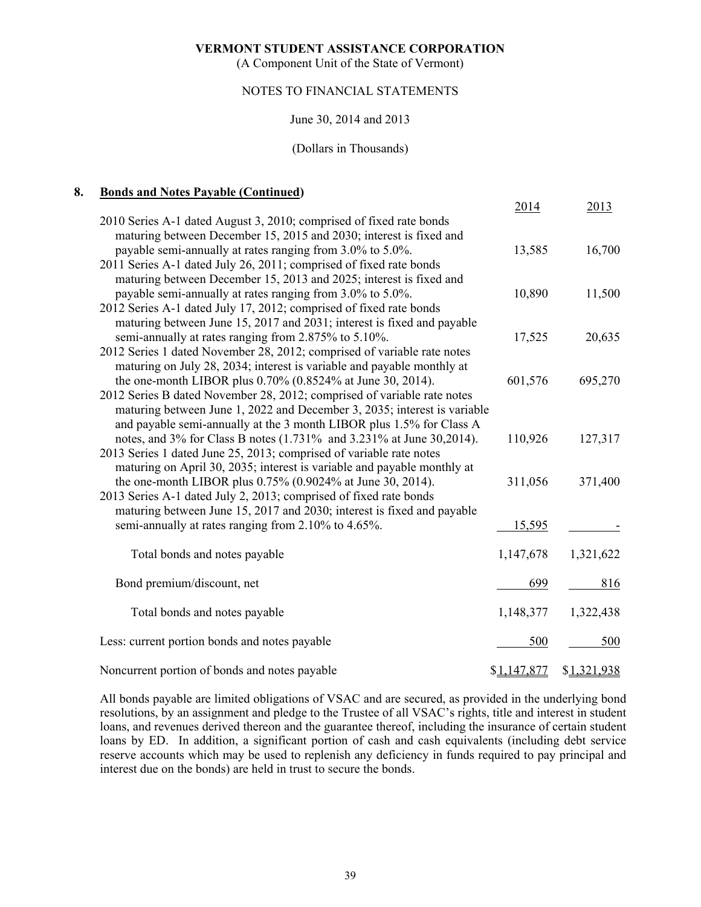**VERMONT STUDENT ASSISTANCE CORPORATION**

(A Component Unit of the State of Vermont)

NOTES TO FINANCIAL STATEMENTS

June 30, 2014 and 2013

(Dollars in Thousands)

## 8. Bonds and Notes Payable (Continued)

| | 2014 | 2013 |
|---|---|---|
| 2010 Series A-1 dated August 3, 2010; comprised of fixed rate bonds maturing between December 15, 2015 and 2030; interest is fixed and payable semi-annually at rates ranging from 3.0% to 5.0%. | 13,585 | 16,700 |
| 2011 Series A-1 dated July 26, 2011; comprised of fixed rate bonds maturing between December 15, 2013 and 2025; interest is fixed and payable semi-annually at rates ranging from 3.0% to 5.0%. | 10,890 | 11,500 |
| 2012 Series A-1 dated July 17, 2012; comprised of fixed rate bonds maturing between June 15, 2017 and 2031; interest is fixed and payable semi-annually at rates ranging from 2.875% to 5.10%. | 17,525 | 20,635 |
| 2012 Series 1 dated November 28, 2012; comprised of variable rate notes maturing on July 28, 2034; interest is variable and payable monthly at the one-month LIBOR plus 0.70% (0.8524% at June 30, 2014). | 601,576 | 695,270 |
| 2012 Series B dated November 28, 2012; comprised of variable rate notes maturing between June 1, 2022 and December 3, 2035; interest is variable and payable semi-annually at the 3 month LIBOR plus 1.5% for Class A notes, and 3% for Class B notes (1.731% and 3.231% at June 30,2014). | 110,926 | 127,317 |
| 2013 Series 1 dated June 25, 2013; comprised of variable rate notes maturing on April 30, 2035; interest is variable and payable monthly at the one-month LIBOR plus 0.75% (0.9024% at June 30, 2014). | 311,056 | 371,400 |
| 2013 Series A-1 dated July 2, 2013; comprised of fixed rate bonds maturing between June 15, 2017 and 2030; interest is fixed and payable semi-annually at rates ranging from 2.10% to 4.65%. | 15,595 | - |
| Total bonds and notes payable | 1,147,678 | 1,321,622 |
| Bond premium/discount, net | 699 | 816 |
| Total bonds and notes payable | 1,148,377 | 1,322,438 |
| Less: current portion bonds and notes payable | 500 | 500 |
| Noncurrent portion of bonds and notes payable | $1,147,877 | $1,321,938 |

All bonds payable are limited obligations of VSAC and are secured, as provided in the underlying bond resolutions, by an assignment and pledge to the Trustee of all VSAC's rights, title and interest in student loans, and revenues derived thereon and the guarantee thereof, including the insurance of certain student loans by ED. In addition, a significant portion of cash and cash equivalents (including debt service reserve accounts which may be used to replenish any deficiency in funds required to pay principal and interest due on the bonds) are held in trust to secure the bonds.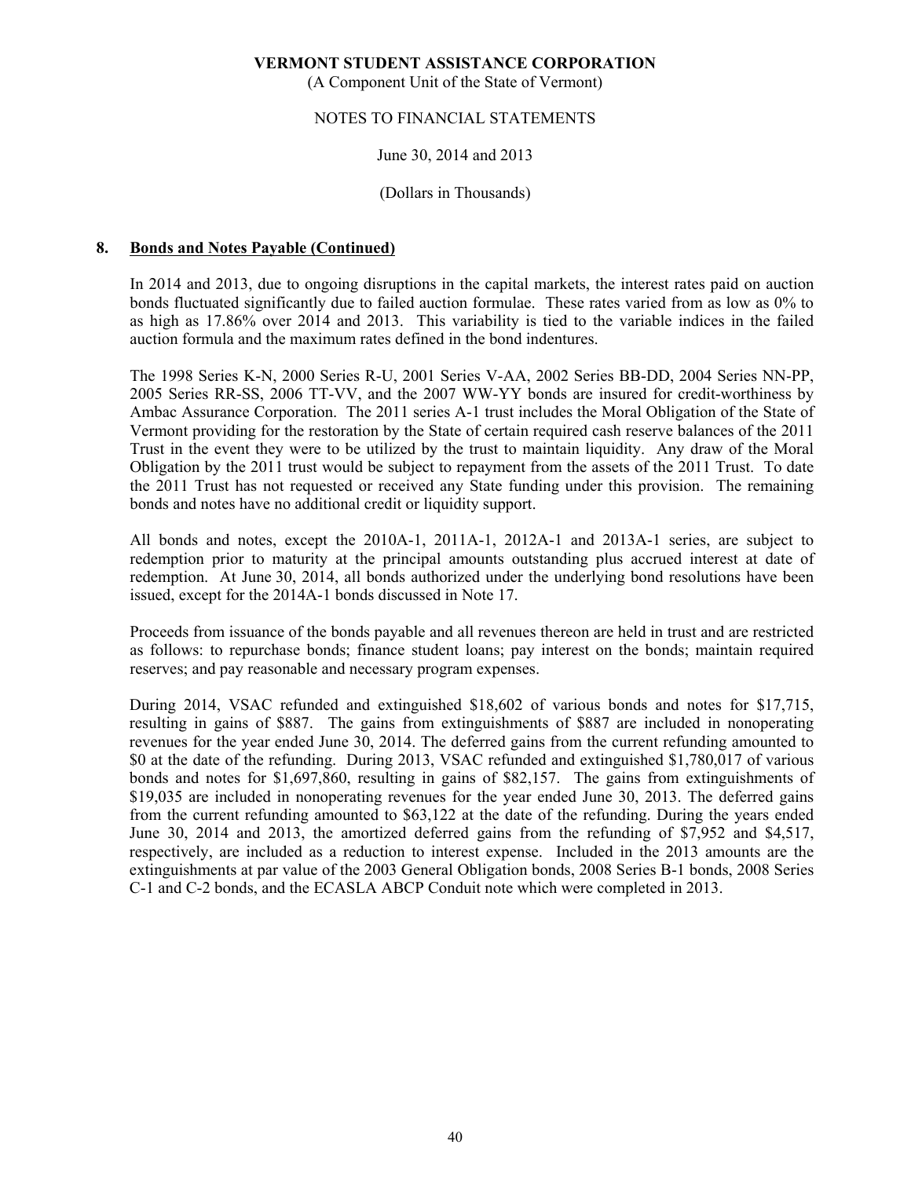## 8. Bonds and Notes Payable (Continued)

In 2014 and 2013, due to ongoing disruptions in the capital markets, the interest rates paid on auction bonds fluctuated significantly due to failed auction formulae. These rates varied from as low as 0% to as high as 17.86% over 2014 and 2013. This variability is tied to the variable indices in the failed auction formula and the maximum rates defined in the bond indentures.

The 1998 Series K-N, 2000 Series R-U, 2001 Series V-AA, 2002 Series BB-DD, 2004 Series NN-PP, 2005 Series RR-SS, 2006 TT-VV, and the 2007 WW-YY bonds are insured for credit-worthiness by Ambac Assurance Corporation. The 2011 series A-1 trust includes the Moral Obligation of the State of Vermont providing for the restoration by the State of certain required cash reserve balances of the 2011 Trust in the event they were to be utilized by the trust to maintain liquidity. Any draw of the Moral Obligation by the 2011 trust would be subject to repayment from the assets of the 2011 Trust. To date the 2011 Trust has not requested or received any State funding under this provision. The remaining bonds and notes have no additional credit or liquidity support.

All bonds and notes, except the 2010A-1, 2011A-1, 2012A-1 and 2013A-1 series, are subject to redemption prior to maturity at the principal amounts outstanding plus accrued interest at date of redemption. At June 30, 2014, all bonds authorized under the underlying bond resolutions have been issued, except for the 2014A-1 bonds discussed in Note 17.

Proceeds from issuance of the bonds payable and all revenues thereon are held in trust and are restricted as follows: to repurchase bonds; finance student loans; pay interest on the bonds; maintain required reserves; and pay reasonable and necessary program expenses.

During 2014, VSAC refunded and extinguished $18,602 of various bonds and notes for $17,715, resulting in gains of $887. The gains from extinguishments of $887 are included in nonoperating revenues for the year ended June 30, 2014. The deferred gains from the current refunding amounted to $0 at the date of the refunding. During 2013, VSAC refunded and extinguished $1,780,017 of various bonds and notes for $1,697,860, resulting in gains of $82,157. The gains from extinguishments of $19,035 are included in nonoperating revenues for the year ended June 30, 2013. The deferred gains from the current refunding amounted to $63,122 at the date of the refunding. During the years ended June 30, 2014 and 2013, the amortized deferred gains from the refunding of $7,952 and $4,517, respectively, are included as a reduction to interest expense. Included in the 2013 amounts are the extinguishments at par value of the 2003 General Obligation bonds, 2008 Series B-1 bonds, 2008 Series C-1 and C-2 bonds, and the ECASLA ABCP Conduit note which were completed in 2013.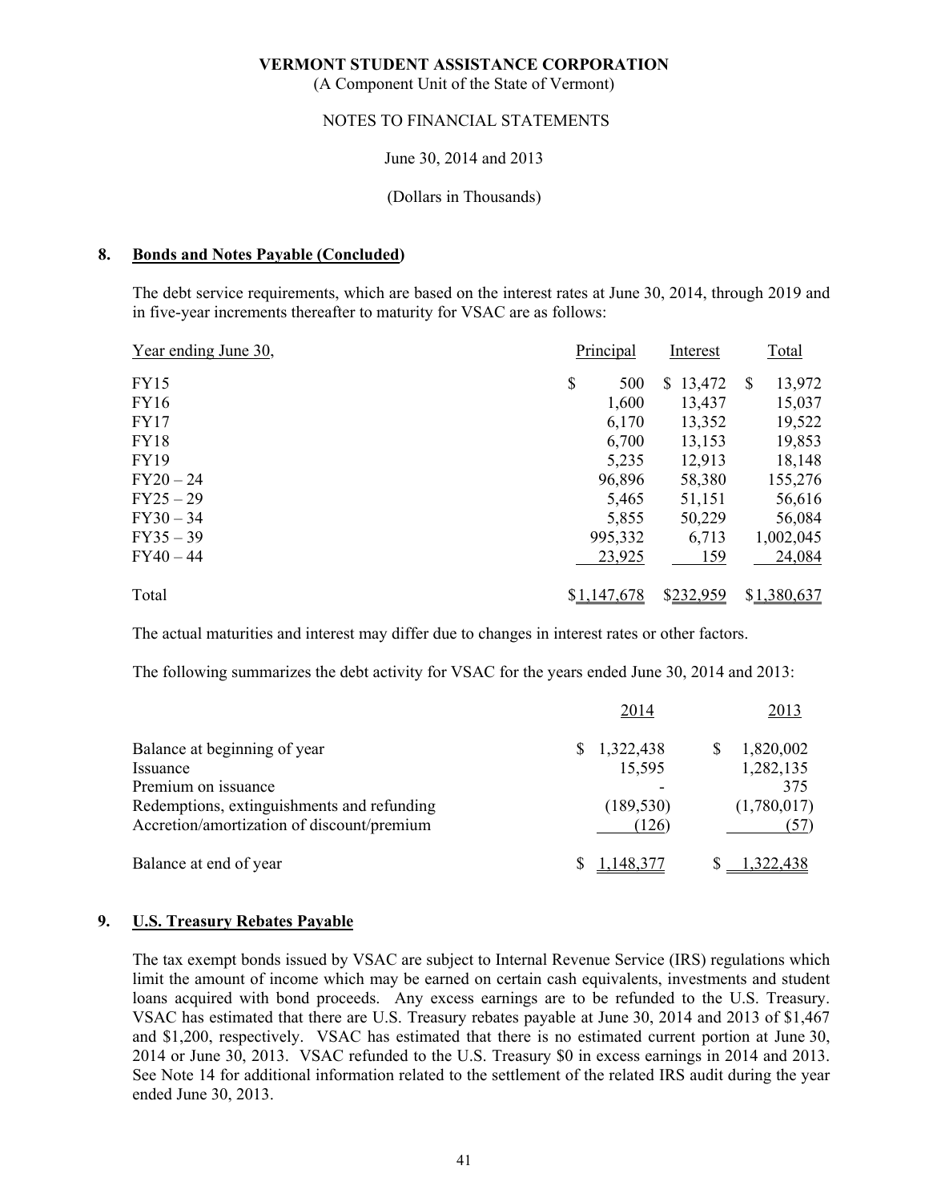VERMONT STUDENT ASSISTANCE CORPORATION

(A Component Unit of the State of Vermont)

NOTES TO FINANCIAL STATEMENTS

June 30, 2014 and 2013

(Dollars in Thousands)

## 8. Bonds and Notes Payable (Concluded)

The debt service requirements, which are based on the interest rates at June 30, 2014, through 2019 and in five-year increments thereafter to maturity for VSAC are as follows:

| Year ending June 30, | Principal | Interest | Total |
|---|---|---|---|
| FY15 | $ 500 | $ 13,472 | $ 13,972 |
| FY16 | 1,600 | 13,437 | 15,037 |
| FY17 | 6,170 | 13,352 | 19,522 |
| FY18 | 6,700 | 13,153 | 19,853 |
| FY19 | 5,235 | 12,913 | 18,148 |
| FY20 – 24 | 96,896 | 58,380 | 155,276 |
| FY25 – 29 | 5,465 | 51,151 | 56,616 |
| FY30 – 34 | 5,855 | 50,229 | 56,084 |
| FY35 – 39 | 995,332 | 6,713 | 1,002,045 |
| FY40 – 44 | 23,925 | 159 | 24,084 |
| Total | $1,147,678 | $232,959 | $1,380,637 |

The actual maturities and interest may differ due to changes in interest rates or other factors.

The following summarizes the debt activity for VSAC for the years ended June 30, 2014 and 2013:

| | 2014 | 2013 |
|---|---|---|
| Balance at beginning of year | $ 1,322,438 | $ 1,820,002 |
| Issuance | 15,595 | 1,282,135 |
| Premium on issuance | - | 375 |
| Redemptions, extinguishments and refunding | (189,530) | (1,780,017) |
| Accretion/amortization of discount/premium | (126) | (57) |
| Balance at end of year | $ 1,148,377 | $ 1,322,438 |

## 9. U.S. Treasury Rebates Payable

The tax exempt bonds issued by VSAC are subject to Internal Revenue Service (IRS) regulations which limit the amount of income which may be earned on certain cash equivalents, investments and student loans acquired with bond proceeds. Any excess earnings are to be refunded to the U.S. Treasury. VSAC has estimated that there are U.S. Treasury rebates payable at June 30, 2014 and 2013 of $1,467 and $1,200, respectively. VSAC has estimated that there is no estimated current portion at June 30, 2014 or June 30, 2013. VSAC refunded to the U.S. Treasury $0 in excess earnings in 2014 and 2013. See Note 14 for additional information related to the settlement of the related IRS audit during the year ended June 30, 2013.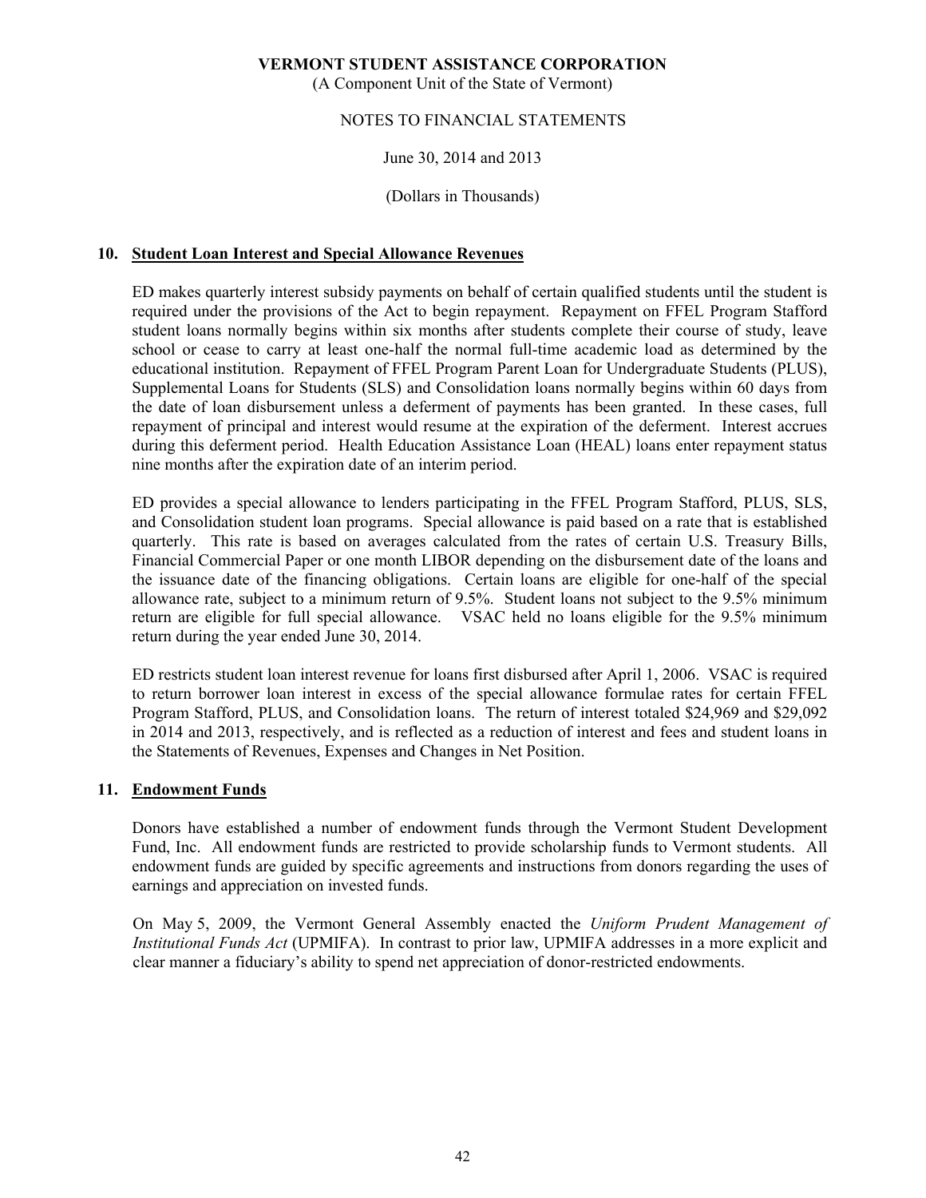# VERMONT STUDENT ASSISTANCE CORPORATION

(A Component Unit of the State of Vermont)

NOTES TO FINANCIAL STATEMENTS

June 30, 2014 and 2013

(Dollars in Thousands)

## 10. Student Loan Interest and Special Allowance Revenues

ED makes quarterly interest subsidy payments on behalf of certain qualified students until the student is required under the provisions of the Act to begin repayment. Repayment on FFEL Program Stafford student loans normally begins within six months after students complete their course of study, leave school or cease to carry at least one-half the normal full-time academic load as determined by the educational institution. Repayment of FFEL Program Parent Loan for Undergraduate Students (PLUS), Supplemental Loans for Students (SLS) and Consolidation loans normally begins within 60 days from the date of loan disbursement unless a deferment of payments has been granted. In these cases, full repayment of principal and interest would resume at the expiration of the deferment. Interest accrues during this deferment period. Health Education Assistance Loan (HEAL) loans enter repayment status nine months after the expiration date of an interim period.

ED provides a special allowance to lenders participating in the FFEL Program Stafford, PLUS, SLS, and Consolidation student loan programs. Special allowance is paid based on a rate that is established quarterly. This rate is based on averages calculated from the rates of certain U.S. Treasury Bills, Financial Commercial Paper or one month LIBOR depending on the disbursement date of the loans and the issuance date of the financing obligations. Certain loans are eligible for one-half of the special allowance rate, subject to a minimum return of 9.5%. Student loans not subject to the 9.5% minimum return are eligible for full special allowance. VSAC held no loans eligible for the 9.5% minimum return during the year ended June 30, 2014.

ED restricts student loan interest revenue for loans first disbursed after April 1, 2006. VSAC is required to return borrower loan interest in excess of the special allowance formulae rates for certain FFEL Program Stafford, PLUS, and Consolidation loans. The return of interest totaled $24,969 and $29,092 in 2014 and 2013, respectively, and is reflected as a reduction of interest and fees and student loans in the Statements of Revenues, Expenses and Changes in Net Position.

## 11. Endowment Funds

Donors have established a number of endowment funds through the Vermont Student Development Fund, Inc. All endowment funds are restricted to provide scholarship funds to Vermont students. All endowment funds are guided by specific agreements and instructions from donors regarding the uses of earnings and appreciation on invested funds.

On May 5, 2009, the Vermont General Assembly enacted the *Uniform Prudent Management of Institutional Funds Act* (UPMIFA). In contrast to prior law, UPMIFA addresses in a more explicit and clear manner a fiduciary's ability to spend net appreciation of donor-restricted endowments.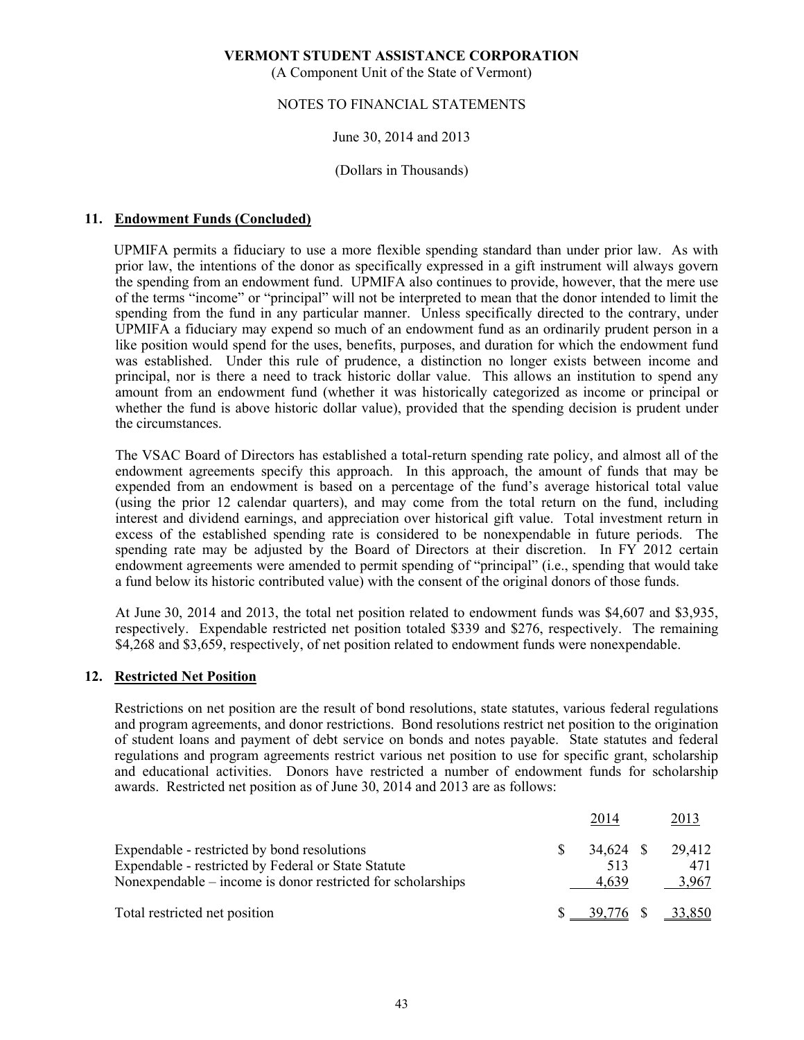**VERMONT STUDENT ASSISTANCE CORPORATION**
(A Component Unit of the State of Vermont)

NOTES TO FINANCIAL STATEMENTS

June 30, 2014 and 2013

(Dollars in Thousands)

## 11. Endowment Funds (Concluded)

UPMIFA permits a fiduciary to use a more flexible spending standard than under prior law. As with prior law, the intentions of the donor as specifically expressed in a gift instrument will always govern the spending from an endowment fund. UPMIFA also continues to provide, however, that the mere use of the terms "income" or "principal" will not be interpreted to mean that the donor intended to limit the spending from the fund in any particular manner. Unless specifically directed to the contrary, under UPMIFA a fiduciary may expend so much of an endowment fund as an ordinarily prudent person in a like position would spend for the uses, benefits, purposes, and duration for which the endowment fund was established. Under this rule of prudence, a distinction no longer exists between income and principal, nor is there a need to track historic dollar value. This allows an institution to spend any amount from an endowment fund (whether it was historically categorized as income or principal or whether the fund is above historic dollar value), provided that the spending decision is prudent under the circumstances.

The VSAC Board of Directors has established a total-return spending rate policy, and almost all of the endowment agreements specify this approach. In this approach, the amount of funds that may be expended from an endowment is based on a percentage of the fund's average historical total value (using the prior 12 calendar quarters), and may come from the total return on the fund, including interest and dividend earnings, and appreciation over historical gift value. Total investment return in excess of the established spending rate is considered to be nonexpendable in future periods. The spending rate may be adjusted by the Board of Directors at their discretion. In FY 2012 certain endowment agreements were amended to permit spending of "principal" (i.e., spending that would take a fund below its historic contributed value) with the consent of the original donors of those funds.

At June 30, 2014 and 2013, the total net position related to endowment funds was $4,607 and $3,935, respectively. Expendable restricted net position totaled $339 and $276, respectively. The remaining $4,268 and $3,659, respectively, of net position related to endowment funds were nonexpendable.

## 12. Restricted Net Position

Restrictions on net position are the result of bond resolutions, state statutes, various federal regulations and program agreements, and donor restrictions. Bond resolutions restrict net position to the origination of student loans and payment of debt service on bonds and notes payable. State statutes and federal regulations and program agreements restrict various net position to use for specific grant, scholarship and educational activities. Donors have restricted a number of endowment funds for scholarship awards. Restricted net position as of June 30, 2014 and 2013 are as follows:

| | 2014 | 2013 |
|---|---|---|
| Expendable - restricted by bond resolutions | $ 34,624 | $ 29,412 |
| Expendable - restricted by Federal or State Statute | 513 | 471 |
| Nonexpendable – income is donor restricted for scholarships | 4,639 | 3,967 |
| Total restricted net position | $ 39,776 | $ 33,850 |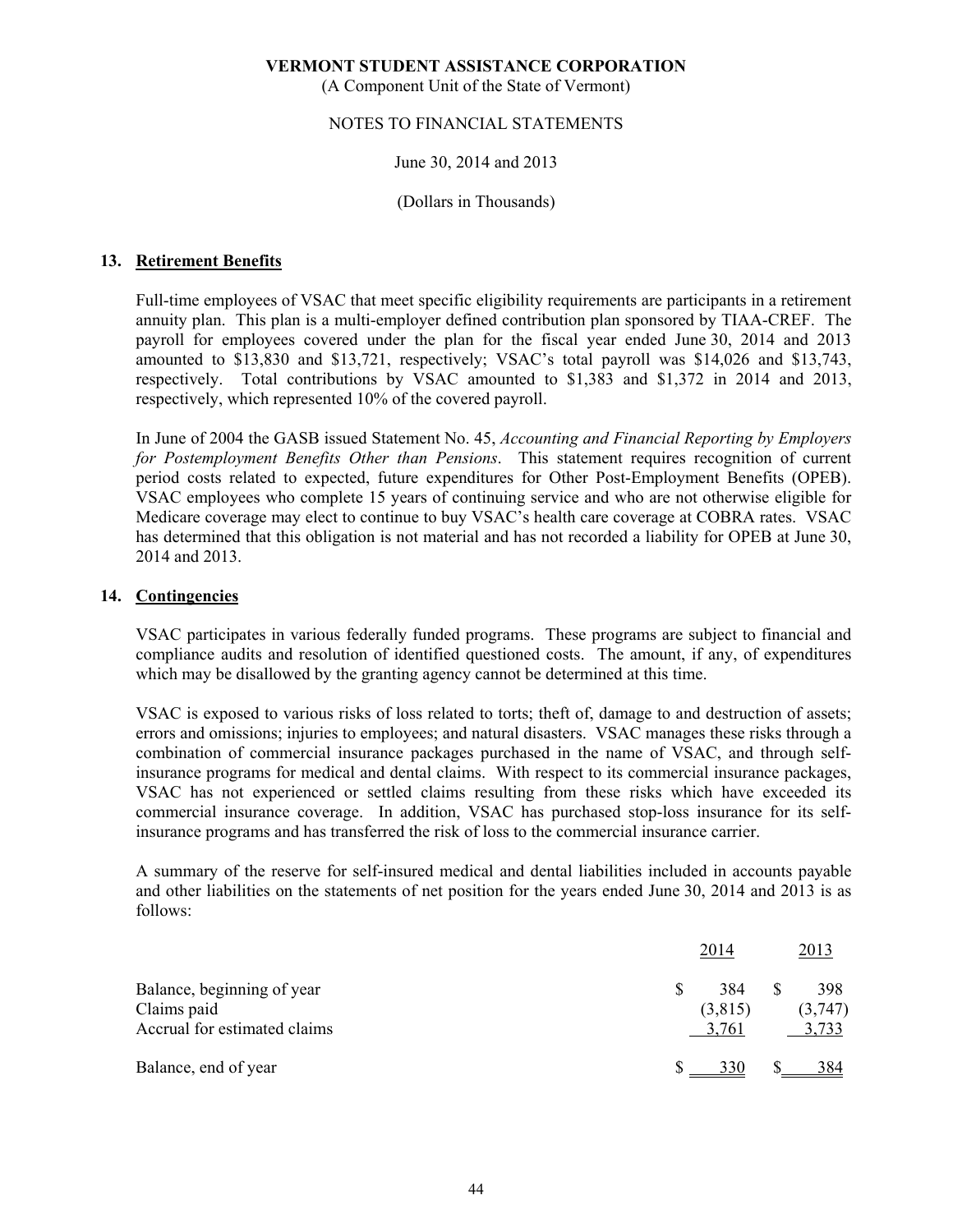VERMONT STUDENT ASSISTANCE CORPORATION
(A Component Unit of the State of Vermont)

NOTES TO FINANCIAL STATEMENTS

June 30, 2014 and 2013

(Dollars in Thousands)

## 13. Retirement Benefits

Full-time employees of VSAC that meet specific eligibility requirements are participants in a retirement annuity plan. This plan is a multi-employer defined contribution plan sponsored by TIAA-CREF. The payroll for employees covered under the plan for the fiscal year ended June 30, 2014 and 2013 amounted to $13,830 and $13,721, respectively; VSAC's total payroll was $14,026 and $13,743, respectively. Total contributions by VSAC amounted to $1,383 and $1,372 in 2014 and 2013, respectively, which represented 10% of the covered payroll.

In June of 2004 the GASB issued Statement No. 45, *Accounting and Financial Reporting by Employers for Postemployment Benefits Other than Pensions*. This statement requires recognition of current period costs related to expected, future expenditures for Other Post-Employment Benefits (OPEB). VSAC employees who complete 15 years of continuing service and who are not otherwise eligible for Medicare coverage may elect to continue to buy VSAC's health care coverage at COBRA rates. VSAC has determined that this obligation is not material and has not recorded a liability for OPEB at June 30, 2014 and 2013.

## 14. Contingencies

VSAC participates in various federally funded programs. These programs are subject to financial and compliance audits and resolution of identified questioned costs. The amount, if any, of expenditures which may be disallowed by the granting agency cannot be determined at this time.

VSAC is exposed to various risks of loss related to torts; theft of, damage to and destruction of assets; errors and omissions; injuries to employees; and natural disasters. VSAC manages these risks through a combination of commercial insurance packages purchased in the name of VSAC, and through self-insurance programs for medical and dental claims. With respect to its commercial insurance packages, VSAC has not experienced or settled claims resulting from these risks which have exceeded its commercial insurance coverage. In addition, VSAC has purchased stop-loss insurance for its self-insurance programs and has transferred the risk of loss to the commercial insurance carrier.

A summary of the reserve for self-insured medical and dental liabilities included in accounts payable and other liabilities on the statements of net position for the years ended June 30, 2014 and 2013 is as follows:

| | 2014 | 2013 |
|---|---|---|
| Balance, beginning of year | $ 384 | $ 398 |
| Claims paid | (3,815) | (3,747) |
| Accrual for estimated claims | 3,761 | 3,733 |
| Balance, end of year | $ 330 | $ 384 |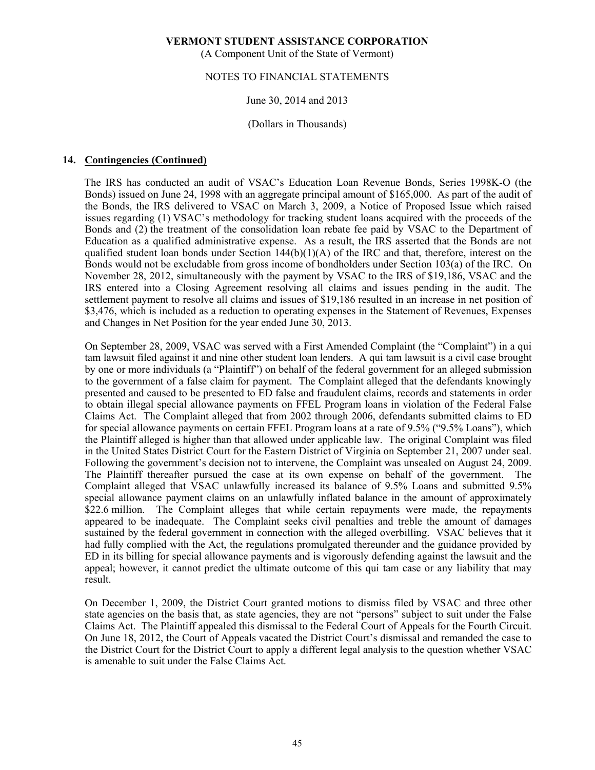**VERMONT STUDENT ASSISTANCE CORPORATION**
(A Component Unit of the State of Vermont)

NOTES TO FINANCIAL STATEMENTS

June 30, 2014 and 2013

(Dollars in Thousands)

## 14. Contingencies (Continued)

The IRS has conducted an audit of VSAC's Education Loan Revenue Bonds, Series 1998K-O (the Bonds) issued on June 24, 1998 with an aggregate principal amount of $165,000. As part of the audit of the Bonds, the IRS delivered to VSAC on March 3, 2009, a Notice of Proposed Issue which raised issues regarding (1) VSAC's methodology for tracking student loans acquired with the proceeds of the Bonds and (2) the treatment of the consolidation loan rebate fee paid by VSAC to the Department of Education as a qualified administrative expense. As a result, the IRS asserted that the Bonds are not qualified student loan bonds under Section 144(b)(1)(A) of the IRC and that, therefore, interest on the Bonds would not be excludable from gross income of bondholders under Section 103(a) of the IRC. On November 28, 2012, simultaneously with the payment by VSAC to the IRS of $19,186, VSAC and the IRS entered into a Closing Agreement resolving all claims and issues pending in the audit. The settlement payment to resolve all claims and issues of $19,186 resulted in an increase in net position of $3,476, which is included as a reduction to operating expenses in the Statement of Revenues, Expenses and Changes in Net Position for the year ended June 30, 2013.

On September 28, 2009, VSAC was served with a First Amended Complaint (the "Complaint") in a qui tam lawsuit filed against it and nine other student loan lenders. A qui tam lawsuit is a civil case brought by one or more individuals (a "Plaintiff") on behalf of the federal government for an alleged submission to the government of a false claim for payment. The Complaint alleged that the defendants knowingly presented and caused to be presented to ED false and fraudulent claims, records and statements in order to obtain illegal special allowance payments on FFEL Program loans in violation of the Federal False Claims Act. The Complaint alleged that from 2002 through 2006, defendants submitted claims to ED for special allowance payments on certain FFEL Program loans at a rate of 9.5% ("9.5% Loans"), which the Plaintiff alleged is higher than that allowed under applicable law. The original Complaint was filed in the United States District Court for the Eastern District of Virginia on September 21, 2007 under seal. Following the government's decision not to intervene, the Complaint was unsealed on August 24, 2009. The Plaintiff thereafter pursued the case at its own expense on behalf of the government. The Complaint alleged that VSAC unlawfully increased its balance of 9.5% Loans and submitted 9.5% special allowance payment claims on an unlawfully inflated balance in the amount of approximately $22.6 million. The Complaint alleges that while certain repayments were made, the repayments appeared to be inadequate. The Complaint seeks civil penalties and treble the amount of damages sustained by the federal government in connection with the alleged overbilling. VSAC believes that it had fully complied with the Act, the regulations promulgated thereunder and the guidance provided by ED in its billing for special allowance payments and is vigorously defending against the lawsuit and the appeal; however, it cannot predict the ultimate outcome of this qui tam case or any liability that may result.

On December 1, 2009, the District Court granted motions to dismiss filed by VSAC and three other state agencies on the basis that, as state agencies, they are not "persons" subject to suit under the False Claims Act. The Plaintiff appealed this dismissal to the Federal Court of Appeals for the Fourth Circuit. On June 18, 2012, the Court of Appeals vacated the District Court's dismissal and remanded the case to the District Court for the District Court to apply a different legal analysis to the question whether VSAC is amenable to suit under the False Claims Act.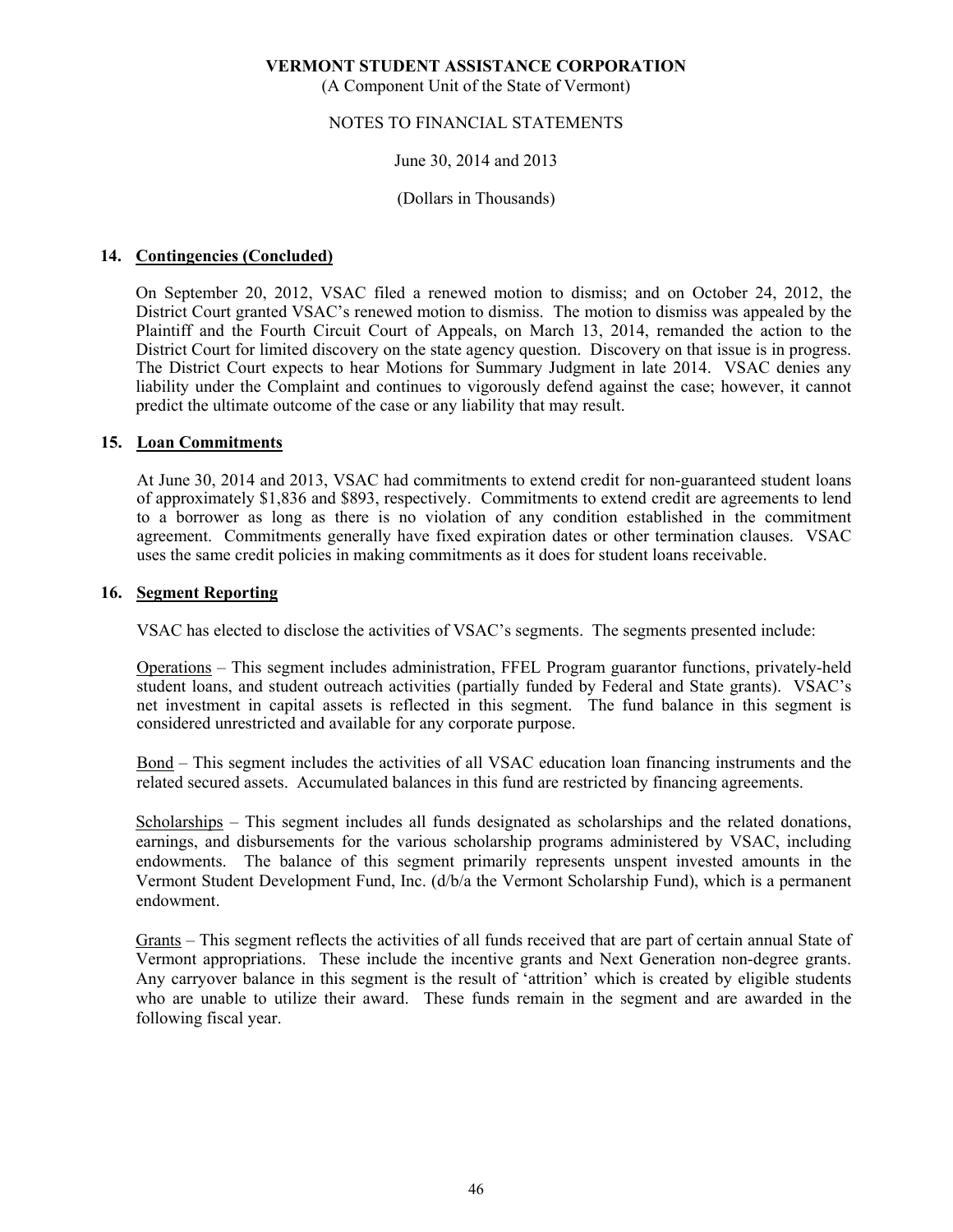# VERMONT STUDENT ASSISTANCE CORPORATION

(A Component Unit of the State of Vermont)

NOTES TO FINANCIAL STATEMENTS

June 30, 2014 and 2013

(Dollars in Thousands)

## 14. Contingencies (Concluded)

On September 20, 2012, VSAC filed a renewed motion to dismiss; and on October 24, 2012, the District Court granted VSAC's renewed motion to dismiss. The motion to dismiss was appealed by the Plaintiff and the Fourth Circuit Court of Appeals, on March 13, 2014, remanded the action to the District Court for limited discovery on the state agency question. Discovery on that issue is in progress. The District Court expects to hear Motions for Summary Judgment in late 2014. VSAC denies any liability under the Complaint and continues to vigorously defend against the case; however, it cannot predict the ultimate outcome of the case or any liability that may result.

## 15. Loan Commitments

At June 30, 2014 and 2013, VSAC had commitments to extend credit for non-guaranteed student loans of approximately $1,836 and $893, respectively. Commitments to extend credit are agreements to lend to a borrower as long as there is no violation of any condition established in the commitment agreement. Commitments generally have fixed expiration dates or other termination clauses. VSAC uses the same credit policies in making commitments as it does for student loans receivable.

## 16. Segment Reporting

VSAC has elected to disclose the activities of VSAC's segments. The segments presented include:

Operations – This segment includes administration, FFEL Program guarantor functions, privately-held student loans, and student outreach activities (partially funded by Federal and State grants). VSAC's net investment in capital assets is reflected in this segment. The fund balance in this segment is considered unrestricted and available for any corporate purpose.

Bond – This segment includes the activities of all VSAC education loan financing instruments and the related secured assets. Accumulated balances in this fund are restricted by financing agreements.

Scholarships – This segment includes all funds designated as scholarships and the related donations, earnings, and disbursements for the various scholarship programs administered by VSAC, including endowments. The balance of this segment primarily represents unspent invested amounts in the Vermont Student Development Fund, Inc. (d/b/a the Vermont Scholarship Fund), which is a permanent endowment.

Grants – This segment reflects the activities of all funds received that are part of certain annual State of Vermont appropriations. These include the incentive grants and Next Generation non-degree grants. Any carryover balance in this segment is the result of 'attrition' which is created by eligible students who are unable to utilize their award. These funds remain in the segment and are awarded in the following fiscal year.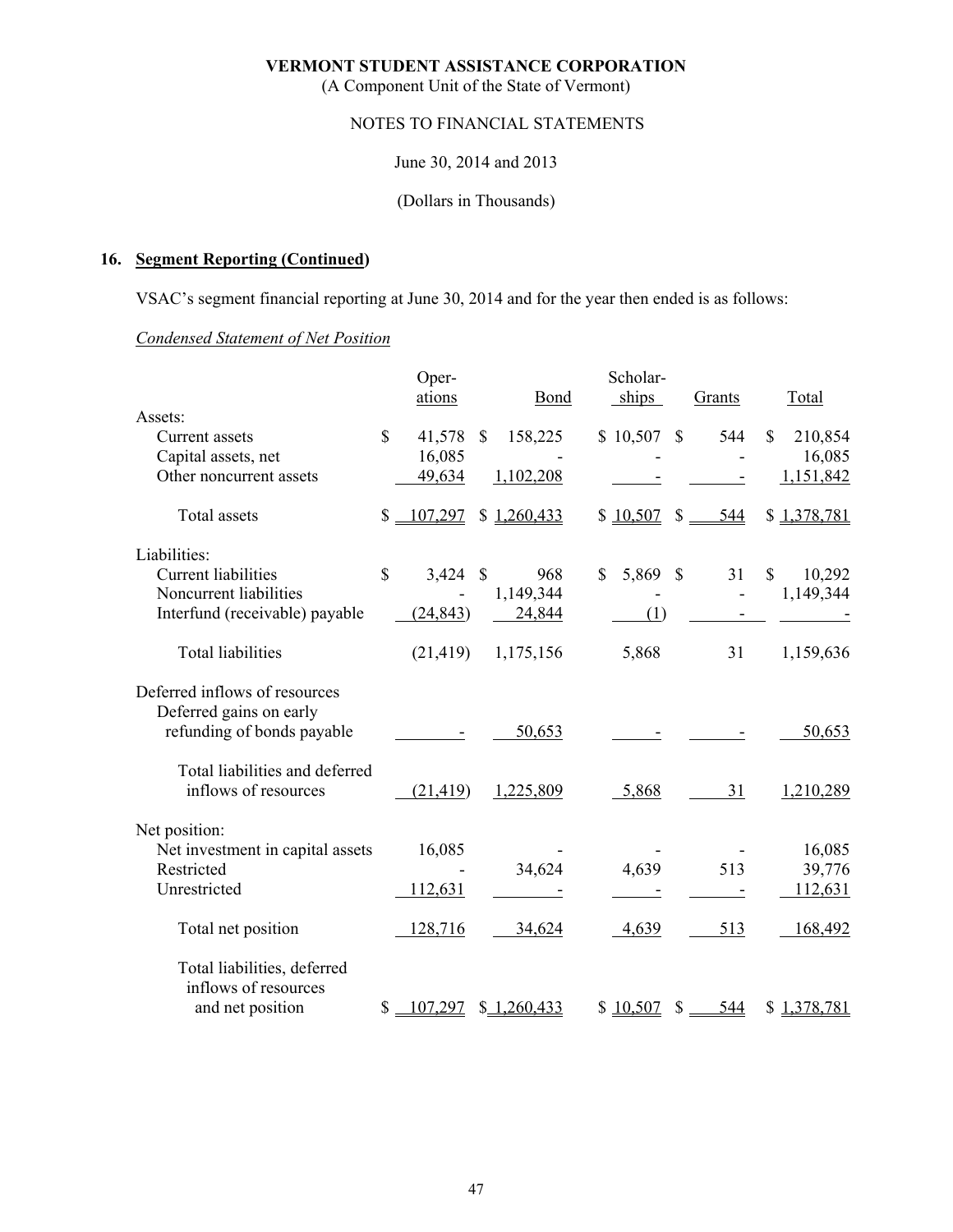**VERMONT STUDENT ASSISTANCE CORPORATION**
(A Component Unit of the State of Vermont)

NOTES TO FINANCIAL STATEMENTS

June 30, 2014 and 2013

(Dollars in Thousands)

## 16. Segment Reporting (Continued)

VSAC's segment financial reporting at June 30, 2014 and for the year then ended is as follows:

*Condensed Statement of Net Position*

| | Operations | Bond | Scholarships | Grants | Total |
|---|---|---|---|---|---|
| Assets: | | | | | |
| Current assets | $ 41,578 | $ 158,225 | $ 10,507 | $ 544 | $ 210,854 |
| Capital assets, net | 16,085 | - | - | - | 16,085 |
| Other noncurrent assets | 49,634 | 1,102,208 | - | - | 1,151,842 |
| Total assets | $ 107,297 | $ 1,260,433 | $ 10,507 | $ 544 | $ 1,378,781 |
| Liabilities: | | | | | |
| Current liabilities | $ 3,424 | $ 968 | $ 5,869 | $ 31 | $ 10,292 |
| Noncurrent liabilities | - | 1,149,344 | - | - | 1,149,344 |
| Interfund (receivable) payable | (24,843) | 24,844 | (1) | - | - |
| Total liabilities | (21,419) | 1,175,156 | 5,868 | 31 | 1,159,636 |
| Deferred inflows of resources | | | | | |
| Deferred gains on early refunding of bonds payable | - | 50,653 | - | - | 50,653 |
| Total liabilities and deferred inflows of resources | (21,419) | 1,225,809 | 5,868 | 31 | 1,210,289 |
| Net position: | | | | | |
| Net investment in capital assets | 16,085 | - | - | - | 16,085 |
| Restricted | - | 34,624 | 4,639 | 513 | 39,776 |
| Unrestricted | 112,631 | - | - | - | 112,631 |
| Total net position | 128,716 | 34,624 | 4,639 | 513 | 168,492 |
| Total liabilities, deferred inflows of resources and net position | $ 107,297 | $ 1,260,433 | $ 10,507 | $ 544 | $ 1,378,781 |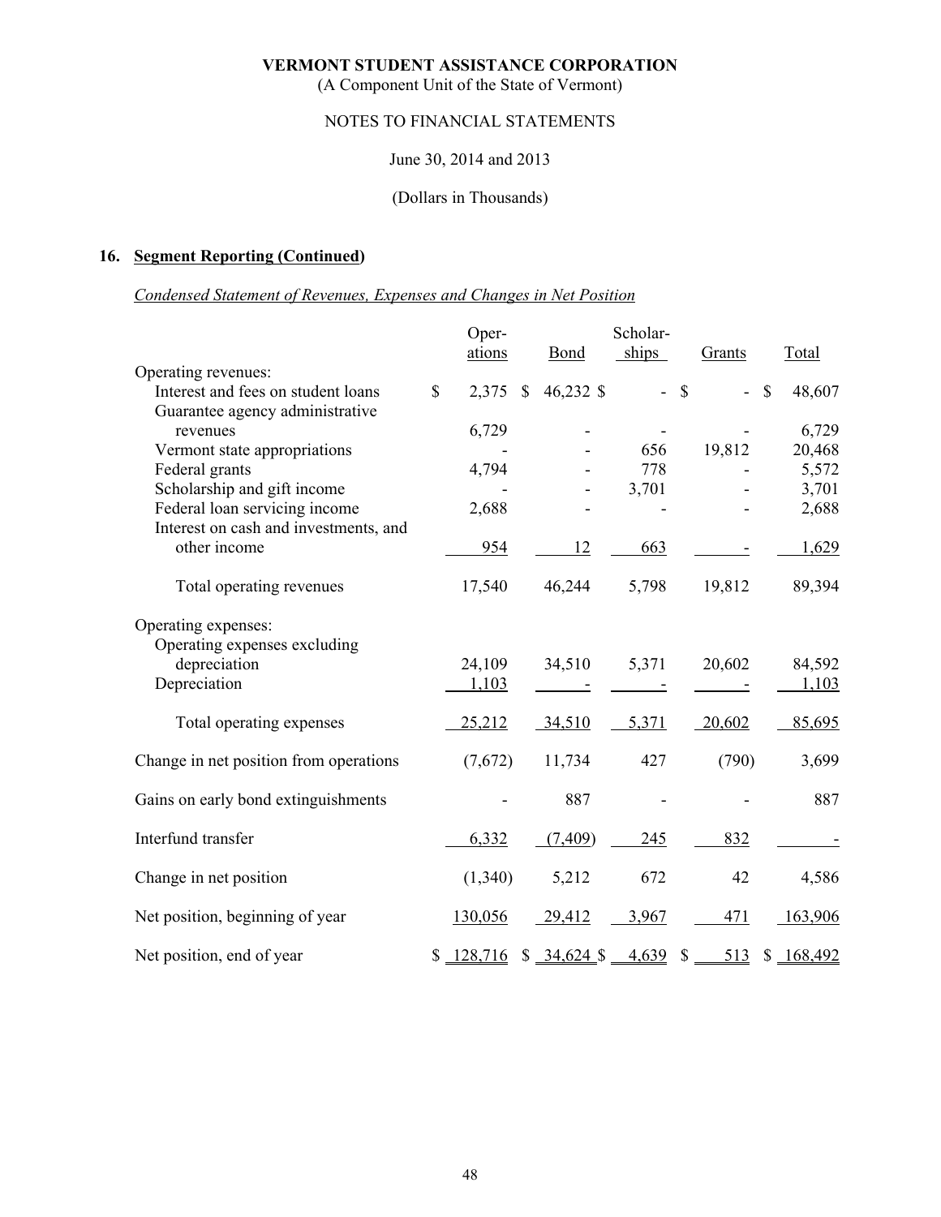VERMONT STUDENT ASSISTANCE CORPORATION
(A Component Unit of the State of Vermont)

NOTES TO FINANCIAL STATEMENTS

June 30, 2014 and 2013

(Dollars in Thousands)

## 16. Segment Reporting (Continued)

*Condensed Statement of Revenues, Expenses and Changes in Net Position*

| | Operations | Bond | Scholarships | Grants | Total |
|---|---|---|---|---|---|
| Operating revenues: | | | | | |
| Interest and fees on student loans | $ 2,375 | $ 46,232 | $ - | $ - | $ 48,607 |
| Guarantee agency administrative revenues | 6,729 | - | - | - | 6,729 |
| Vermont state appropriations | - | - | 656 | 19,812 | 20,468 |
| Federal grants | 4,794 | - | 778 | - | 5,572 |
| Scholarship and gift income | - | - | 3,701 | - | 3,701 |
| Federal loan servicing income | 2,688 | - | - | - | 2,688 |
| Interest on cash and investments, and other income | 954 | 12 | 663 | - | 1,629 |
| Total operating revenues | 17,540 | 46,244 | 5,798 | 19,812 | 89,394 |
| Operating expenses: | | | | | |
| Operating expenses excluding depreciation | 24,109 | 34,510 | 5,371 | 20,602 | 84,592 |
| Depreciation | 1,103 | - | - | - | 1,103 |
| Total operating expenses | 25,212 | 34,510 | 5,371 | 20,602 | 85,695 |
| Change in net position from operations | (7,672) | 11,734 | 427 | (790) | 3,699 |
| Gains on early bond extinguishments | - | 887 | - | - | 887 |
| Interfund transfer | 6,332 | (7,409) | 245 | 832 | - |
| Change in net position | (1,340) | 5,212 | 672 | 42 | 4,586 |
| Net position, beginning of year | 130,056 | 29,412 | 3,967 | 471 | 163,906 |
| Net position, end of year | $ 128,716 | $ 34,624 | $ 4,639 | $ 513 | $ 168,492 |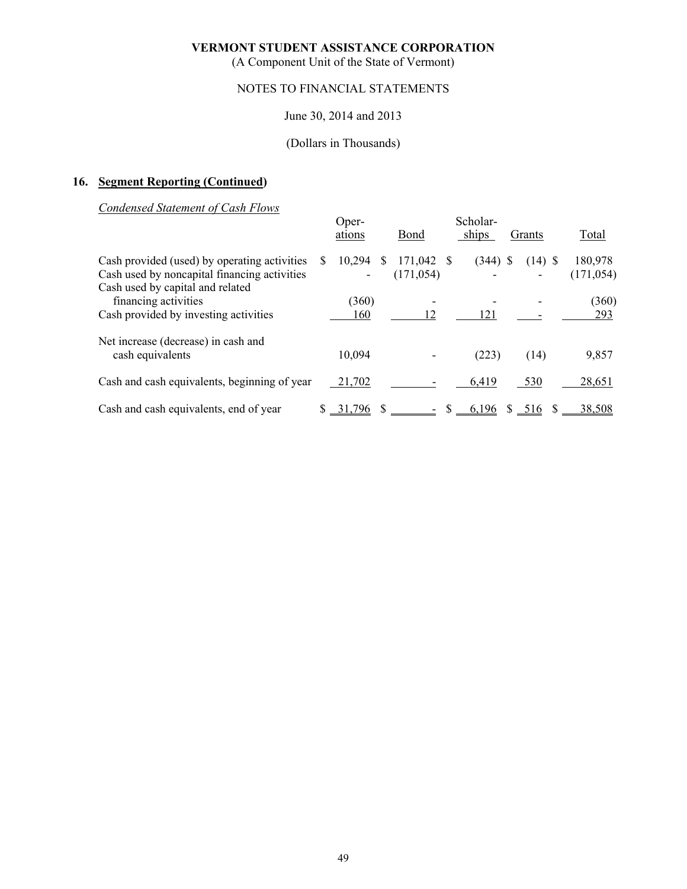**VERMONT STUDENT ASSISTANCE CORPORATION**

(A Component Unit of the State of Vermont)

NOTES TO FINANCIAL STATEMENTS

June 30, 2014 and 2013

(Dollars in Thousands)

## 16. Segment Reporting (Continued)

*Condensed Statement of Cash Flows*

| | Operations | Bond | Scholarships | Grants | Total |
|---|---|---|---|---|---|
| Cash provided (used) by operating activities | $ 10,294 | $ 171,042 | $ (344) | $ (14) | $ 180,978 |
| Cash used by noncapital financing activities | - | (171,054) | - | - | (171,054) |
| Cash used by capital and related financing activities | (360) | - | - | - | (360) |
| Cash provided by investing activities | 160 | 12 | 121 | - | 293 |
| Net increase (decrease) in cash and cash equivalents | 10,094 | - | (223) | (14) | 9,857 |
| Cash and cash equivalents, beginning of year | 21,702 | - | 6,419 | 530 | 28,651 |
| Cash and cash equivalents, end of year | $ 31,796 | $ - | $ 6,196 | $ 516 | $ 38,508 |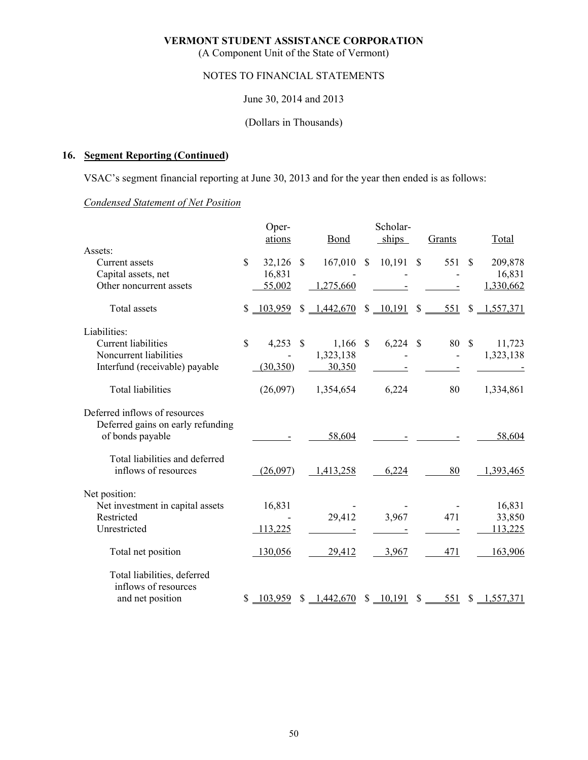**VERMONT STUDENT ASSISTANCE CORPORATION**
(A Component Unit of the State of Vermont)

NOTES TO FINANCIAL STATEMENTS

June 30, 2014 and 2013

(Dollars in Thousands)

## 16. Segment Reporting (Continued)

VSAC's segment financial reporting at June 30, 2013 and for the year then ended is as follows:

*Condensed Statement of Net Position*

| | Operations | Bond | Scholarships | Grants | Total |
|---|---|---|---|---|---|
| Assets: | | | | | |
| Current assets | $ 32,126 | $ 167,010 | $ 10,191 | $ 551 | $ 209,878 |
| Capital assets, net | 16,831 | - | - | - | 16,831 |
| Other noncurrent assets | 55,002 | 1,275,660 | - | - | 1,330,662 |
| Total assets | $ 103,959 | $ 1,442,670 | $ 10,191 | $ 551 | $ 1,557,371 |
| Liabilities: | | | | | |
| Current liabilities | $ 4,253 | $ 1,166 | $ 6,224 | $ 80 | $ 11,723 |
| Noncurrent liabilities | - | 1,323,138 | - | - | 1,323,138 |
| Interfund (receivable) payable | (30,350) | 30,350 | - | - | - |
| Total liabilities | (26,097) | 1,354,654 | 6,224 | 80 | 1,334,861 |
| Deferred inflows of resources | | | | | |
| Deferred gains on early refunding of bonds payable | - | 58,604 | - | - | 58,604 |
| Total liabilities and deferred inflows of resources | (26,097) | 1,413,258 | 6,224 | 80 | 1,393,465 |
| Net position: | | | | | |
| Net investment in capital assets | 16,831 | - | - | - | 16,831 |
| Restricted | - | 29,412 | 3,967 | 471 | 33,850 |
| Unrestricted | 113,225 | - | - | - | 113,225 |
| Total net position | 130,056 | 29,412 | 3,967 | 471 | 163,906 |
| Total liabilities, deferred inflows of resources and net position | $ 103,959 | $ 1,442,670 | $ 10,191 | $ 551 | $ 1,557,371 |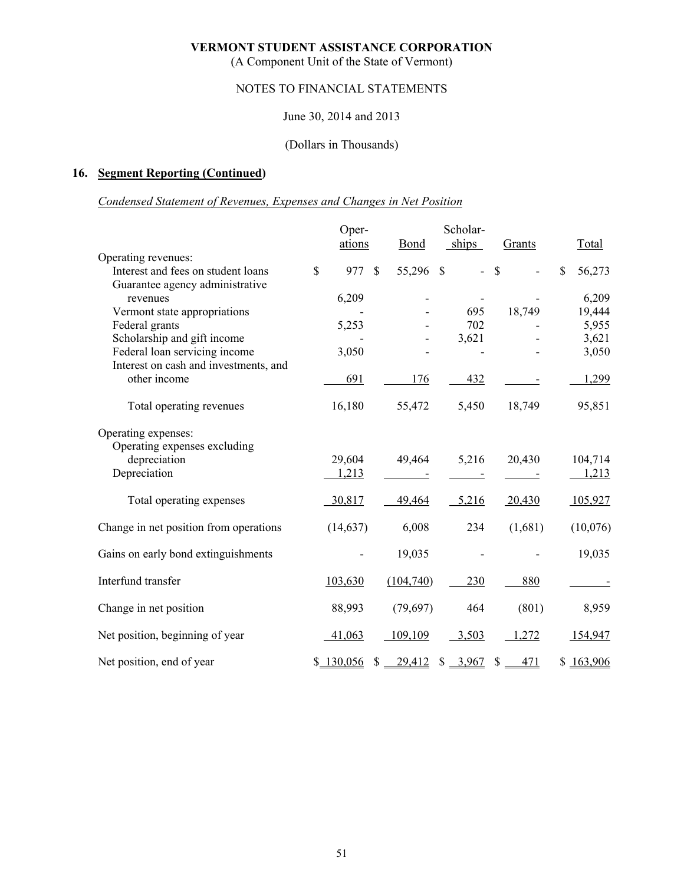**VERMONT STUDENT ASSISTANCE CORPORATION**
(A Component Unit of the State of Vermont)

NOTES TO FINANCIAL STATEMENTS

June 30, 2014 and 2013

(Dollars in Thousands)

## 16. Segment Reporting (Continued)

*Condensed Statement of Revenues, Expenses and Changes in Net Position*

| | Operations | Bond | Scholarships | Grants | Total |
|---|---|---|---|---|---|
| Operating revenues: | | | | | |
| Interest and fees on student loans | $ 977 | $ 55,296 | $ - | $ - | $ 56,273 |
| Guarantee agency administrative revenues | 6,209 | - | - | - | 6,209 |
| Vermont state appropriations | - | - | 695 | 18,749 | 19,444 |
| Federal grants | 5,253 | - | 702 | - | 5,955 |
| Scholarship and gift income | - | - | 3,621 | - | 3,621 |
| Federal loan servicing income | 3,050 | - | - | - | 3,050 |
| Interest on cash and investments, and other income | 691 | 176 | 432 | - | 1,299 |
| Total operating revenues | 16,180 | 55,472 | 5,450 | 18,749 | 95,851 |
| Operating expenses: | | | | | |
| Operating expenses excluding depreciation | 29,604 | 49,464 | 5,216 | 20,430 | 104,714 |
| Depreciation | 1,213 | - | - | - | 1,213 |
| Total operating expenses | 30,817 | 49,464 | 5,216 | 20,430 | 105,927 |
| Change in net position from operations | (14,637) | 6,008 | 234 | (1,681) | (10,076) |
| Gains on early bond extinguishments | - | 19,035 | - | - | 19,035 |
| Interfund transfer | 103,630 | (104,740) | 230 | 880 | - |
| Change in net position | 88,993 | (79,697) | 464 | (801) | 8,959 |
| Net position, beginning of year | 41,063 | 109,109 | 3,503 | 1,272 | 154,947 |
| Net position, end of year | $ 130,056 | $ 29,412 | $ 3,967 | $ 471 | $ 163,906 |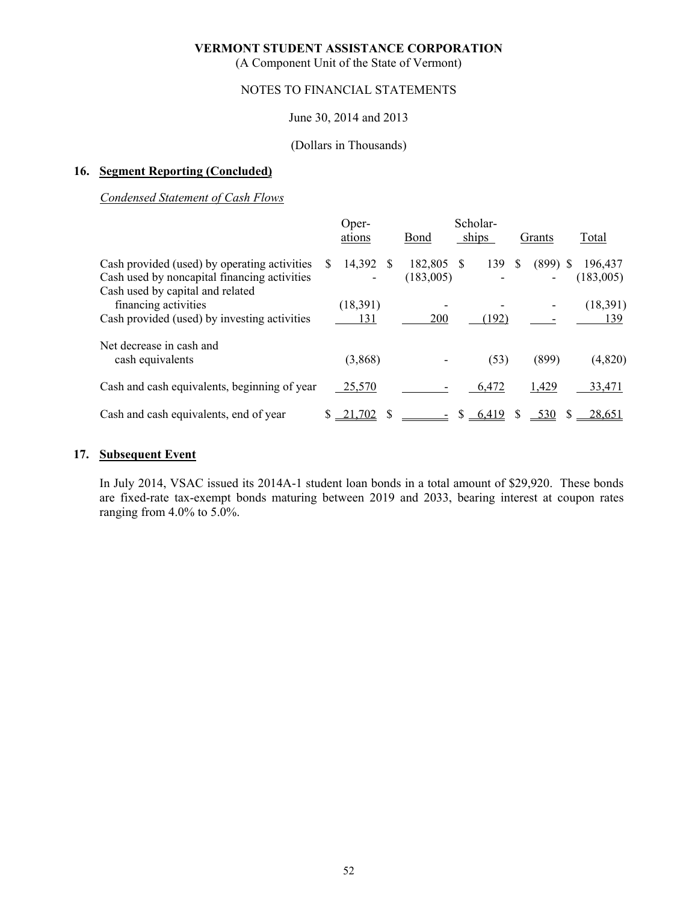**VERMONT STUDENT ASSISTANCE CORPORATION**
(A Component Unit of the State of Vermont)

NOTES TO FINANCIAL STATEMENTS

June 30, 2014 and 2013

(Dollars in Thousands)

## 16. Segment Reporting (Concluded)

*Condensed Statement of Cash Flows*

| | Operations | Bond | Scholarships | Grants | Total |
|---|---|---|---|---|---|
| Cash provided (used) by operating activities | $ 14,392 | $ 182,805 | $ 139 | $ (899) | $ 196,437 |
| Cash used by noncapital financing activities | - | (183,005) | - | - | (183,005) |
| Cash used by capital and related financing activities | (18,391) | - | - | - | (18,391) |
| Cash provided (used) by investing activities | 131 | 200 | (192) | - | 139 |
| Net decrease in cash and cash equivalents | (3,868) | - | (53) | (899) | (4,820) |
| Cash and cash equivalents, beginning of year | 25,570 | - | 6,472 | 1,429 | 33,471 |
| Cash and cash equivalents, end of year | $ 21,702 | $ - | $ 6,419 | $ 530 | $ 28,651 |

## 17. Subsequent Event

In July 2014, VSAC issued its 2014A-1 student loan bonds in a total amount of $29,920. These bonds are fixed-rate tax-exempt bonds maturing between 2019 and 2033, bearing interest at coupon rates ranging from 4.0% to 5.0%.